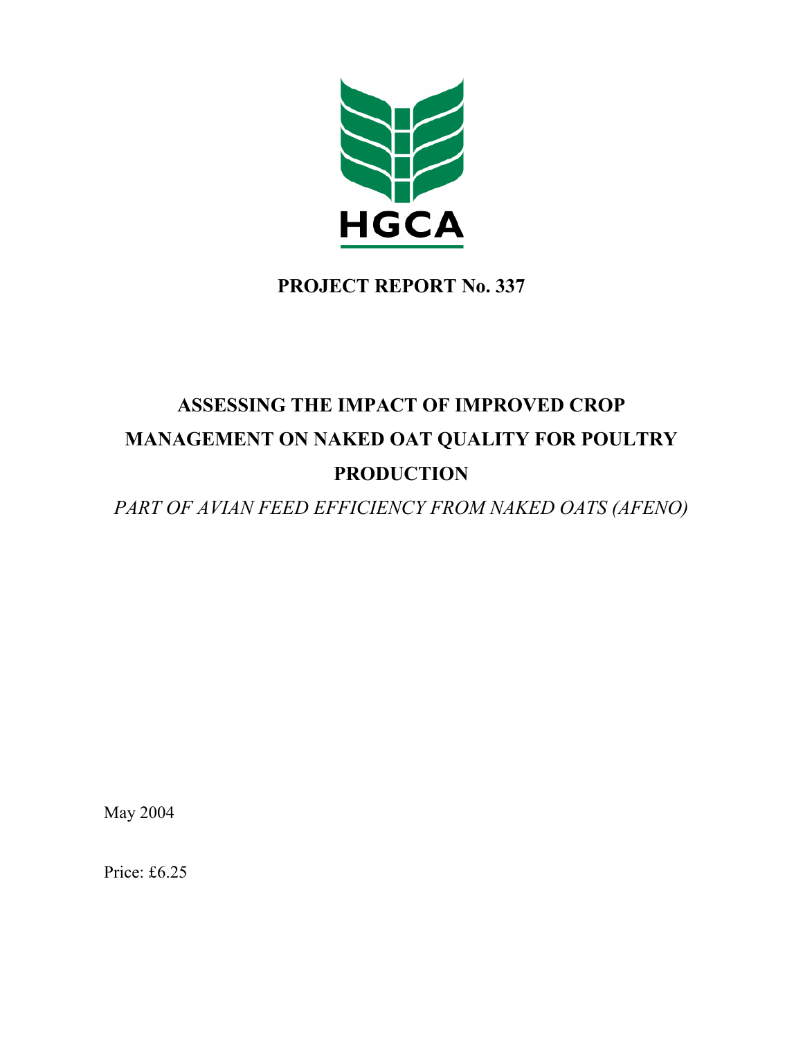HGCA

**PROJECT REPORT No. 337**

# ASSESSING THE IMPACT OF IMPROVED CROP MANAGEMENT ON NAKED OAT QUALITY FOR POULTRY PRODUCTION

*PART OF AVIAN FEED EFFICIENCY FROM NAKED OATS (AFENO)*

May 2004

Price: £6.25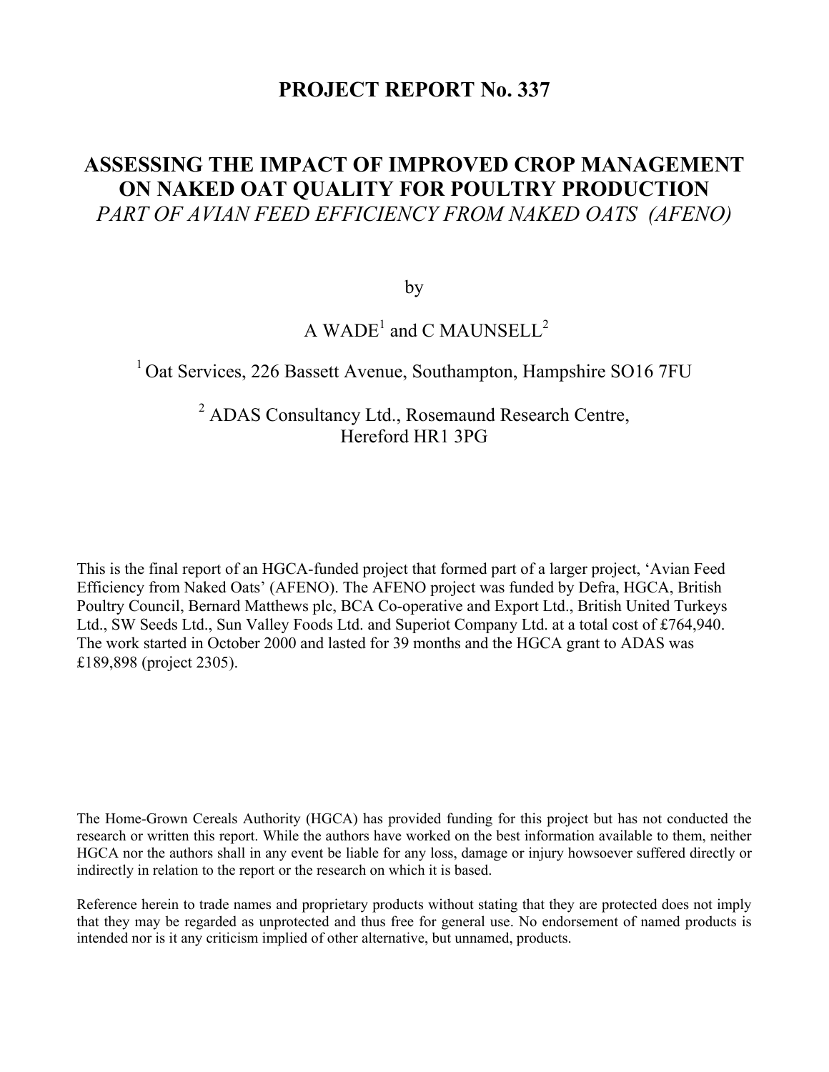# PROJECT REPORT No. 337

# ASSESSING THE IMPACT OF IMPROVED CROP MANAGEMENT ON NAKED OAT QUALITY FOR POULTRY PRODUCTION

## *PART OF AVIAN FEED EFFICIENCY FROM NAKED OATS (AFENO)*

by

A WADE[1] and C MAUNSELL[2]

[1] Oat Services, 226 Bassett Avenue, Southampton, Hampshire SO16 7FU

[2] ADAS Consultancy Ltd., Rosemaund Research Centre, Hereford HR1 3PG

This is the final report of an HGCA-funded project that formed part of a larger project, 'Avian Feed Efficiency from Naked Oats' (AFENO). The AFENO project was funded by Defra, HGCA, British Poultry Council, Bernard Matthews plc, BCA Co-operative and Export Ltd., British United Turkeys Ltd., SW Seeds Ltd., Sun Valley Foods Ltd. and Superiot Company Ltd. at a total cost of £764,940. The work started in October 2000 and lasted for 39 months and the HGCA grant to ADAS was £189,898 (project 2305).

The Home-Grown Cereals Authority (HGCA) has provided funding for this project but has not conducted the research or written this report. While the authors have worked on the best information available to them, neither HGCA nor the authors shall in any event be liable for any loss, damage or injury howsoever suffered directly or indirectly in relation to the report or the research on which it is based.

Reference herein to trade names and proprietary products without stating that they are protected does not imply that they may be regarded as unprotected and thus free for general use. No endorsement of named products is intended nor is it any criticism implied of other alternative, but unnamed, products.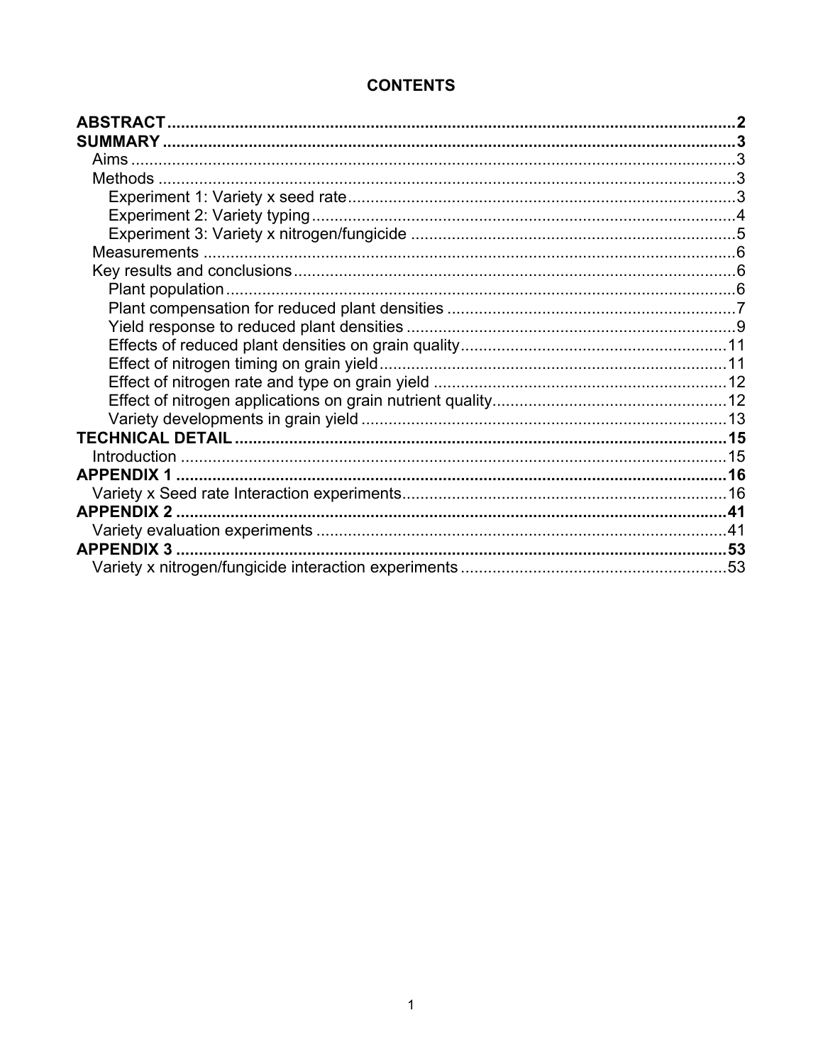# CONTENTS

**ABSTRACT** .......... **2**

**SUMMARY** .......... **3**

- Aims .......... 3
- Methods .......... 3
  - Experiment 1: Variety x seed rate .......... 3
  - Experiment 2: Variety typing .......... 4
  - Experiment 3: Variety x nitrogen/fungicide .......... 5
- Measurements .......... 6
- Key results and conclusions .......... 6
  - Plant population .......... 6
  - Plant compensation for reduced plant densities .......... 7
  - Yield response to reduced plant densities .......... 9
  - Effects of reduced plant densities on grain quality .......... 11
  - Effect of nitrogen timing on grain yield .......... 11
  - Effect of nitrogen rate and type on grain yield .......... 12
  - Effect of nitrogen applications on grain nutrient quality .......... 12
  - Variety developments in grain yield .......... 13

**TECHNICAL DETAIL** .......... **15**

- Introduction .......... 15

**APPENDIX 1** .......... **16**

- Variety x Seed rate Interaction experiments .......... 16

**APPENDIX 2** .......... **41**

- Variety evaluation experiments .......... 41

**APPENDIX 3** .......... **53**

- Variety x nitrogen/fungicide interaction experiments .......... 53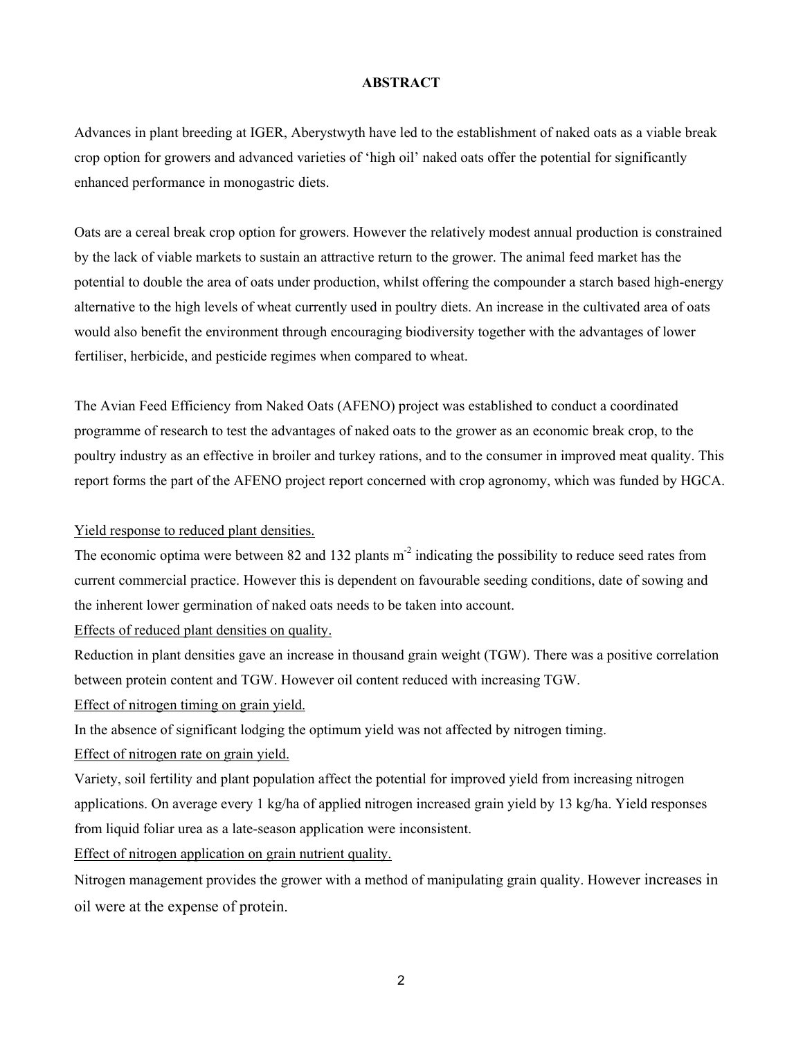# ABSTRACT

Advances in plant breeding at IGER, Aberystwyth have led to the establishment of naked oats as a viable break crop option for growers and advanced varieties of 'high oil' naked oats offer the potential for significantly enhanced performance in monogastric diets.

Oats are a cereal break crop option for growers. However the relatively modest annual production is constrained by the lack of viable markets to sustain an attractive return to the grower. The animal feed market has the potential to double the area of oats under production, whilst offering the compounder a starch based high-energy alternative to the high levels of wheat currently used in poultry diets. An increase in the cultivated area of oats would also benefit the environment through encouraging biodiversity together with the advantages of lower fertiliser, herbicide, and pesticide regimes when compared to wheat.

The Avian Feed Efficiency from Naked Oats (AFENO) project was established to conduct a coordinated programme of research to test the advantages of naked oats to the grower as an economic break crop, to the poultry industry as an effective in broiler and turkey rations, and to the consumer in improved meat quality. This report forms the part of the AFENO project report concerned with crop agronomy, which was funded by HGCA.

<u>Yield response to reduced plant densities.</u>

The economic optima were between 82 and 132 plants $m^{-2}$ indicating the possibility to reduce seed rates from current commercial practice. However this is dependent on favourable seeding conditions, date of sowing and the inherent lower germination of naked oats needs to be taken into account.

<u>Effects of reduced plant densities on quality.</u>

Reduction in plant densities gave an increase in thousand grain weight (TGW). There was a positive correlation between protein content and TGW. However oil content reduced with increasing TGW.

<u>Effect of nitrogen timing on grain yield.</u>

In the absence of significant lodging the optimum yield was not affected by nitrogen timing.

<u>Effect of nitrogen rate on grain yield.</u>

Variety, soil fertility and plant population affect the potential for improved yield from increasing nitrogen applications. On average every 1 kg/ha of applied nitrogen increased grain yield by 13 kg/ha. Yield responses from liquid foliar urea as a late-season application were inconsistent.

<u>Effect of nitrogen application on grain nutrient quality.</u>

Nitrogen management provides the grower with a method of manipulating grain quality. However increases in oil were at the expense of protein.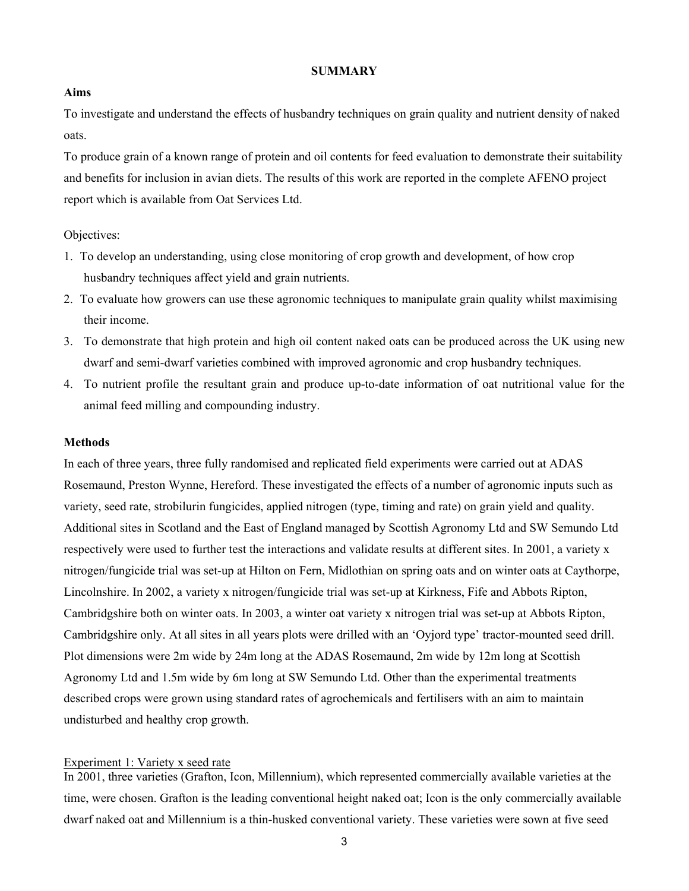## SUMMARY

### Aims

To investigate and understand the effects of husbandry techniques on grain quality and nutrient density of naked oats.

To produce grain of a known range of protein and oil contents for feed evaluation to demonstrate their suitability and benefits for inclusion in avian diets. The results of this work are reported in the complete AFENO project report which is available from Oat Services Ltd.

Objectives:

1. To develop an understanding, using close monitoring of crop growth and development, of how crop husbandry techniques affect yield and grain nutrients.
2. To evaluate how growers can use these agronomic techniques to manipulate grain quality whilst maximising their income.
3. To demonstrate that high protein and high oil content naked oats can be produced across the UK using new dwarf and semi-dwarf varieties combined with improved agronomic and crop husbandry techniques.
4. To nutrient profile the resultant grain and produce up-to-date information of oat nutritional value for the animal feed milling and compounding industry.

### Methods

In each of three years, three fully randomised and replicated field experiments were carried out at ADAS Rosemaund, Preston Wynne, Hereford. These investigated the effects of a number of agronomic inputs such as variety, seed rate, strobilurin fungicides, applied nitrogen (type, timing and rate) on grain yield and quality. Additional sites in Scotland and the East of England managed by Scottish Agronomy Ltd and SW Semundo Ltd respectively were used to further test the interactions and validate results at different sites. In 2001, a variety x nitrogen/fungicide trial was set-up at Hilton on Fern, Midlothian on spring oats and on winter oats at Caythorpe, Lincolnshire. In 2002, a variety x nitrogen/fungicide trial was set-up at Kirkness, Fife and Abbots Ripton, Cambridgeshire both on winter oats. In 2003, a winter oat variety x nitrogen trial was set-up at Abbots Ripton, Cambridgeshire only. At all sites in all years plots were drilled with an 'Oyjord type' tractor-mounted seed drill. Plot dimensions were 2m wide by 24m long at the ADAS Rosemaund, 2m wide by 12m long at Scottish Agronomy Ltd and 1.5m wide by 6m long at SW Semundo Ltd. Other than the experimental treatments described crops were grown using standard rates of agrochemicals and fertilisers with an aim to maintain undisturbed and healthy crop growth.

Experiment 1: Variety x seed rate

In 2001, three varieties (Grafton, Icon, Millennium), which represented commercially available varieties at the time, were chosen. Grafton is the leading conventional height naked oat; Icon is the only commercially available dwarf naked oat and Millennium is a thin-husked conventional variety. These varieties were sown at five seed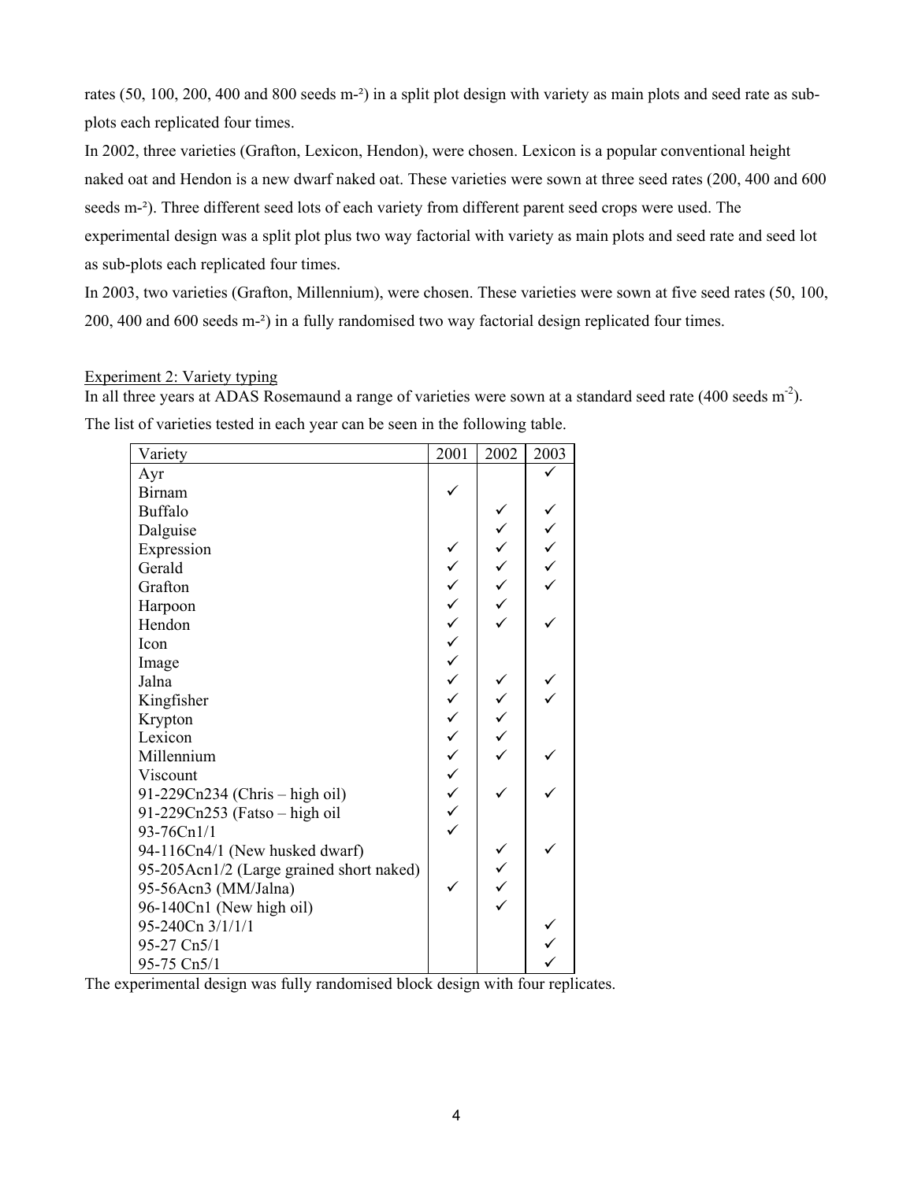rates (50, 100, 200, 400 and 800 seeds m-²) in a split plot design with variety as main plots and seed rate as sub-plots each replicated four times.

In 2002, three varieties (Grafton, Lexicon, Hendon), were chosen. Lexicon is a popular conventional height naked oat and Hendon is a new dwarf naked oat. These varieties were sown at three seed rates (200, 400 and 600 seeds m-²). Three different seed lots of each variety from different parent seed crops were used. The experimental design was a split plot plus two way factorial with variety as main plots and seed rate and seed lot as sub-plots each replicated four times.

In 2003, two varieties (Grafton, Millennium), were chosen. These varieties were sown at five seed rates (50, 100, 200, 400 and 600 seeds m-²) in a fully randomised two way factorial design replicated four times.

Experiment 2: Variety typing

In all three years at ADAS Rosemaund a range of varieties were sown at a standard seed rate (400 seeds $m^{-2}$). The list of varieties tested in each year can be seen in the following table.

| Variety | 2001 | 2002 | 2003 |
|---|---|---|---|
| Ayr | | | ✓ |
| Birnam | ✓ | | |
| Buffalo | | ✓ | ✓ |
| Dalguise | | ✓ | ✓ |
| Expression | ✓ | ✓ | ✓ |
| Gerald | ✓ | ✓ | ✓ |
| Grafton | ✓ | ✓ | ✓ |
| Harpoon | ✓ | ✓ | |
| Hendon | ✓ | ✓ | ✓ |
| Icon | ✓ | | |
| Image | ✓ | | |
| Jalna | ✓ | ✓ | ✓ |
| Kingfisher | ✓ | ✓ | ✓ |
| Krypton | ✓ | ✓ | |
| Lexicon | ✓ | ✓ | |
| Millennium | ✓ | ✓ | ✓ |
| Viscount | ✓ | | |
| 91-229Cn234 (Chris – high oil) | ✓ | ✓ | ✓ |
| 91-229Cn253 (Fatso – high oil | ✓ | | |
| 93-76Cn1/1 | ✓ | | |
| 94-116Cn4/1 (New husked dwarf) | | ✓ | ✓ |
| 95-205Acn1/2 (Large grained short naked) | | ✓ | |
| 95-56Acn3 (MM/Jalna) | ✓ | ✓ | |
| 96-140Cn1 (New high oil) | | ✓ | |
| 95-240Cn 3/1/1/1 | | | ✓ |
| 95-27 Cn5/1 | | | ✓ |
| 95-75 Cn5/1 | | | ✓ |

The experimental design was fully randomised block design with four replicates.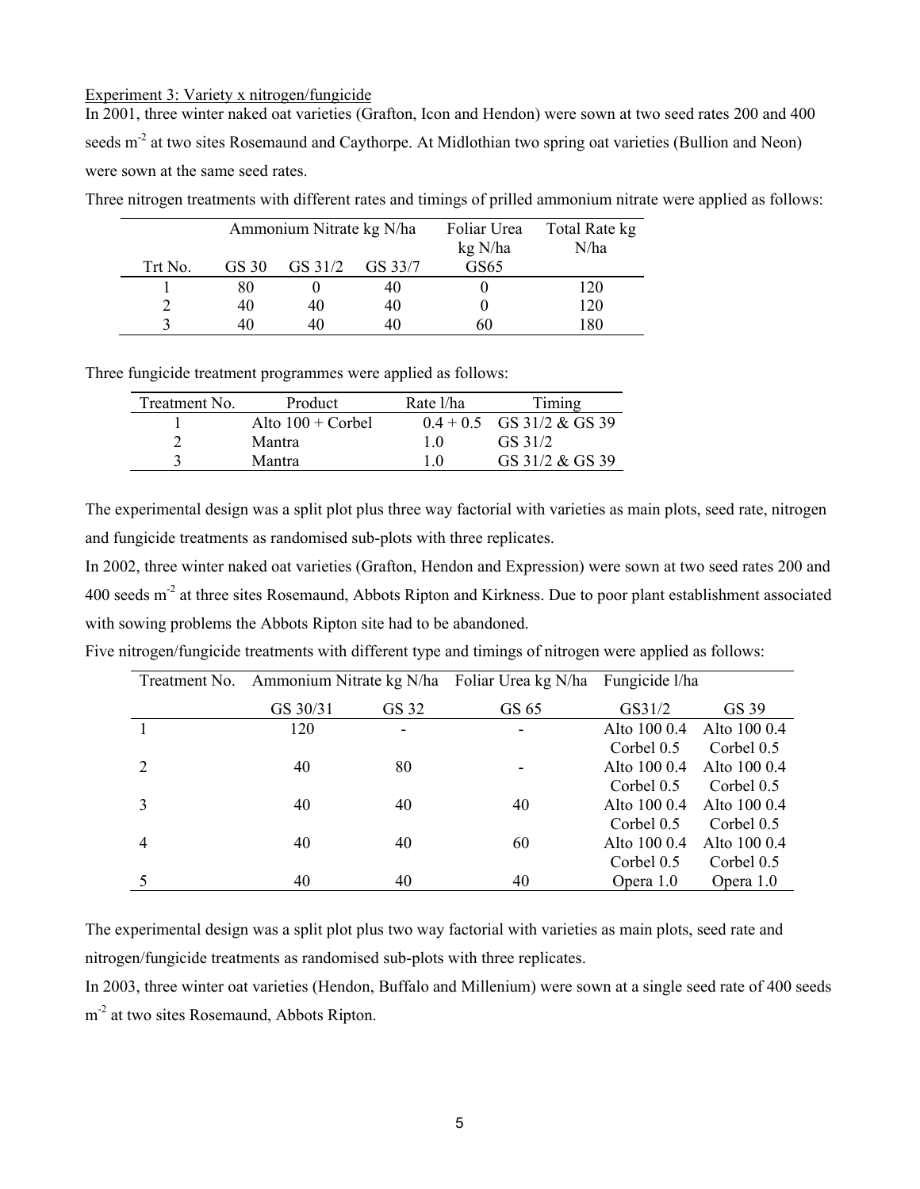Experiment 3: Variety x nitrogen/fungicide

In 2001, three winter naked oat varieties (Grafton, Icon and Hendon) were sown at two seed rates 200 and 400 seeds $m^{-2}$ at two sites Rosemaund and Caythorpe. At Midlothian two spring oat varieties (Bullion and Neon) were sown at the same seed rates.

Three nitrogen treatments with different rates and timings of prilled ammonium nitrate were applied as follows:

| | Ammonium Nitrate kg N/ha | | | Foliar Urea kg N/ha | Total Rate kg N/ha |
|---|---|---|---|---|---|
| Trt No. | GS 30 | GS 31/2 | GS 33/7 | GS65 | |
| 1 | 80 | 0 | 40 | 0 | 120 |
| 2 | 40 | 40 | 40 | 0 | 120 |
| 3 | 40 | 40 | 40 | 60 | 180 |

Three fungicide treatment programmes were applied as follows:

| Treatment No. | Product | Rate l/ha | Timing |
|---|---|---|---|
| 1 | Alto 100 + Corbel | 0.4 + 0.5 | GS 31/2 & GS 39 |
| 2 | Mantra | 1.0 | GS 31/2 |
| 3 | Mantra | 1.0 | GS 31/2 & GS 39 |

The experimental design was a split plot plus three way factorial with varieties as main plots, seed rate, nitrogen and fungicide treatments as randomised sub-plots with three replicates.

In 2002, three winter naked oat varieties (Grafton, Hendon and Expression) were sown at two seed rates 200 and 400 seeds $m^{-2}$ at three sites Rosemaund, Abbots Ripton and Kirkness. Due to poor plant establishment associated with sowing problems the Abbots Ripton site had to be abandoned.

Five nitrogen/fungicide treatments with different type and timings of nitrogen were applied as follows:

| Treatment No. | Ammonium Nitrate kg N/ha | | Foliar Urea kg N/ha | Fungicide l/ha | |
|---|---|---|---|---|---|
| | GS 30/31 | GS 32 | GS 65 | GS31/2 | GS 39 |
| 1 | 120 | - | - | Alto 100 0.4 Corbel 0.5 | Alto 100 0.4 Corbel 0.5 |
| 2 | 40 | 80 | - | Alto 100 0.4 Corbel 0.5 | Alto 100 0.4 Corbel 0.5 |
| 3 | 40 | 40 | 40 | Alto 100 0.4 Corbel 0.5 | Alto 100 0.4 Corbel 0.5 |
| 4 | 40 | 40 | 60 | Alto 100 0.4 Corbel 0.5 | Alto 100 0.4 Corbel 0.5 |
| 5 | 40 | 40 | 40 | Opera 1.0 | Opera 1.0 |

The experimental design was a split plot plus two way factorial with varieties as main plots, seed rate and nitrogen/fungicide treatments as randomised sub-plots with three replicates.

In 2003, three winter oat varieties (Hendon, Buffalo and Millenium) were sown at a single seed rate of 400 seeds $m^{-2}$ at two sites Rosemaund, Abbots Ripton.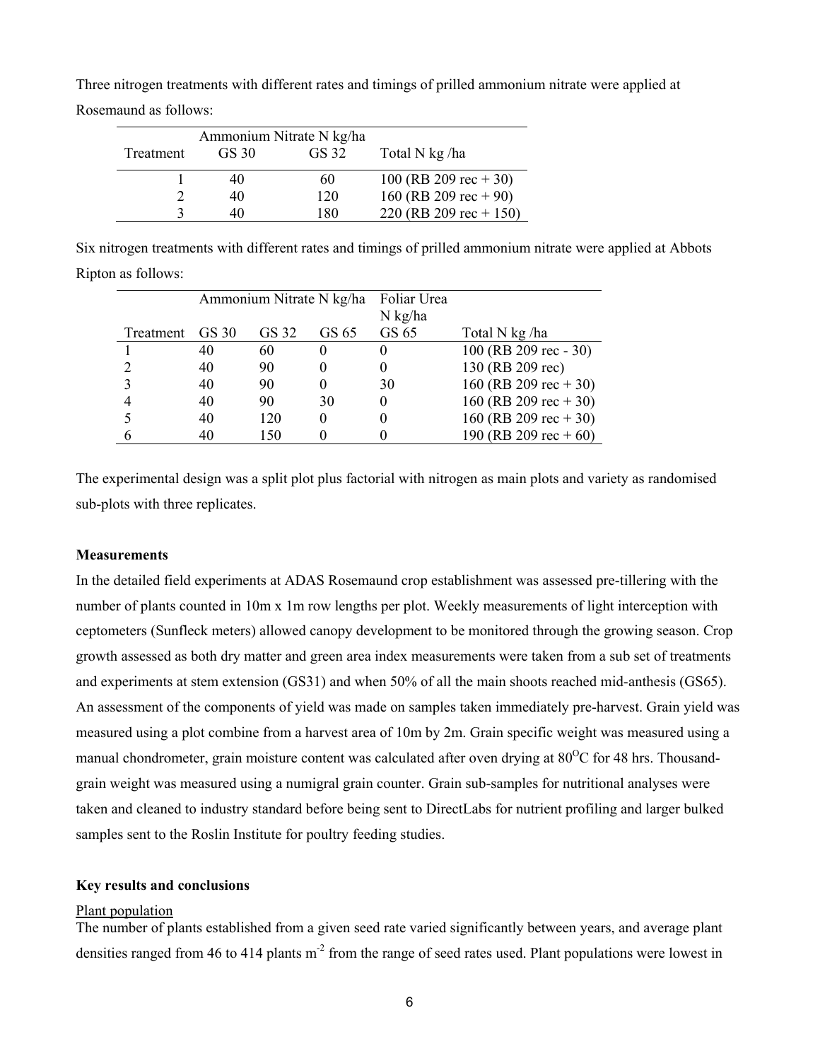Three nitrogen treatments with different rates and timings of prilled ammonium nitrate were applied at Rosemaund as follows:

| | Ammonium Nitrate N kg/ha | | |
|---|---|---|---|
| Treatment | GS 30 | GS 32 | Total N kg /ha |
| 1 | 40 | 60 | 100 (RB 209 rec + 30) |
| 2 | 40 | 120 | 160 (RB 209 rec + 90) |
| 3 | 40 | 180 | 220 (RB 209 rec + 150) |

Six nitrogen treatments with different rates and timings of prilled ammonium nitrate were applied at Abbots Ripton as follows:

| | Ammonium Nitrate N kg/ha | | | Foliar Urea N kg/ha | |
|---|---|---|---|---|---|
| Treatment | GS 30 | GS 32 | GS 65 | GS 65 | Total N kg /ha |
| 1 | 40 | 60 | 0 | 0 | 100 (RB 209 rec - 30) |
| 2 | 40 | 90 | 0 | 0 | 130 (RB 209 rec) |
| 3 | 40 | 90 | 0 | 30 | 160 (RB 209 rec + 30) |
| 4 | 40 | 90 | 30 | 0 | 160 (RB 209 rec + 30) |
| 5 | 40 | 120 | 0 | 0 | 160 (RB 209 rec + 30) |
| 6 | 40 | 150 | 0 | 0 | 190 (RB 209 rec + 60) |

The experimental design was a split plot plus factorial with nitrogen as main plots and variety as randomised sub-plots with three replicates.

**Measurements**

In the detailed field experiments at ADAS Rosemaund crop establishment was assessed pre-tillering with the number of plants counted in 10m x 1m row lengths per plot. Weekly measurements of light interception with ceptometers (Sunfleck meters) allowed canopy development to be monitored through the growing season. Crop growth assessed as both dry matter and green area index measurements were taken from a sub set of treatments and experiments at stem extension (GS31) and when 50% of all the main shoots reached mid-anthesis (GS65). An assessment of the components of yield was made on samples taken immediately pre-harvest. Grain yield was measured using a plot combine from a harvest area of 10m by 2m. Grain specific weight was measured using a manual chondrometer, grain moisture content was calculated after oven drying at $80^{O}C$ for 48 hrs. Thousand-grain weight was measured using a numigral grain counter. Grain sub-samples for nutritional analyses were taken and cleaned to industry standard before being sent to DirectLabs for nutrient profiling and larger bulked samples sent to the Roslin Institute for poultry feeding studies.

**Key results and conclusions**

Plant population

The number of plants established from a given seed rate varied significantly between years, and average plant densities ranged from 46 to 414 plants $m^{-2}$ from the range of seed rates used. Plant populations were lowest in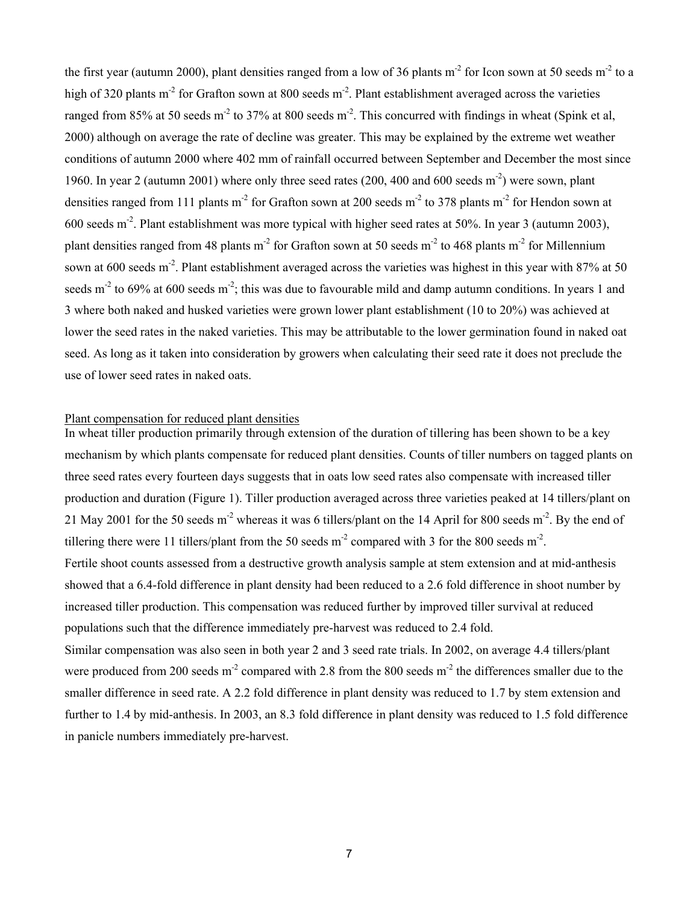the first year (autumn 2000), plant densities ranged from a low of 36 plants $m^{-2}$ for Icon sown at 50 seeds $m^{-2}$ to a high of 320 plants $m^{-2}$ for Grafton sown at 800 seeds $m^{-2}$. Plant establishment averaged across the varieties ranged from 85% at 50 seeds $m^{-2}$ to 37% at 800 seeds $m^{-2}$. This concurred with findings in wheat (Spink et al, 2000) although on average the rate of decline was greater. This may be explained by the extreme wet weather conditions of autumn 2000 where 402 mm of rainfall occurred between September and December the most since 1960. In year 2 (autumn 2001) where only three seed rates (200, 400 and 600 seeds $m^{-2}$) were sown, plant densities ranged from 111 plants $m^{-2}$ for Grafton sown at 200 seeds $m^{-2}$ to 378 plants $m^{-2}$ for Hendon sown at 600 seeds $m^{-2}$. Plant establishment was more typical with higher seed rates at 50%. In year 3 (autumn 2003), plant densities ranged from 48 plants $m^{-2}$ for Grafton sown at 50 seeds $m^{-2}$ to 468 plants $m^{-2}$ for Millennium sown at 600 seeds $m^{-2}$. Plant establishment averaged across the varieties was highest in this year with 87% at 50 seeds $m^{-2}$ to 69% at 600 seeds $m^{-2}$; this was due to favourable mild and damp autumn conditions. In years 1 and 3 where both naked and husked varieties were grown lower plant establishment (10 to 20%) was achieved at lower the seed rates in the naked varieties. This may be attributable to the lower germination found in naked oat seed. As long as it taken into consideration by growers when calculating their seed rate it does not preclude the use of lower seed rates in naked oats.

Plant compensation for reduced plant densities

In wheat tiller production primarily through extension of the duration of tillering has been shown to be a key mechanism by which plants compensate for reduced plant densities. Counts of tiller numbers on tagged plants on three seed rates every fourteen days suggests that in oats low seed rates also compensate with increased tiller production and duration (Figure 1). Tiller production averaged across three varieties peaked at 14 tillers/plant on 21 May 2001 for the 50 seeds $m^{-2}$ whereas it was 6 tillers/plant on the 14 April for 800 seeds $m^{-2}$. By the end of tillering there were 11 tillers/plant from the 50 seeds $m^{-2}$ compared with 3 for the 800 seeds $m^{-2}$.

Fertile shoot counts assessed from a destructive growth analysis sample at stem extension and at mid-anthesis showed that a 6.4-fold difference in plant density had been reduced to a 2.6 fold difference in shoot number by increased tiller production. This compensation was reduced further by improved tiller survival at reduced populations such that the difference immediately pre-harvest was reduced to 2.4 fold.

Similar compensation was also seen in both year 2 and 3 seed rate trials. In 2002, on average 4.4 tillers/plant were produced from 200 seeds $m^{-2}$ compared with 2.8 from the 800 seeds $m^{-2}$ the differences smaller due to the smaller difference in seed rate. A 2.2 fold difference in plant density was reduced to 1.7 by stem extension and further to 1.4 by mid-anthesis. In 2003, an 8.3 fold difference in plant density was reduced to 1.5 fold difference in panicle numbers immediately pre-harvest.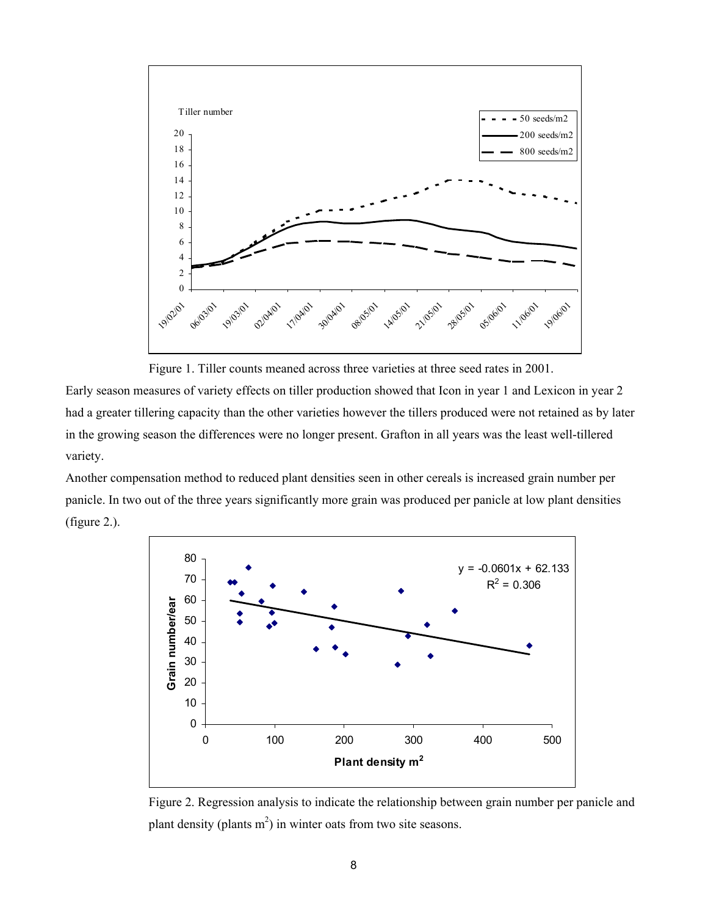Figure 1. Tiller counts meaned across three varieties at three seed rates in 2001.

Early season measures of variety effects on tiller production showed that Icon in year 1 and Lexicon in year 2 had a greater tillering capacity than the other varieties however the tillers produced were not retained as by later in the growing season the differences were no longer present. Grafton in all years was the least well-tillered variety.

Another compensation method to reduced plant densities seen in other cereals is increased grain number per panicle. In two out of the three years significantly more grain was produced per panicle at low plant densities (figure 2.).

Figure 2. Regression analysis to indicate the relationship between grain number per panicle and plant density (plants $m^2$) in winter oats from two site seasons.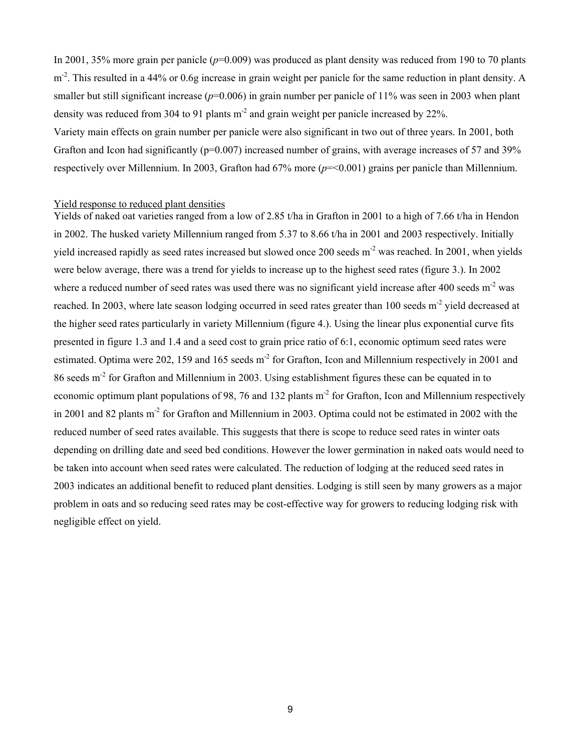In 2001, 35% more grain per panicle (*p*=0.009) was produced as plant density was reduced from 190 to 70 plants $m^{-2}$. This resulted in a 44% or 0.6g increase in grain weight per panicle for the same reduction in plant density. A smaller but still significant increase (*p*=0.006) in grain number per panicle of 11% was seen in 2003 when plant density was reduced from 304 to 91 plants $m^{-2}$ and grain weight per panicle increased by 22%.

Variety main effects on grain number per panicle were also significant in two out of three years. In 2001, both Grafton and Icon had significantly (p=0.007) increased number of grains, with average increases of 57 and 39% respectively over Millennium. In 2003, Grafton had 67% more (*p*=<0.001) grains per panicle than Millennium.

<u>Yield response to reduced plant densities</u>

Yields of naked oat varieties ranged from a low of 2.85 t/ha in Grafton in 2001 to a high of 7.66 t/ha in Hendon in 2002. The husked variety Millennium ranged from 5.37 to 8.66 t/ha in 2001 and 2003 respectively. Initially yield increased rapidly as seed rates increased but slowed once 200 seeds $m^{-2}$ was reached. In 2001, when yields were below average, there was a trend for yields to increase up to the highest seed rates (figure 3.). In 2002 where a reduced number of seed rates was used there was no significant yield increase after 400 seeds $m^{-2}$ was reached. In 2003, where late season lodging occurred in seed rates greater than 100 seeds $m^{-2}$ yield decreased at the higher seed rates particularly in variety Millennium (figure 4.). Using the linear plus exponential curve fits presented in figure 1.3 and 1.4 and a seed cost to grain price ratio of 6:1, economic optimum seed rates were estimated. Optima were 202, 159 and 165 seeds $m^{-2}$ for Grafton, Icon and Millennium respectively in 2001 and 86 seeds $m^{-2}$ for Grafton and Millennium in 2003. Using establishment figures these can be equated in to economic optimum plant populations of 98, 76 and 132 plants $m^{-2}$ for Grafton, Icon and Millennium respectively in 2001 and 82 plants $m^{-2}$ for Grafton and Millennium in 2003. Optima could not be estimated in 2002 with the reduced number of seed rates available. This suggests that there is scope to reduce seed rates in winter oats depending on drilling date and seed bed conditions. However the lower germination in naked oats would need to be taken into account when seed rates were calculated. The reduction of lodging at the reduced seed rates in 2003 indicates an additional benefit to reduced plant densities. Lodging is still seen by many growers as a major problem in oats and so reducing seed rates may be cost-effective way for growers to reducing lodging risk with negligible effect on yield.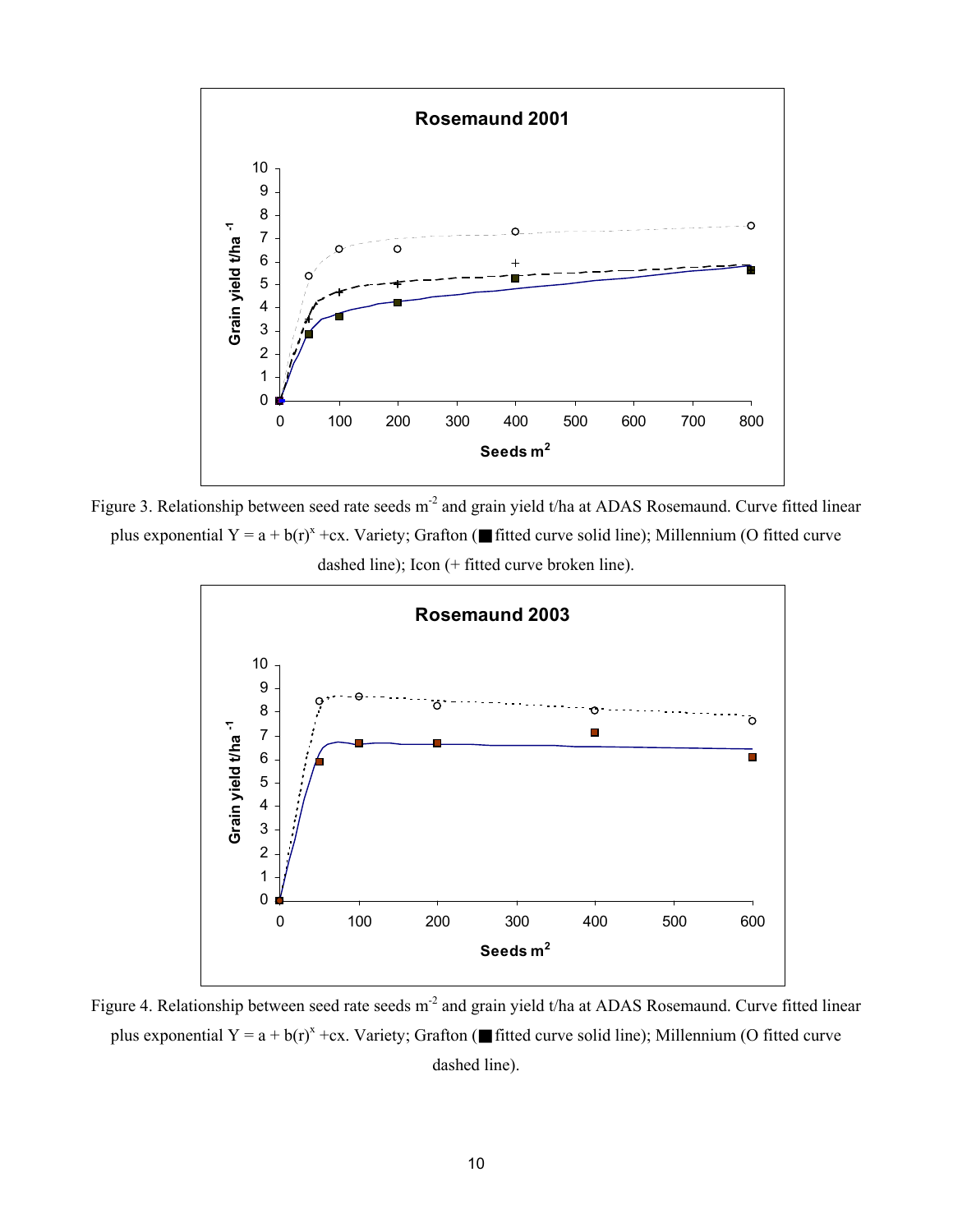Figure 3. Relationship between seed rate seeds m$^{-2}$ and grain yield t/ha at ADAS Rosemaund. Curve fitted linear plus exponential $Y = a + b(r)^x + cx$. Variety; Grafton (■ fitted curve solid line); Millennium (O fitted curve dashed line); Icon (+ fitted curve broken line).

Figure 4. Relationship between seed rate seeds m$^{-2}$ and grain yield t/ha at ADAS Rosemaund. Curve fitted linear plus exponential $Y = a + b(r)^x + cx$. Variety; Grafton (■ fitted curve solid line); Millennium (O fitted curve dashed line).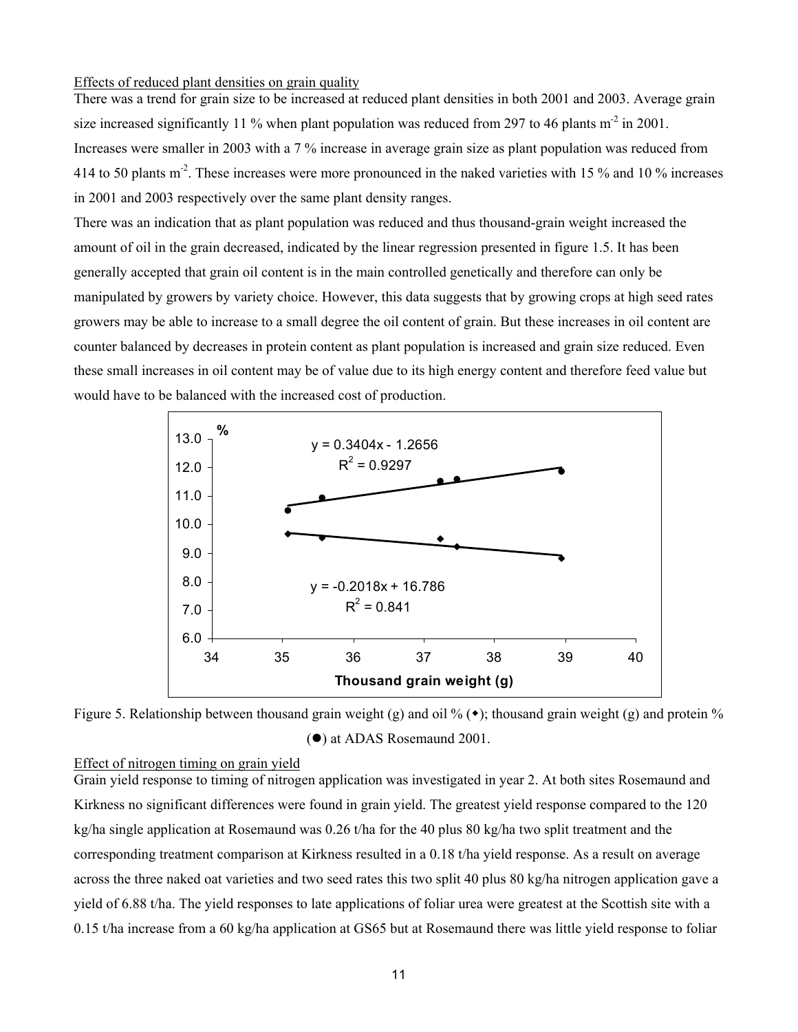### Effects of reduced plant densities on grain quality

There was a trend for grain size to be increased at reduced plant densities in both 2001 and 2003. Average grain size increased significantly 11 % when plant population was reduced from 297 to 46 plants $m^{-2}$ in 2001. Increases were smaller in 2003 with a 7 % increase in average grain size as plant population was reduced from 414 to 50 plants $m^{-2}$. These increases were more pronounced in the naked varieties with 15 % and 10 % increases in 2001 and 2003 respectively over the same plant density ranges.

There was an indication that as plant population was reduced and thus thousand-grain weight increased the amount of oil in the grain decreased, indicated by the linear regression presented in figure 1.5. It has been generally accepted that grain oil content is in the main controlled genetically and therefore can only be manipulated by growers by variety choice. However, this data suggests that by growing crops at high seed rates growers may be able to increase to a small degree the oil content of grain. But these increases in oil content are counter balanced by decreases in protein content as plant population is increased and grain size reduced. Even these small increases in oil content may be of value due to its high energy content and therefore feed value but would have to be balanced with the increased cost of production.

Figure 5. Relationship between thousand grain weight (g) and oil % (◆); thousand grain weight (g) and protein % (●) at ADAS Rosemaund 2001.

### Effect of nitrogen timing on grain yield

Grain yield response to timing of nitrogen application was investigated in year 2. At both sites Rosemaund and Kirkness no significant differences were found in grain yield. The greatest yield response compared to the 120 kg/ha single application at Rosemaund was 0.26 t/ha for the 40 plus 80 kg/ha two split treatment and the corresponding treatment comparison at Kirkness resulted in a 0.18 t/ha yield response. As a result on average across the three naked oat varieties and two seed rates this two split 40 plus 80 kg/ha nitrogen application gave a yield of 6.88 t/ha. The yield responses to late applications of foliar urea were greatest at the Scottish site with a 0.15 t/ha increase from a 60 kg/ha application at GS65 but at Rosemaund there was little yield response to foliar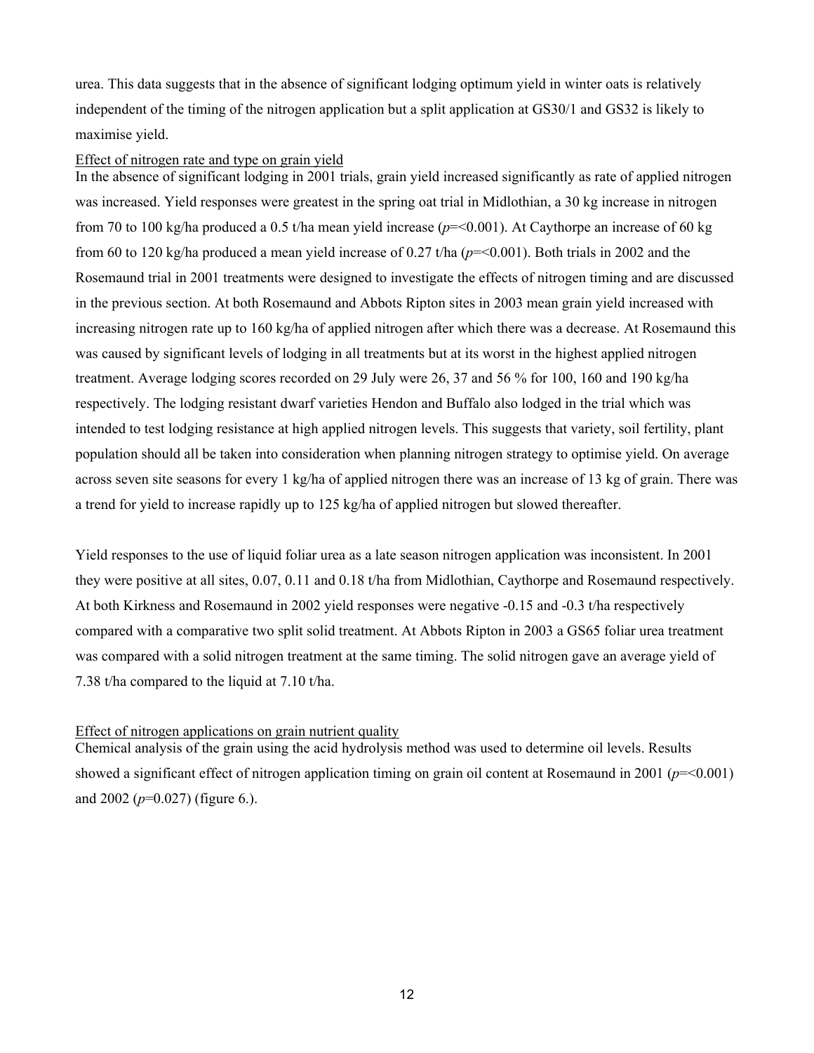urea. This data suggests that in the absence of significant lodging optimum yield in winter oats is relatively independent of the timing of the nitrogen application but a split application at GS30/1 and GS32 is likely to maximise yield.

Effect of nitrogen rate and type on grain yield

In the absence of significant lodging in 2001 trials, grain yield increased significantly as rate of applied nitrogen was increased. Yield responses were greatest in the spring oat trial in Midlothian, a 30 kg increase in nitrogen from 70 to 100 kg/ha produced a 0.5 t/ha mean yield increase ($p$=<0.001). At Caythorpe an increase of 60 kg from 60 to 120 kg/ha produced a mean yield increase of 0.27 t/ha ($p$=<0.001). Both trials in 2002 and the Rosemaund trial in 2001 treatments were designed to investigate the effects of nitrogen timing and are discussed in the previous section. At both Rosemaund and Abbots Ripton sites in 2003 mean grain yield increased with increasing nitrogen rate up to 160 kg/ha of applied nitrogen after which there was a decrease. At Rosemaund this was caused by significant levels of lodging in all treatments but at its worst in the highest applied nitrogen treatment. Average lodging scores recorded on 29 July were 26, 37 and 56 % for 100, 160 and 190 kg/ha respectively. The lodging resistant dwarf varieties Hendon and Buffalo also lodged in the trial which was intended to test lodging resistance at high applied nitrogen levels. This suggests that variety, soil fertility, plant population should all be taken into consideration when planning nitrogen strategy to optimise yield. On average across seven site seasons for every 1 kg/ha of applied nitrogen there was an increase of 13 kg of grain. There was a trend for yield to increase rapidly up to 125 kg/ha of applied nitrogen but slowed thereafter.

Yield responses to the use of liquid foliar urea as a late season nitrogen application was inconsistent. In 2001 they were positive at all sites, 0.07, 0.11 and 0.18 t/ha from Midlothian, Caythorpe and Rosemaund respectively. At both Kirkness and Rosemaund in 2002 yield responses were negative -0.15 and -0.3 t/ha respectively compared with a comparative two split solid treatment. At Abbots Ripton in 2003 a GS65 foliar urea treatment was compared with a solid nitrogen treatment at the same timing. The solid nitrogen gave an average yield of 7.38 t/ha compared to the liquid at 7.10 t/ha.

Effect of nitrogen applications on grain nutrient quality

Chemical analysis of the grain using the acid hydrolysis method was used to determine oil levels. Results showed a significant effect of nitrogen application timing on grain oil content at Rosemaund in 2001 ($p$=<0.001) and 2002 ($p$=0.027) (figure 6.).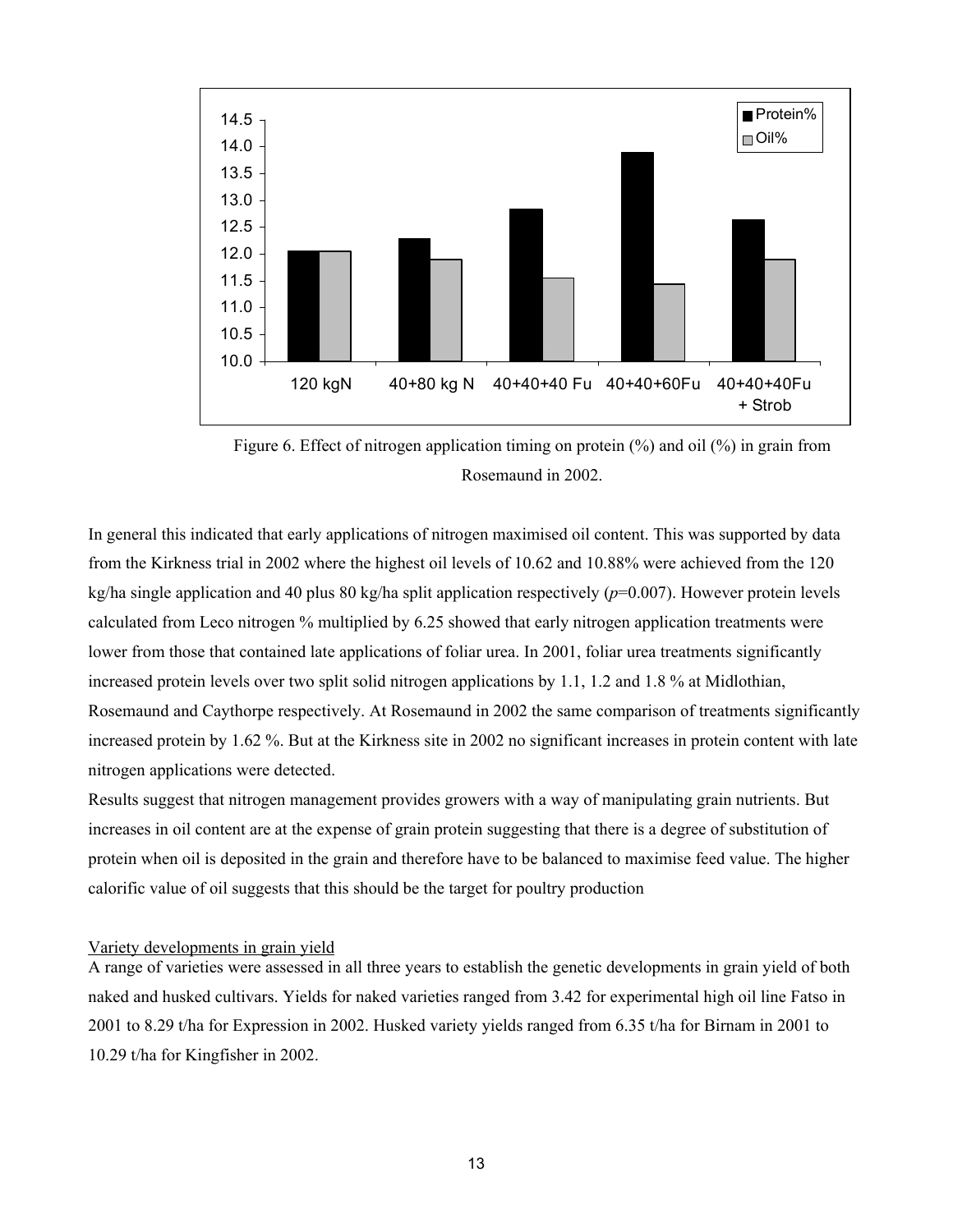Figure 6. Effect of nitrogen application timing on protein (%) and oil (%) in grain from Rosemaund in 2002.

In general this indicated that early applications of nitrogen maximised oil content. This was supported by data from the Kirkness trial in 2002 where the highest oil levels of 10.62 and 10.88% were achieved from the 120 kg/ha single application and 40 plus 80 kg/ha split application respectively ($p$=0.007). However protein levels calculated from Leco nitrogen % multiplied by 6.25 showed that early nitrogen application treatments were lower from those that contained late applications of foliar urea. In 2001, foliar urea treatments significantly increased protein levels over two split solid nitrogen applications by 1.1, 1.2 and 1.8 % at Midlothian, Rosemaund and Caythorpe respectively. At Rosemaund in 2002 the same comparison of treatments significantly increased protein by 1.62 %. But at the Kirkness site in 2002 no significant increases in protein content with late nitrogen applications were detected.

Results suggest that nitrogen management provides growers with a way of manipulating grain nutrients. But increases in oil content are at the expense of grain protein suggesting that there is a degree of substitution of protein when oil is deposited in the grain and therefore have to be balanced to maximise feed value. The higher calorific value of oil suggests that this should be the target for poultry production

Variety developments in grain yield

A range of varieties were assessed in all three years to establish the genetic developments in grain yield of both naked and husked cultivars. Yields for naked varieties ranged from 3.42 for experimental high oil line Fatso in 2001 to 8.29 t/ha for Expression in 2002. Husked variety yields ranged from 6.35 t/ha for Birnam in 2001 to 10.29 t/ha for Kingfisher in 2002.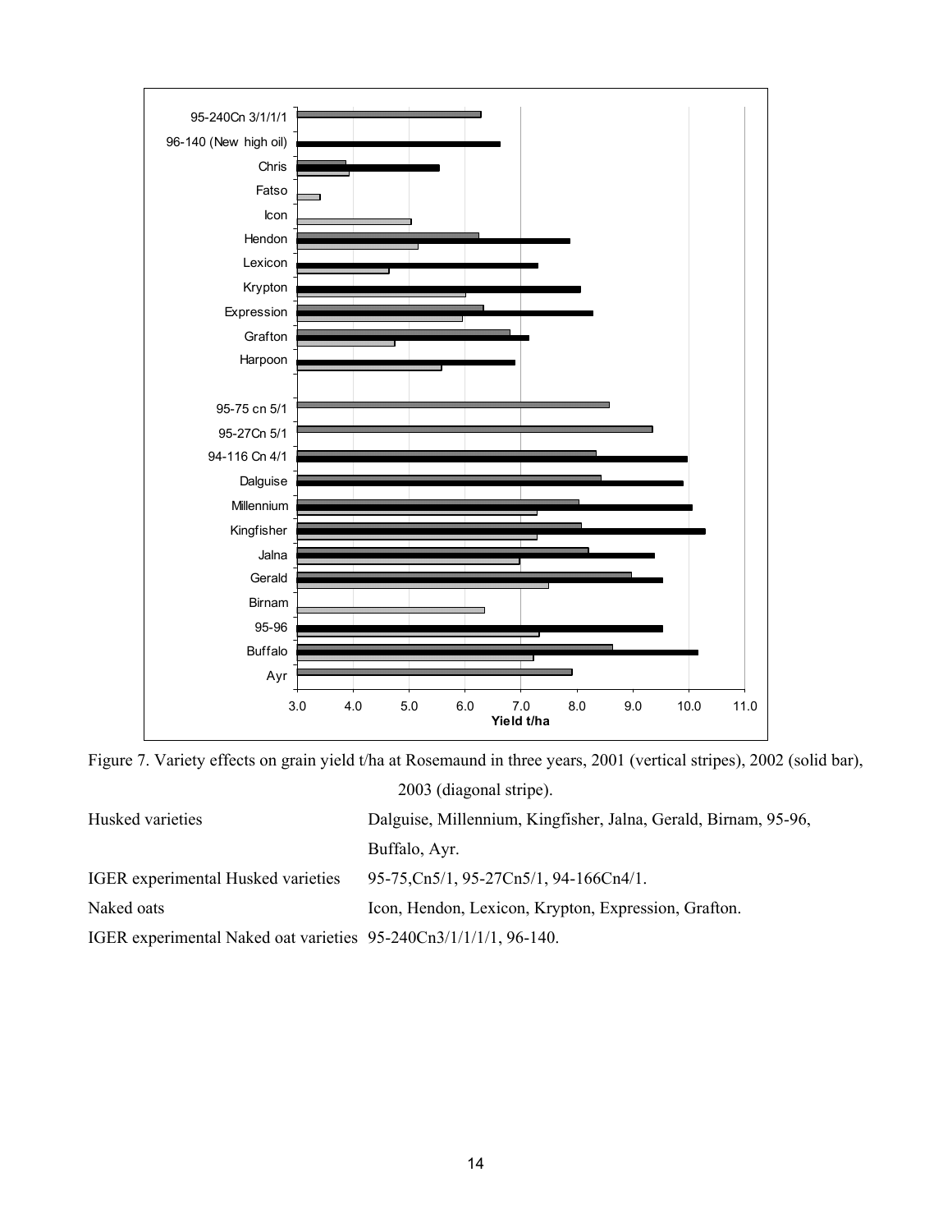Figure 7. Variety effects on grain yield t/ha at Rosemaund in three years, 2001 (vertical stripes), 2002 (solid bar), 2003 (diagonal stripe).

| | |
|---|---|
| Husked varieties | Dalguise, Millennium, Kingfisher, Jalna, Gerald, Birnam, 95-96, Buffalo, Ayr. |
| IGER experimental Husked varieties | 95-75,Cn5/1, 95-27Cn5/1, 94-166Cn4/1. |
| Naked oats | Icon, Hendon, Lexicon, Krypton, Expression, Grafton. |
| IGER experimental Naked oat varieties | 95-240Cn3/1/1/1/1, 96-140. |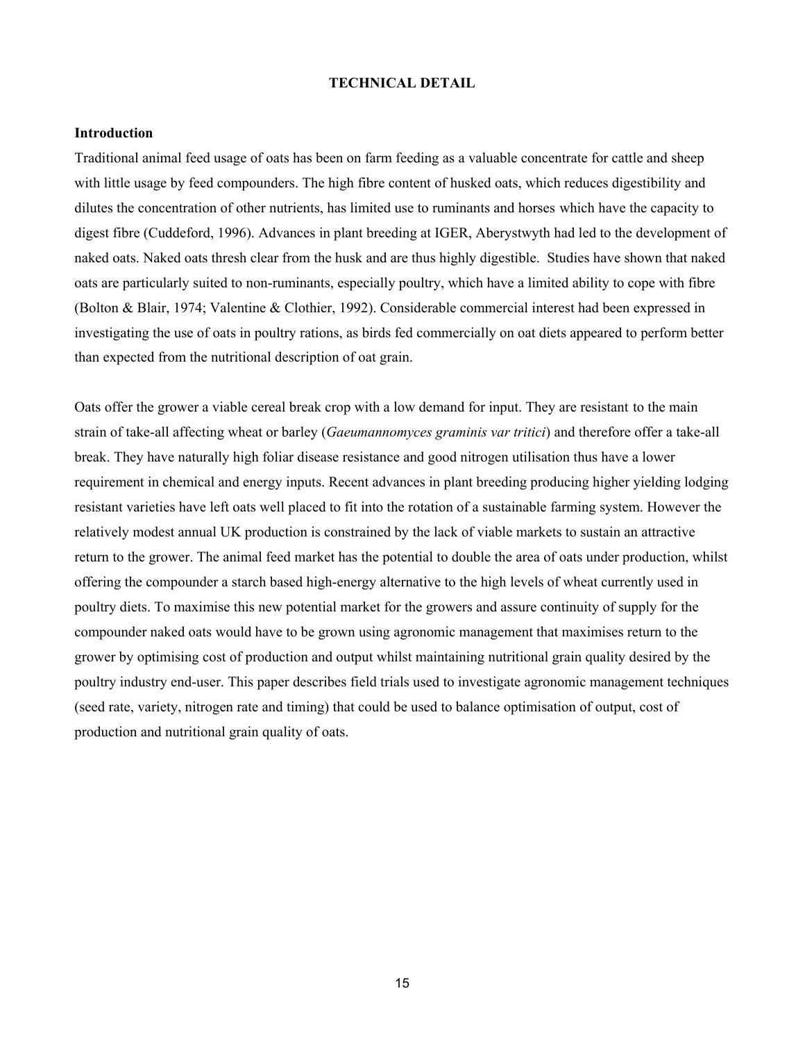## TECHNICAL DETAIL

### Introduction

Traditional animal feed usage of oats has been on farm feeding as a valuable concentrate for cattle and sheep with little usage by feed compounders. The high fibre content of husked oats, which reduces digestibility and dilutes the concentration of other nutrients, has limited use to ruminants and horses which have the capacity to digest fibre (Cuddeford, 1996). Advances in plant breeding at IGER, Aberystwyth had led to the development of naked oats. Naked oats thresh clear from the husk and are thus highly digestible. Studies have shown that naked oats are particularly suited to non-ruminants, especially poultry, which have a limited ability to cope with fibre (Bolton & Blair, 1974; Valentine & Clothier, 1992). Considerable commercial interest had been expressed in investigating the use of oats in poultry rations, as birds fed commercially on oat diets appeared to perform better than expected from the nutritional description of oat grain.

Oats offer the grower a viable cereal break crop with a low demand for input. They are resistant to the main strain of take-all affecting wheat or barley (*Gaeumannomyces graminis var tritici*) and therefore offer a take-all break. They have naturally high foliar disease resistance and good nitrogen utilisation thus have a lower requirement in chemical and energy inputs. Recent advances in plant breeding producing higher yielding lodging resistant varieties have left oats well placed to fit into the rotation of a sustainable farming system. However the relatively modest annual UK production is constrained by the lack of viable markets to sustain an attractive return to the grower. The animal feed market has the potential to double the area of oats under production, whilst offering the compounder a starch based high-energy alternative to the high levels of wheat currently used in poultry diets. To maximise this new potential market for the growers and assure continuity of supply for the compounder naked oats would have to be grown using agronomic management that maximises return to the grower by optimising cost of production and output whilst maintaining nutritional grain quality desired by the poultry industry end-user. This paper describes field trials used to investigate agronomic management techniques (seed rate, variety, nitrogen rate and timing) that could be used to balance optimisation of output, cost of production and nutritional grain quality of oats.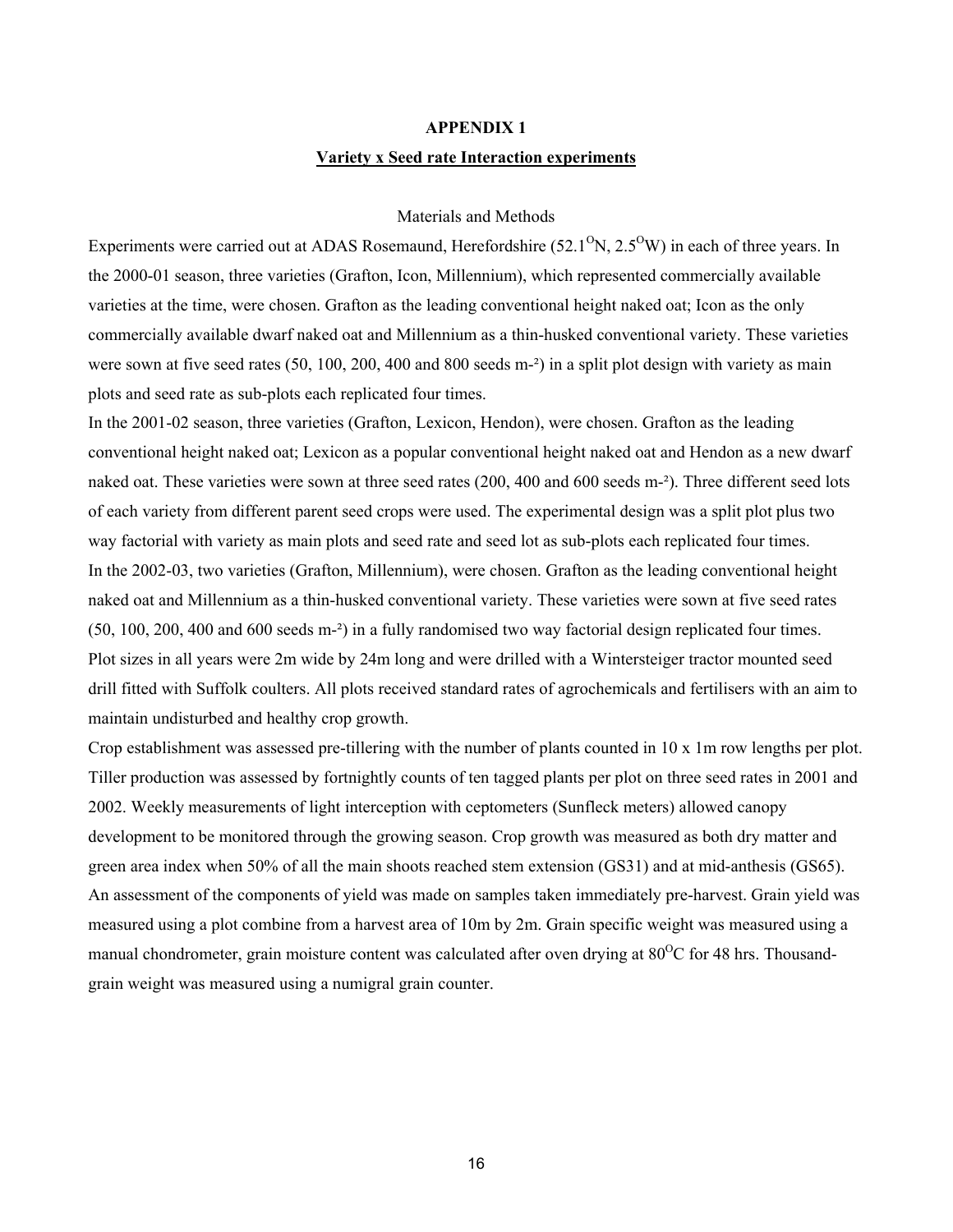# APPENDIX 1

## Variety x Seed rate Interaction experiments

### Materials and Methods

Experiments were carried out at ADAS Rosemaund, Herefordshire (52.1$^{O}$N, 2.5$^{O}$W) in each of three years. In the 2000-01 season, three varieties (Grafton, Icon, Millennium), which represented commercially available varieties at the time, were chosen. Grafton as the leading conventional height naked oat; Icon as the only commercially available dwarf naked oat and Millennium as a thin-husked conventional variety. These varieties were sown at five seed rates (50, 100, 200, 400 and 800 seeds m-²) in a split plot design with variety as main plots and seed rate as sub-plots each replicated four times.

In the 2001-02 season, three varieties (Grafton, Lexicon, Hendon), were chosen. Grafton as the leading conventional height naked oat; Lexicon as a popular conventional height naked oat and Hendon as a new dwarf naked oat. These varieties were sown at three seed rates (200, 400 and 600 seeds m-²). Three different seed lots of each variety from different parent seed crops were used. The experimental design was a split plot plus two way factorial with variety as main plots and seed rate and seed lot as sub-plots each replicated four times.

In the 2002-03, two varieties (Grafton, Millennium), were chosen. Grafton as the leading conventional height naked oat and Millennium as a thin-husked conventional variety. These varieties were sown at five seed rates (50, 100, 200, 400 and 600 seeds m-²) in a fully randomised two way factorial design replicated four times.

Plot sizes in all years were 2m wide by 24m long and were drilled with a Wintersteiger tractor mounted seed drill fitted with Suffolk coulters. All plots received standard rates of agrochemicals and fertilisers with an aim to maintain undisturbed and healthy crop growth.

Crop establishment was assessed pre-tillering with the number of plants counted in 10 x 1m row lengths per plot. Tiller production was assessed by fortnightly counts of ten tagged plants per plot on three seed rates in 2001 and 2002. Weekly measurements of light interception with ceptometers (Sunfleck meters) allowed canopy development to be monitored through the growing season. Crop growth was measured as both dry matter and green area index when 50% of all the main shoots reached stem extension (GS31) and at mid-anthesis (GS65). An assessment of the components of yield was made on samples taken immediately pre-harvest. Grain yield was measured using a plot combine from a harvest area of 10m by 2m. Grain specific weight was measured using a manual chondrometer, grain moisture content was calculated after oven drying at 80$^{O}$C for 48 hrs. Thousand-grain weight was measured using a numigral grain counter.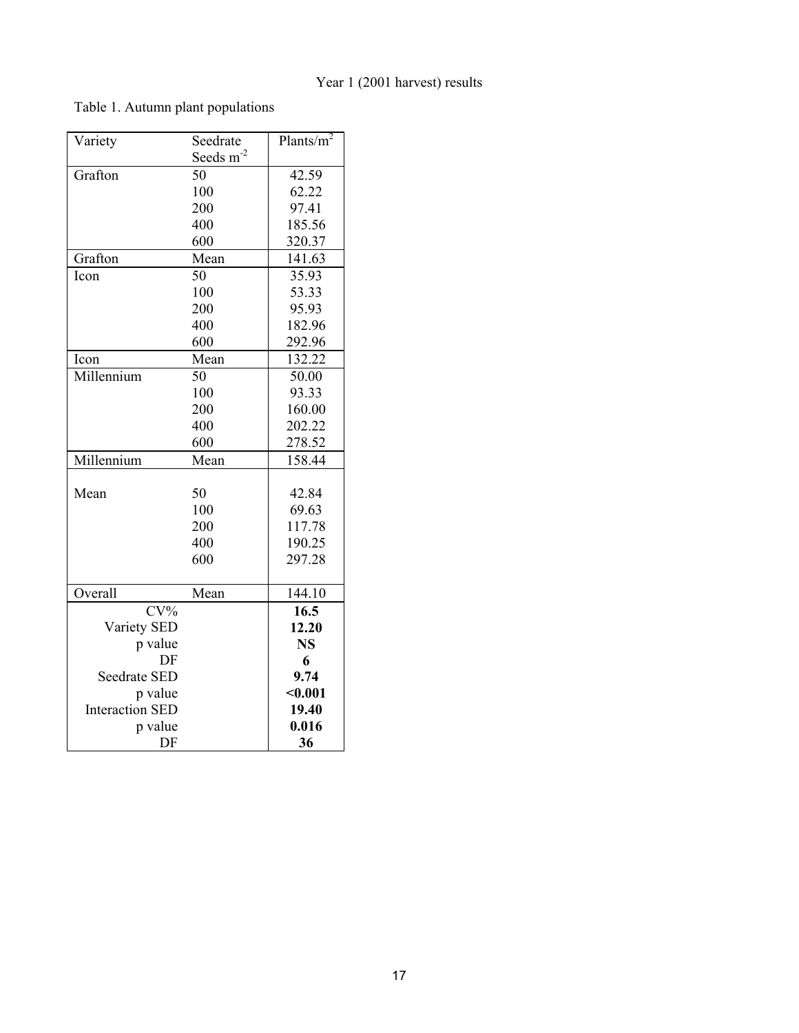Year 1 (2001 harvest) results

Table 1. Autumn plant populations

| Variety | Seedrate Seeds $m^{-2}$ | Plants/$m^2$ |
|---|---|---|
| Grafton | 50 | 42.59 |
| | 100 | 62.22 |
| | 200 | 97.41 |
| | 400 | 185.56 |
| | 600 | 320.37 |
| Grafton | Mean | 141.63 |
| Icon | 50 | 35.93 |
| | 100 | 53.33 |
| | 200 | 95.93 |
| | 400 | 182.96 |
| | 600 | 292.96 |
| Icon | Mean | 132.22 |
| Millennium | 50 | 50.00 |
| | 100 | 93.33 |
| | 200 | 160.00 |
| | 400 | 202.22 |
| | 600 | 278.52 |
| Millennium | Mean | 158.44 |
| Mean | 50 | 42.84 |
| | 100 | 69.63 |
| | 200 | 117.78 |
| | 400 | 190.25 |
| | 600 | 297.28 |
| Overall | Mean | 144.10 |
| CV% | | **16.5** |
| Variety SED | | **12.20** |
| p value | | **NS** |
| DF | | **6** |
| Seedrate SED | | **9.74** |
| p value | | **<0.001** |
| Interaction SED | | **19.40** |
| p value | | **0.016** |
| DF | | **36** |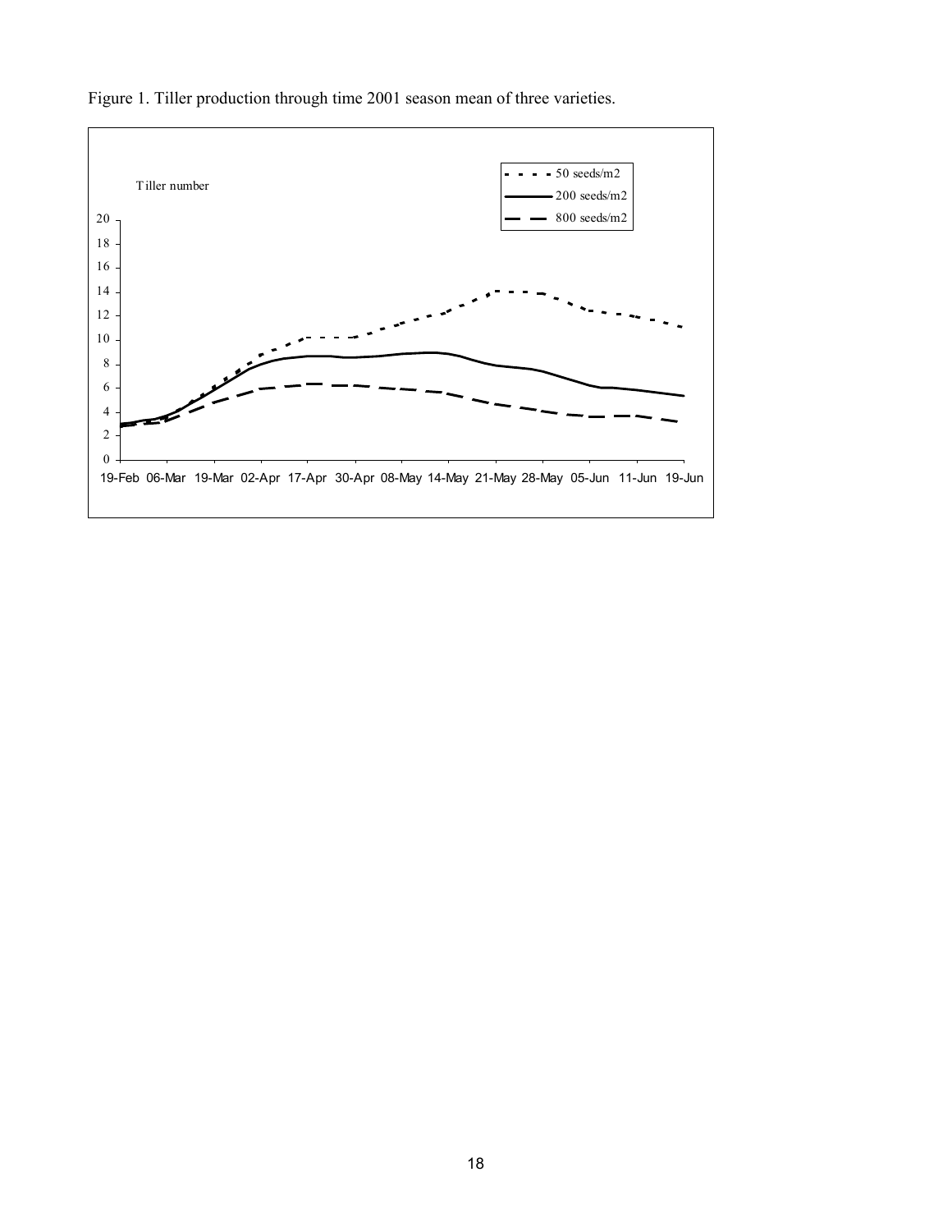Figure 1. Tiller production through time 2001 season mean of three varieties.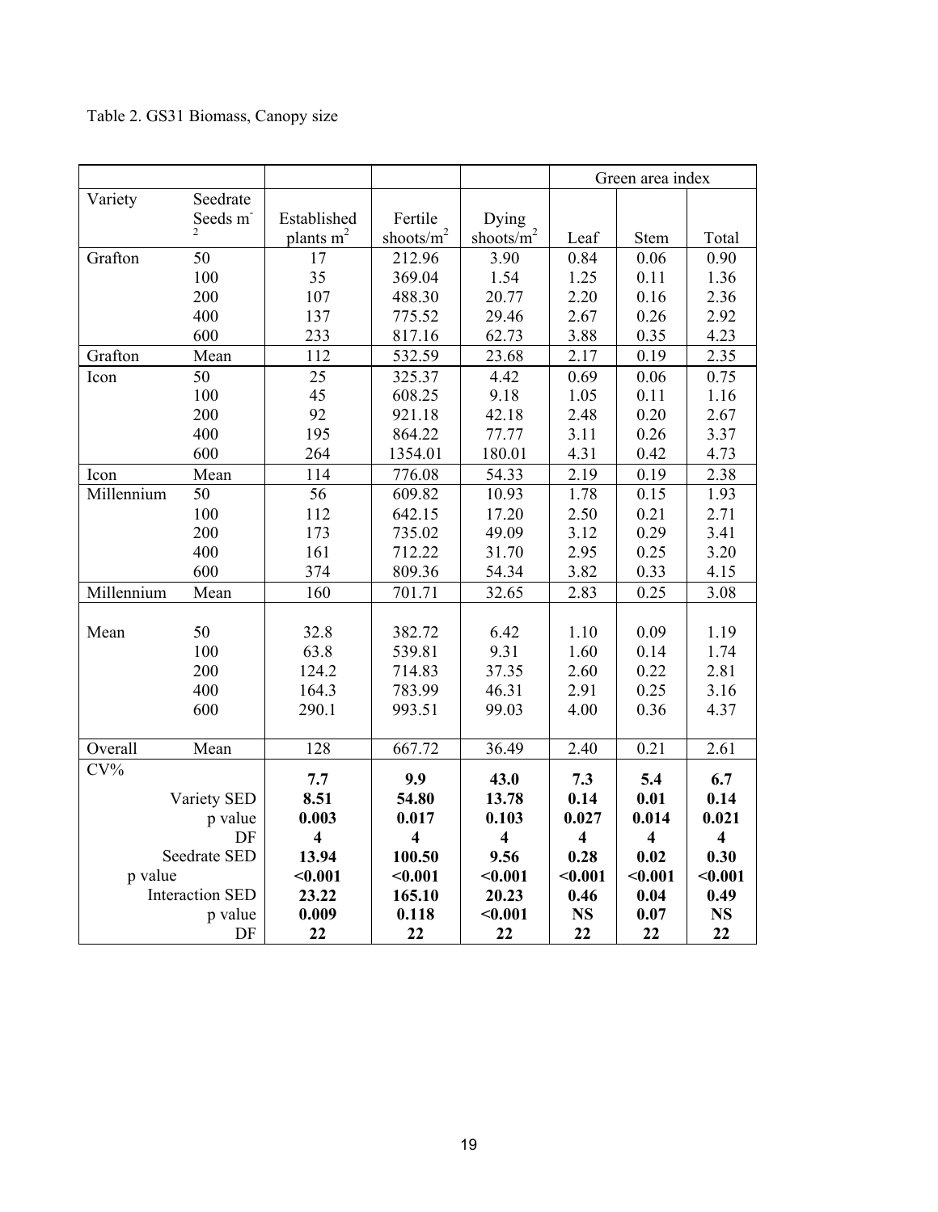Table 2. GS31 Biomass, Canopy size

| | | | | | Green area index | | |
|---|---|---|---|---|---|---|---|
| Variety | Seedrate Seeds $m^{-2}$ | Established plants $m^2$ | Fertile shoots/$m^2$ | Dying shoots/$m^2$ | Leaf | Stem | Total |
| Grafton | 50 | 17 | 212.96 | 3.90 | 0.84 | 0.06 | 0.90 |
| | 100 | 35 | 369.04 | 1.54 | 1.25 | 0.11 | 1.36 |
| | 200 | 107 | 488.30 | 20.77 | 2.20 | 0.16 | 2.36 |
| | 400 | 137 | 775.52 | 29.46 | 2.67 | 0.26 | 2.92 |
| | 600 | 233 | 817.16 | 62.73 | 3.88 | 0.35 | 4.23 |
| Grafton | Mean | 112 | 532.59 | 23.68 | 2.17 | 0.19 | 2.35 |
| Icon | 50 | 25 | 325.37 | 4.42 | 0.69 | 0.06 | 0.75 |
| | 100 | 45 | 608.25 | 9.18 | 1.05 | 0.11 | 1.16 |
| | 200 | 92 | 921.18 | 42.18 | 2.48 | 0.20 | 2.67 |
| | 400 | 195 | 864.22 | 77.77 | 3.11 | 0.26 | 3.37 |
| | 600 | 264 | 1354.01 | 180.01 | 4.31 | 0.42 | 4.73 |
| Icon | Mean | 114 | 776.08 | 54.33 | 2.19 | 0.19 | 2.38 |
| Millennium | 50 | 56 | 609.82 | 10.93 | 1.78 | 0.15 | 1.93 |
| | 100 | 112 | 642.15 | 17.20 | 2.50 | 0.21 | 2.71 |
| | 200 | 173 | 735.02 | 49.09 | 3.12 | 0.29 | 3.41 |
| | 400 | 161 | 712.22 | 31.70 | 2.95 | 0.25 | 3.20 |
| | 600 | 374 | 809.36 | 54.34 | 3.82 | 0.33 | 4.15 |
| Millennium | Mean | 160 | 701.71 | 32.65 | 2.83 | 0.25 | 3.08 |
| Mean | 50 | 32.8 | 382.72 | 6.42 | 1.10 | 0.09 | 1.19 |
| | 100 | 63.8 | 539.81 | 9.31 | 1.60 | 0.14 | 1.74 |
| | 200 | 124.2 | 714.83 | 37.35 | 2.60 | 0.22 | 2.81 |
| | 400 | 164.3 | 783.99 | 46.31 | 2.91 | 0.25 | 3.16 |
| | 600 | 290.1 | 993.51 | 99.03 | 4.00 | 0.36 | 4.37 |
| Overall | Mean | 128 | 667.72 | 36.49 | 2.40 | 0.21 | 2.61 |
| CV% | | **7.7** | **9.9** | **43.0** | **7.3** | **5.4** | **6.7** |
| | Variety SED | **8.51** | **54.80** | **13.78** | **0.14** | **0.01** | **0.14** |
| | p value | **0.003** | **0.017** | **0.103** | **0.027** | **0.014** | **0.021** |
| | DF | **4** | **4** | **4** | **4** | **4** | **4** |
| | Seedrate SED | **13.94** | **100.50** | **9.56** | **0.28** | **0.02** | **0.30** |
| p value | | **<0.001** | **<0.001** | **<0.001** | **<0.001** | **<0.001** | **<0.001** |
| | Interaction SED | **23.22** | **165.10** | **20.23** | **0.46** | **0.04** | **0.49** |
| | p value | **0.009** | **0.118** | **<0.001** | **NS** | **0.07** | **NS** |
| | DF | **22** | **22** | **22** | **22** | **22** | **22** |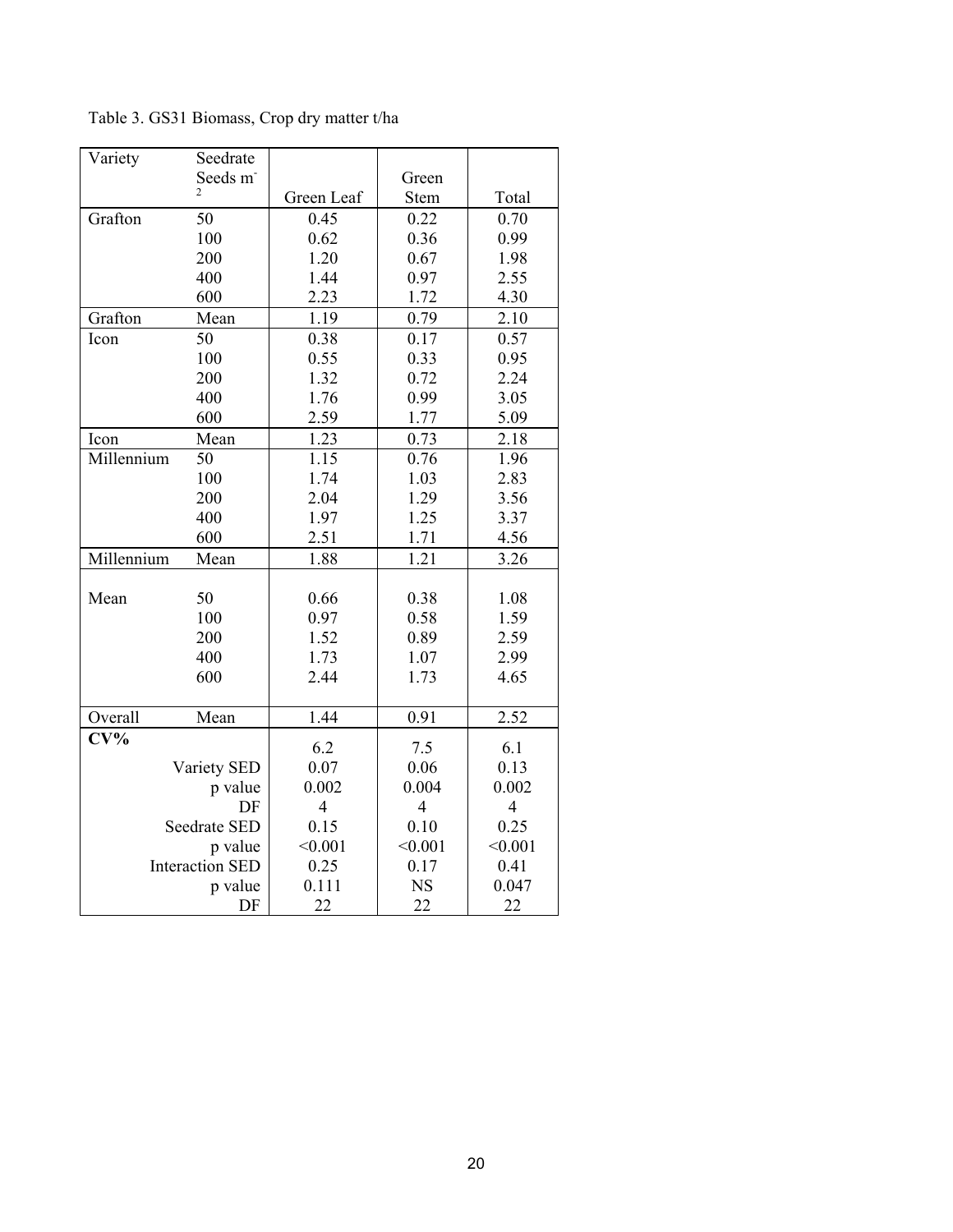Table 3. GS31 Biomass, Crop dry matter t/ha

| Variety | Seedrate Seeds $m^{-2}$ | Green Leaf | Green Stem | Total |
|---|---|---|---|---|
| Grafton | 50 | 0.45 | 0.22 | 0.70 |
| | 100 | 0.62 | 0.36 | 0.99 |
| | 200 | 1.20 | 0.67 | 1.98 |
| | 400 | 1.44 | 0.97 | 2.55 |
| | 600 | 2.23 | 1.72 | 4.30 |
| Grafton | Mean | 1.19 | 0.79 | 2.10 |
| Icon | 50 | 0.38 | 0.17 | 0.57 |
| | 100 | 0.55 | 0.33 | 0.95 |
| | 200 | 1.32 | 0.72 | 2.24 |
| | 400 | 1.76 | 0.99 | 3.05 |
| | 600 | 2.59 | 1.77 | 5.09 |
| Icon | Mean | 1.23 | 0.73 | 2.18 |
| Millennium | 50 | 1.15 | 0.76 | 1.96 |
| | 100 | 1.74 | 1.03 | 2.83 |
| | 200 | 2.04 | 1.29 | 3.56 |
| | 400 | 1.97 | 1.25 | 3.37 |
| | 600 | 2.51 | 1.71 | 4.56 |
| Millennium | Mean | 1.88 | 1.21 | 3.26 |
| Mean | 50 | 0.66 | 0.38 | 1.08 |
| | 100 | 0.97 | 0.58 | 1.59 |
| | 200 | 1.52 | 0.89 | 2.59 |
| | 400 | 1.73 | 1.07 | 2.99 |
| | 600 | 2.44 | 1.73 | 4.65 |
| Overall | Mean | 1.44 | 0.91 | 2.52 |
| **CV%** | | 6.2 | 7.5 | 6.1 |
| | Variety SED | 0.07 | 0.06 | 0.13 |
| | p value | 0.002 | 0.004 | 0.002 |
| | DF | 4 | 4 | 4 |
| | Seedrate SED | 0.15 | 0.10 | 0.25 |
| | p value | <0.001 | <0.001 | <0.001 |
| | Interaction SED | 0.25 | 0.17 | 0.41 |
| | p value | 0.111 | NS | 0.047 |
| | DF | 22 | 22 | 22 |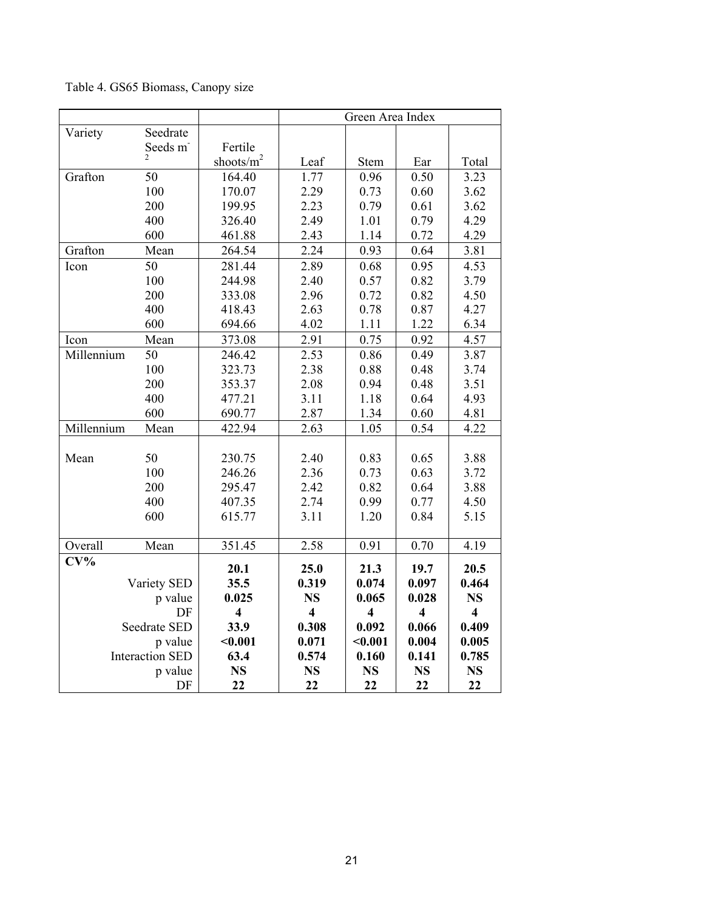Table 4. GS65 Biomass, Canopy size

| | | | Green Area Index | | | |
|---|---|---|---|---|---|---|
| Variety | Seedrate Seeds $m^{-2}$ | Fertile shoots/$m^2$ | Leaf | Stem | Ear | Total |
| Grafton | 50 | 164.40 | 1.77 | 0.96 | 0.50 | 3.23 |
| | 100 | 170.07 | 2.29 | 0.73 | 0.60 | 3.62 |
| | 200 | 199.95 | 2.23 | 0.79 | 0.61 | 3.62 |
| | 400 | 326.40 | 2.49 | 1.01 | 0.79 | 4.29 |
| | 600 | 461.88 | 2.43 | 1.14 | 0.72 | 4.29 |
| Grafton | Mean | 264.54 | 2.24 | 0.93 | 0.64 | 3.81 |
| Icon | 50 | 281.44 | 2.89 | 0.68 | 0.95 | 4.53 |
| | 100 | 244.98 | 2.40 | 0.57 | 0.82 | 3.79 |
| | 200 | 333.08 | 2.96 | 0.72 | 0.82 | 4.50 |
| | 400 | 418.43 | 2.63 | 0.78 | 0.87 | 4.27 |
| | 600 | 694.66 | 4.02 | 1.11 | 1.22 | 6.34 |
| Icon | Mean | 373.08 | 2.91 | 0.75 | 0.92 | 4.57 |
| Millennium | 50 | 246.42 | 2.53 | 0.86 | 0.49 | 3.87 |
| | 100 | 323.73 | 2.38 | 0.88 | 0.48 | 3.74 |
| | 200 | 353.37 | 2.08 | 0.94 | 0.48 | 3.51 |
| | 400 | 477.21 | 3.11 | 1.18 | 0.64 | 4.93 |
| | 600 | 690.77 | 2.87 | 1.34 | 0.60 | 4.81 |
| Millennium | Mean | 422.94 | 2.63 | 1.05 | 0.54 | 4.22 |
| Mean | 50 | 230.75 | 2.40 | 0.83 | 0.65 | 3.88 |
| | 100 | 246.26 | 2.36 | 0.73 | 0.63 | 3.72 |
| | 200 | 295.47 | 2.42 | 0.82 | 0.64 | 3.88 |
| | 400 | 407.35 | 2.74 | 0.99 | 0.77 | 4.50 |
| | 600 | 615.77 | 3.11 | 1.20 | 0.84 | 5.15 |
| Overall | Mean | 351.45 | 2.58 | 0.91 | 0.70 | 4.19 |
| **CV%** | | **20.1** | **25.0** | **21.3** | **19.7** | **20.5** |
| | Variety SED | **35.5** | **0.319** | **0.074** | **0.097** | **0.464** |
| | p value | **0.025** | **NS** | **0.065** | **0.028** | **NS** |
| | DF | **4** | **4** | **4** | **4** | **4** |
| | Seedrate SED | **33.9** | **0.308** | **0.092** | **0.066** | **0.409** |
| | p value | **<0.001** | **0.071** | **<0.001** | **0.004** | **0.005** |
| | Interaction SED | **63.4** | **0.574** | **0.160** | **0.141** | **0.785** |
| | p value | **NS** | **NS** | **NS** | **NS** | **NS** |
| | DF | **22** | **22** | **22** | **22** | **22** |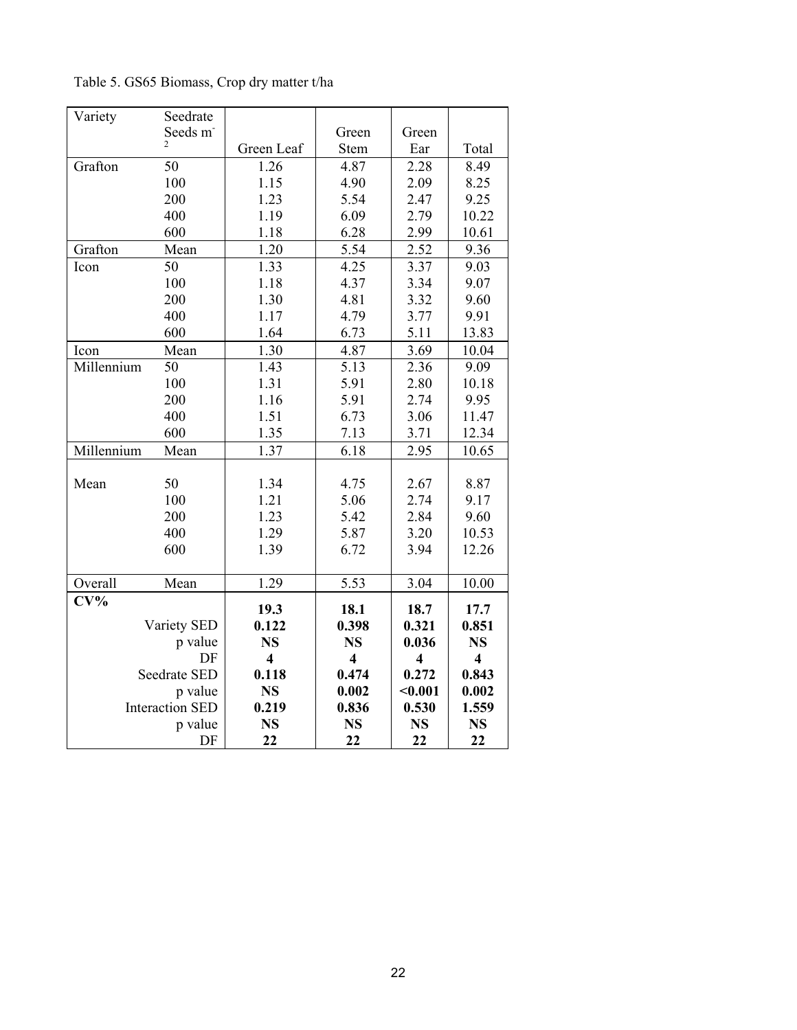Table 5. GS65 Biomass, Crop dry matter t/ha

| Variety | Seedrate Seeds $m^{-2}$ | Green Leaf | Green Stem | Green Ear | Total |
|---|---|---|---|---|---|
| Grafton | 50 | 1.26 | 4.87 | 2.28 | 8.49 |
| | 100 | 1.15 | 4.90 | 2.09 | 8.25 |
| | 200 | 1.23 | 5.54 | 2.47 | 9.25 |
| | 400 | 1.19 | 6.09 | 2.79 | 10.22 |
| | 600 | 1.18 | 6.28 | 2.99 | 10.61 |
| Grafton | Mean | 1.20 | 5.54 | 2.52 | 9.36 |
| Icon | 50 | 1.33 | 4.25 | 3.37 | 9.03 |
| | 100 | 1.18 | 4.37 | 3.34 | 9.07 |
| | 200 | 1.30 | 4.81 | 3.32 | 9.60 |
| | 400 | 1.17 | 4.79 | 3.77 | 9.91 |
| | 600 | 1.64 | 6.73 | 5.11 | 13.83 |
| Icon | Mean | 1.30 | 4.87 | 3.69 | 10.04 |
| Millennium | 50 | 1.43 | 5.13 | 2.36 | 9.09 |
| | 100 | 1.31 | 5.91 | 2.80 | 10.18 |
| | 200 | 1.16 | 5.91 | 2.74 | 9.95 |
| | 400 | 1.51 | 6.73 | 3.06 | 11.47 |
| | 600 | 1.35 | 7.13 | 3.71 | 12.34 |
| Millennium | Mean | 1.37 | 6.18 | 2.95 | 10.65 |
| Mean | 50 | 1.34 | 4.75 | 2.67 | 8.87 |
| | 100 | 1.21 | 5.06 | 2.74 | 9.17 |
| | 200 | 1.23 | 5.42 | 2.84 | 9.60 |
| | 400 | 1.29 | 5.87 | 3.20 | 10.53 |
| | 600 | 1.39 | 6.72 | 3.94 | 12.26 |
| Overall | Mean | 1.29 | 5.53 | 3.04 | 10.00 |
| **CV%** | | **19.3** | **18.1** | **18.7** | **17.7** |
| | Variety SED | **0.122** | **0.398** | **0.321** | **0.851** |
| | p value | **NS** | **NS** | **0.036** | **NS** |
| | DF | **4** | **4** | **4** | **4** |
| | Seedrate SED | **0.118** | **0.474** | **0.272** | **0.843** |
| | p value | **NS** | **0.002** | **<0.001** | **0.002** |
| | Interaction SED | **0.219** | **0.836** | **0.530** | **1.559** |
| | p value | **NS** | **NS** | **NS** | **NS** |
| | DF | **22** | **22** | **22** | **22** |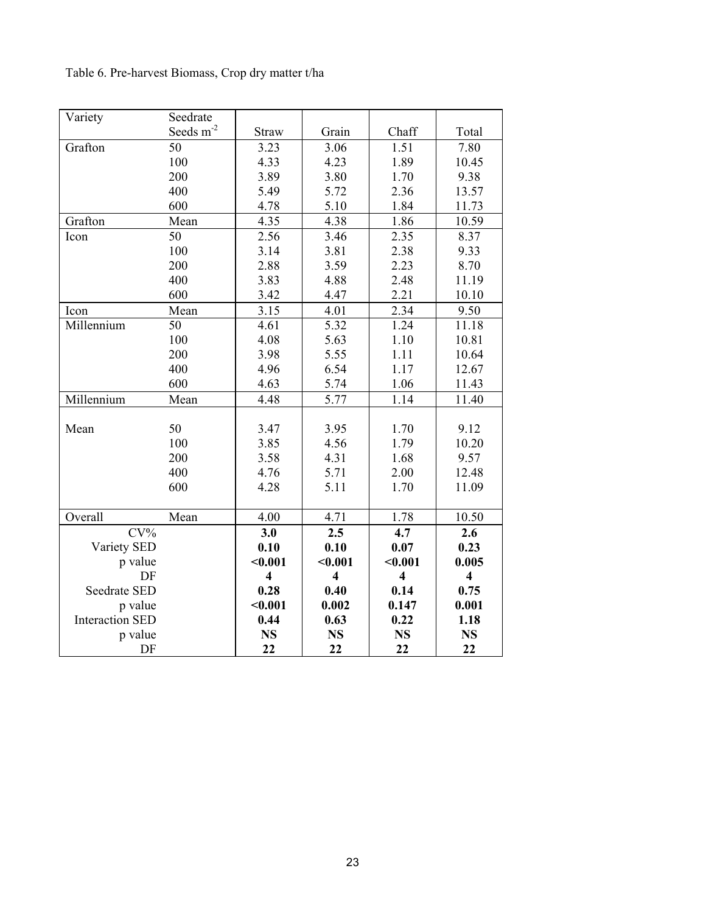Table 6. Pre-harvest Biomass, Crop dry matter t/ha

| Variety | Seedrate Seeds $m^{-2}$ | Straw | Grain | Chaff | Total |
|---|---|---|---|---|---|
| Grafton | 50 | 3.23 | 3.06 | 1.51 | 7.80 |
| | 100 | 4.33 | 4.23 | 1.89 | 10.45 |
| | 200 | 3.89 | 3.80 | 1.70 | 9.38 |
| | 400 | 5.49 | 5.72 | 2.36 | 13.57 |
| | 600 | 4.78 | 5.10 | 1.84 | 11.73 |
| Grafton | Mean | 4.35 | 4.38 | 1.86 | 10.59 |
| Icon | 50 | 2.56 | 3.46 | 2.35 | 8.37 |
| | 100 | 3.14 | 3.81 | 2.38 | 9.33 |
| | 200 | 2.88 | 3.59 | 2.23 | 8.70 |
| | 400 | 3.83 | 4.88 | 2.48 | 11.19 |
| | 600 | 3.42 | 4.47 | 2.21 | 10.10 |
| Icon | Mean | 3.15 | 4.01 | 2.34 | 9.50 |
| Millennium | 50 | 4.61 | 5.32 | 1.24 | 11.18 |
| | 100 | 4.08 | 5.63 | 1.10 | 10.81 |
| | 200 | 3.98 | 5.55 | 1.11 | 10.64 |
| | 400 | 4.96 | 6.54 | 1.17 | 12.67 |
| | 600 | 4.63 | 5.74 | 1.06 | 11.43 |
| Millennium | Mean | 4.48 | 5.77 | 1.14 | 11.40 |
| Mean | 50 | 3.47 | 3.95 | 1.70 | 9.12 |
| | 100 | 3.85 | 4.56 | 1.79 | 10.20 |
| | 200 | 3.58 | 4.31 | 1.68 | 9.57 |
| | 400 | 4.76 | 5.71 | 2.00 | 12.48 |
| | 600 | 4.28 | 5.11 | 1.70 | 11.09 |
| Overall | Mean | 4.00 | 4.71 | 1.78 | 10.50 |
| CV% | | **3.0** | **2.5** | **4.7** | **2.6** |
| Variety SED | | **0.10** | **0.10** | **0.07** | **0.23** |
| p value | | **<0.001** | **<0.001** | **<0.001** | **0.005** |
| DF | | **4** | **4** | **4** | **4** |
| Seedrate SED | | **0.28** | **0.40** | **0.14** | **0.75** |
| p value | | **<0.001** | **0.002** | **0.147** | **0.001** |
| Interaction SED | | **0.44** | **0.63** | **0.22** | **1.18** |
| p value | | **NS** | **NS** | **NS** | **NS** |
| DF | | **22** | **22** | **22** | **22** |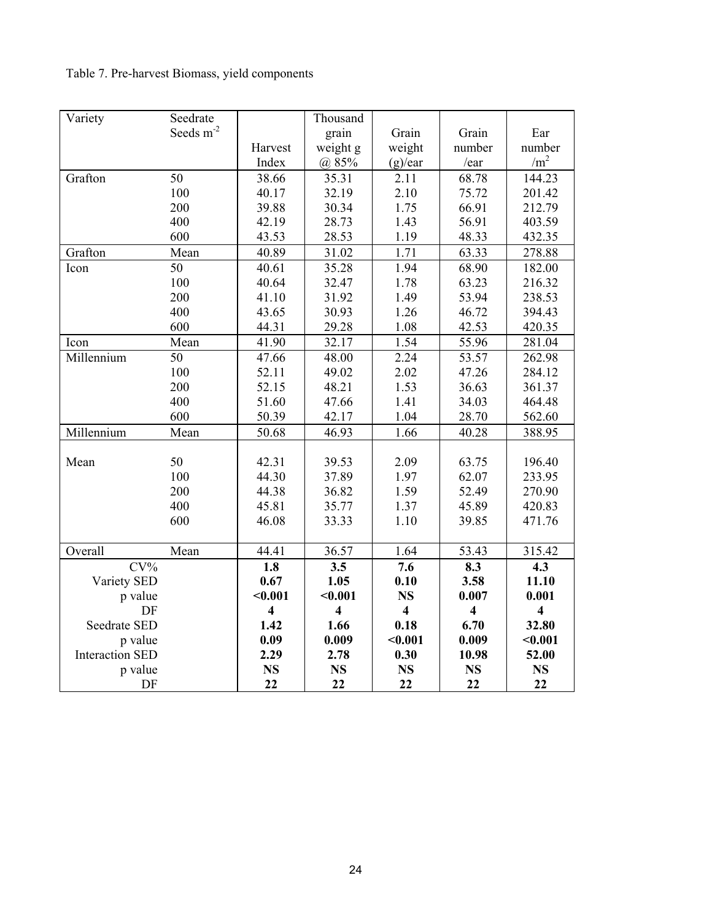Table 7. Pre-harvest Biomass, yield components

| Variety | Seedrate Seeds $m^{-2}$ | Harvest Index | Thousand grain weight g @ 85% | Grain weight (g)/ear | Grain number /ear | Ear number $/m^2$ |
|---|---|---|---|---|---|---|
| Grafton | 50 | 38.66 | 35.31 | 2.11 | 68.78 | 144.23 |
| | 100 | 40.17 | 32.19 | 2.10 | 75.72 | 201.42 |
| | 200 | 39.88 | 30.34 | 1.75 | 66.91 | 212.79 |
| | 400 | 42.19 | 28.73 | 1.43 | 56.91 | 403.59 |
| | 600 | 43.53 | 28.53 | 1.19 | 48.33 | 432.35 |
| Grafton | Mean | 40.89 | 31.02 | 1.71 | 63.33 | 278.88 |
| Icon | 50 | 40.61 | 35.28 | 1.94 | 68.90 | 182.00 |
| | 100 | 40.64 | 32.47 | 1.78 | 63.23 | 216.32 |
| | 200 | 41.10 | 31.92 | 1.49 | 53.94 | 238.53 |
| | 400 | 43.65 | 30.93 | 1.26 | 46.72 | 394.43 |
| | 600 | 44.31 | 29.28 | 1.08 | 42.53 | 420.35 |
| Icon | Mean | 41.90 | 32.17 | 1.54 | 55.96 | 281.04 |
| Millennium | 50 | 47.66 | 48.00 | 2.24 | 53.57 | 262.98 |
| | 100 | 52.11 | 49.02 | 2.02 | 47.26 | 284.12 |
| | 200 | 52.15 | 48.21 | 1.53 | 36.63 | 361.37 |
| | 400 | 51.60 | 47.66 | 1.41 | 34.03 | 464.48 |
| | 600 | 50.39 | 42.17 | 1.04 | 28.70 | 562.60 |
| Millennium | Mean | 50.68 | 46.93 | 1.66 | 40.28 | 388.95 |
| Mean | 50 | 42.31 | 39.53 | 2.09 | 63.75 | 196.40 |
| | 100 | 44.30 | 37.89 | 1.97 | 62.07 | 233.95 |
| | 200 | 44.38 | 36.82 | 1.59 | 52.49 | 270.90 |
| | 400 | 45.81 | 35.77 | 1.37 | 45.89 | 420.83 |
| | 600 | 46.08 | 33.33 | 1.10 | 39.85 | 471.76 |
| Overall | Mean | 44.41 | 36.57 | 1.64 | 53.43 | 315.42 |
| CV% | | **1.8** | **3.5** | **7.6** | **8.3** | **4.3** |
| Variety SED | | **0.67** | **1.05** | **0.10** | **3.58** | **11.10** |
| p value | | **<0.001** | **<0.001** | **NS** | **0.007** | **0.001** |
| DF | | **4** | **4** | **4** | **4** | **4** |
| Seedrate SED | | **1.42** | **1.66** | **0.18** | **6.70** | **32.80** |
| p value | | **0.09** | **0.009** | **<0.001** | **0.009** | **<0.001** |
| Interaction SED | | **2.29** | **2.78** | **0.30** | **10.98** | **52.00** |
| p value | | **NS** | **NS** | **NS** | **NS** | **NS** |
| DF | | **22** | **22** | **22** | **22** | **22** |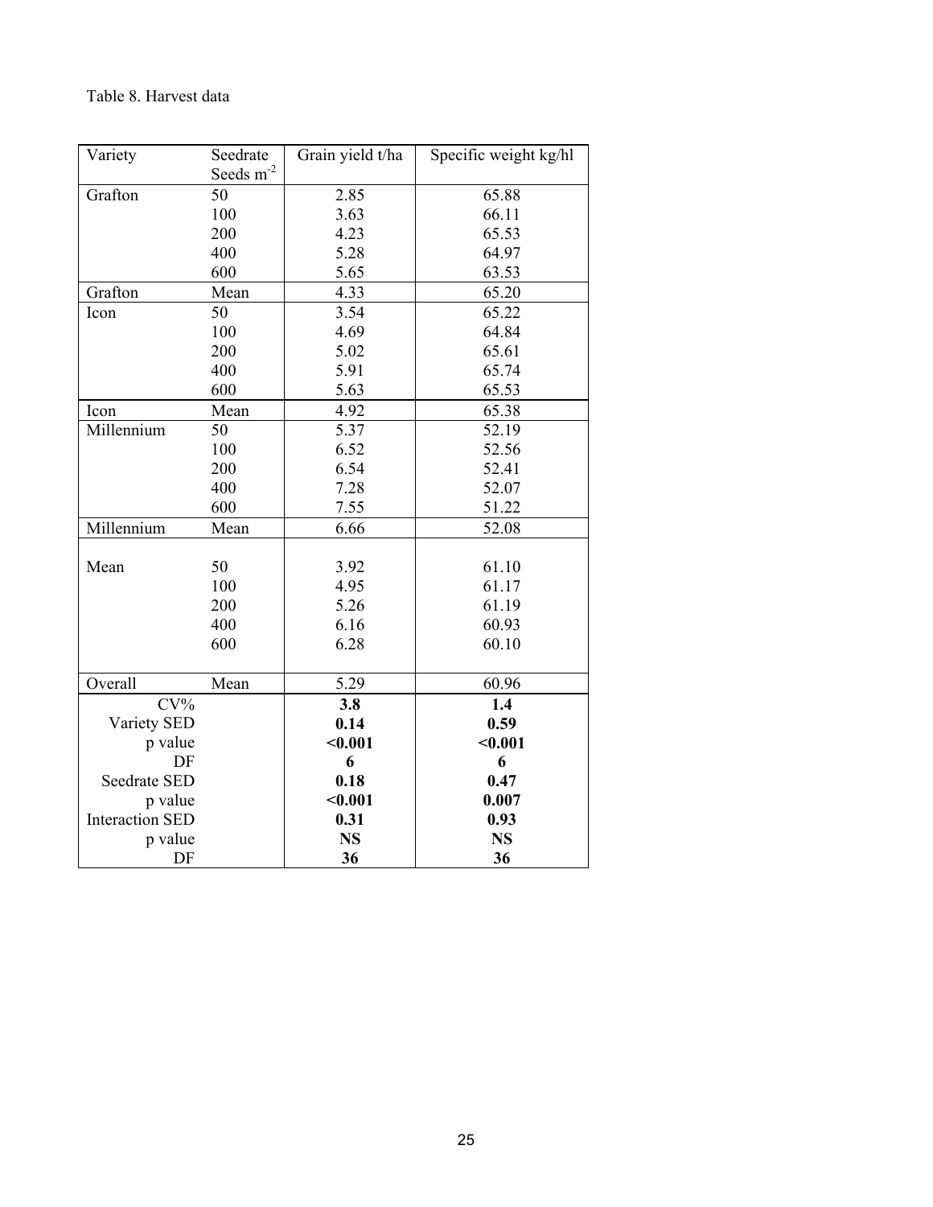Table 8. Harvest data

| Variety | Seedrate Seeds $m^{-2}$ | Grain yield t/ha | Specific weight kg/hl |
|---|---|---|---|
| Grafton | 50 | 2.85 | 65.88 |
| | 100 | 3.63 | 66.11 |
| | 200 | 4.23 | 65.53 |
| | 400 | 5.28 | 64.97 |
| | 600 | 5.65 | 63.53 |
| Grafton | Mean | 4.33 | 65.20 |
| Icon | 50 | 3.54 | 65.22 |
| | 100 | 4.69 | 64.84 |
| | 200 | 5.02 | 65.61 |
| | 400 | 5.91 | 65.74 |
| | 600 | 5.63 | 65.53 |
| Icon | Mean | 4.92 | 65.38 |
| Millennium | 50 | 5.37 | 52.19 |
| | 100 | 6.52 | 52.56 |
| | 200 | 6.54 | 52.41 |
| | 400 | 7.28 | 52.07 |
| | 600 | 7.55 | 51.22 |
| Millennium | Mean | 6.66 | 52.08 |
| Mean | 50 | 3.92 | 61.10 |
| | 100 | 4.95 | 61.17 |
| | 200 | 5.26 | 61.19 |
| | 400 | 6.16 | 60.93 |
| | 600 | 6.28 | 60.10 |
| Overall | Mean | 5.29 | 60.96 |
| CV% | | **3.8** | **1.4** |
| Variety SED | | **0.14** | **0.59** |
| p value | | **<0.001** | **<0.001** |
| DF | | **6** | **6** |
| Seedrate SED | | **0.18** | **0.47** |
| p value | | **<0.001** | **0.007** |
| Interaction SED | | **0.31** | **0.93** |
| p value | | **NS** | **NS** |
| DF | | **36** | **36** |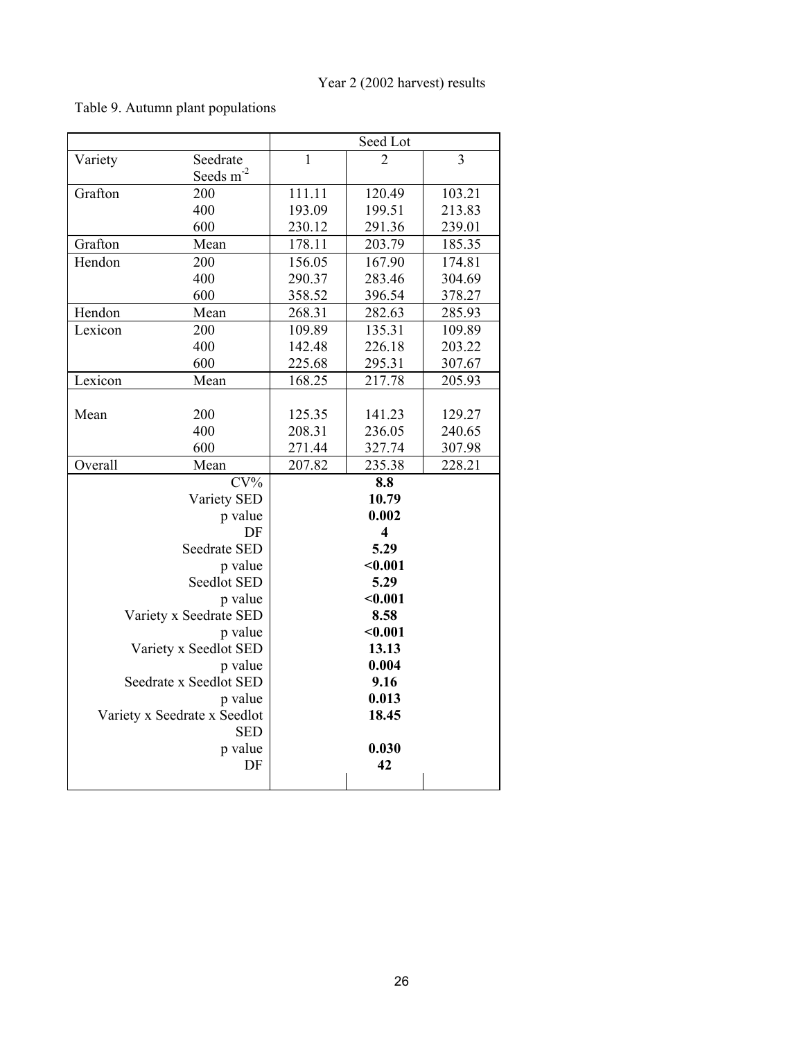Year 2 (2002 harvest) results

Table 9. Autumn plant populations

| | | Seed Lot | | |
|---|---|---|---|---|
| Variety | Seedrate Seeds $m^{-2}$ | 1 | 2 | 3 |
| Grafton | 200 | 111.11 | 120.49 | 103.21 |
| | 400 | 193.09 | 199.51 | 213.83 |
| | 600 | 230.12 | 291.36 | 239.01 |
| Grafton | Mean | 178.11 | 203.79 | 185.35 |
| Hendon | 200 | 156.05 | 167.90 | 174.81 |
| | 400 | 290.37 | 283.46 | 304.69 |
| | 600 | 358.52 | 396.54 | 378.27 |
| Hendon | Mean | 268.31 | 282.63 | 285.93 |
| Lexicon | 200 | 109.89 | 135.31 | 109.89 |
| | 400 | 142.48 | 226.18 | 203.22 |
| | 600 | 225.68 | 295.31 | 307.67 |
| Lexicon | Mean | 168.25 | 217.78 | 205.93 |
| Mean | 200 | 125.35 | 141.23 | 129.27 |
| | 400 | 208.31 | 236.05 | 240.65 |
| | 600 | 271.44 | 327.74 | 307.98 |
| Overall | Mean | 207.82 | 235.38 | 228.21 |
| | CV% | | **8.8** | |
| | Variety SED | | **10.79** | |
| | p value | | **0.002** | |
| | DF | | **4** | |
| | Seedrate SED | | **5.29** | |
| | p value | | **<0.001** | |
| | Seedlot SED | | **5.29** | |
| | p value | | **<0.001** | |
| | Variety x Seedrate SED | | **8.58** | |
| | p value | | **<0.001** | |
| | Variety x Seedlot SED | | **13.13** | |
| | p value | | **0.004** | |
| | Seedrate x Seedlot SED | | **9.16** | |
| | p value | | **0.013** | |
| | Variety x Seedrate x Seedlot SED | | **18.45** | |
| | p value | | **0.030** | |
| | DF | | **42** | |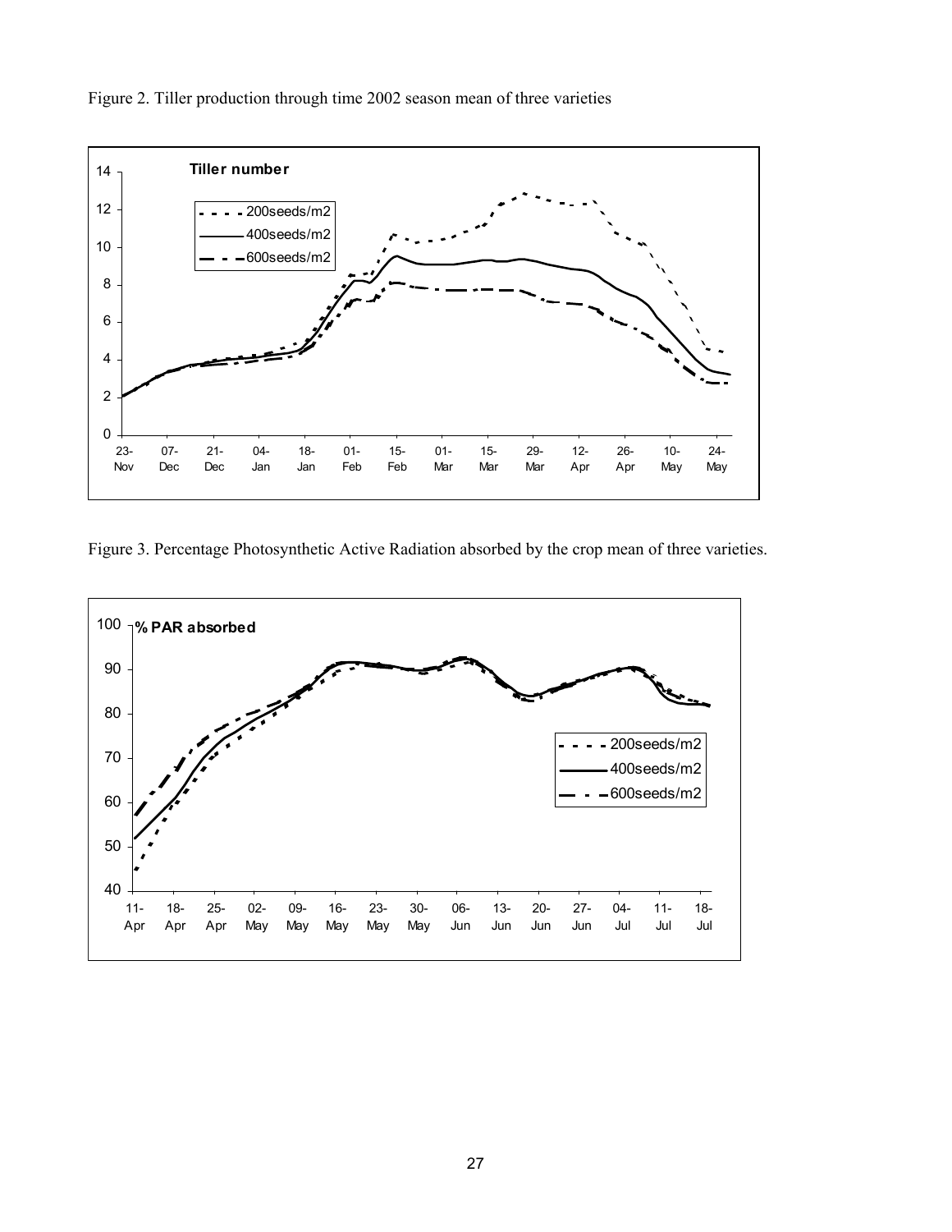Figure 2. Tiller production through time 2002 season mean of three varieties

Figure 3. Percentage Photosynthetic Active Radiation absorbed by the crop mean of three varieties.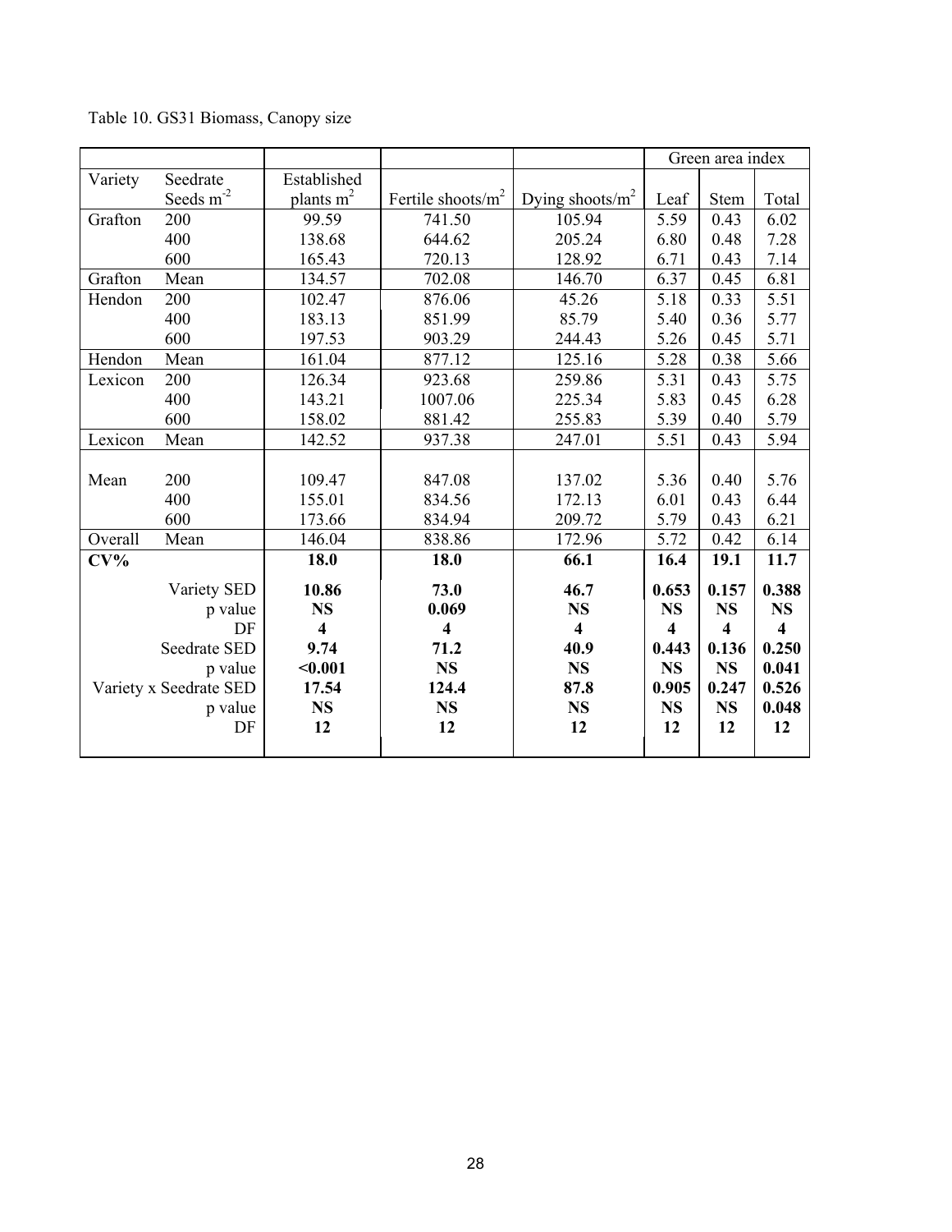Table 10. GS31 Biomass, Canopy size

| | | | | | Green area index | | |
|---|---|---|---|---|---|---|---|
| Variety | Seedrate Seeds $m^{-2}$ | Established plants $m^2$ | Fertile shoots/$m^2$ | Dying shoots/$m^2$ | Leaf | Stem | Total |
| Grafton | 200 | 99.59 | 741.50 | 105.94 | 5.59 | 0.43 | 6.02 |
| | 400 | 138.68 | 644.62 | 205.24 | 6.80 | 0.48 | 7.28 |
| | 600 | 165.43 | 720.13 | 128.92 | 6.71 | 0.43 | 7.14 |
| Grafton | Mean | 134.57 | 702.08 | 146.70 | 6.37 | 0.45 | 6.81 |
| Hendon | 200 | 102.47 | 876.06 | 45.26 | 5.18 | 0.33 | 5.51 |
| | 400 | 183.13 | 851.99 | 85.79 | 5.40 | 0.36 | 5.77 |
| | 600 | 197.53 | 903.29 | 244.43 | 5.26 | 0.45 | 5.71 |
| Hendon | Mean | 161.04 | 877.12 | 125.16 | 5.28 | 0.38 | 5.66 |
| Lexicon | 200 | 126.34 | 923.68 | 259.86 | 5.31 | 0.43 | 5.75 |
| | 400 | 143.21 | 1007.06 | 225.34 | 5.83 | 0.45 | 6.28 |
| | 600 | 158.02 | 881.42 | 255.83 | 5.39 | 0.40 | 5.79 |
| Lexicon | Mean | 142.52 | 937.38 | 247.01 | 5.51 | 0.43 | 5.94 |
| Mean | 200 | 109.47 | 847.08 | 137.02 | 5.36 | 0.40 | 5.76 |
| | 400 | 155.01 | 834.56 | 172.13 | 6.01 | 0.43 | 6.44 |
| | 600 | 173.66 | 834.94 | 209.72 | 5.79 | 0.43 | 6.21 |
| Overall | Mean | 146.04 | 838.86 | 172.96 | 5.72 | 0.42 | 6.14 |
| **CV%** | | **18.0** | **18.0** | **66.1** | **16.4** | **19.1** | **11.7** |
| | Variety SED | **10.86** | **73.0** | **46.7** | **0.653** | **0.157** | **0.388** |
| | p value | **NS** | **0.069** | **NS** | **NS** | **NS** | **NS** |
| | DF | **4** | **4** | **4** | **4** | **4** | **4** |
| | Seedrate SED | **9.74** | **71.2** | **40.9** | **0.443** | **0.136** | **0.250** |
| | p value | **<0.001** | **NS** | **NS** | **NS** | **NS** | **0.041** |
| | Variety x Seedrate SED | **17.54** | **124.4** | **87.8** | **0.905** | **0.247** | **0.526** |
| | p value | **NS** | **NS** | **NS** | **NS** | **NS** | **0.048** |
| | DF | **12** | **12** | **12** | **12** | **12** | **12** |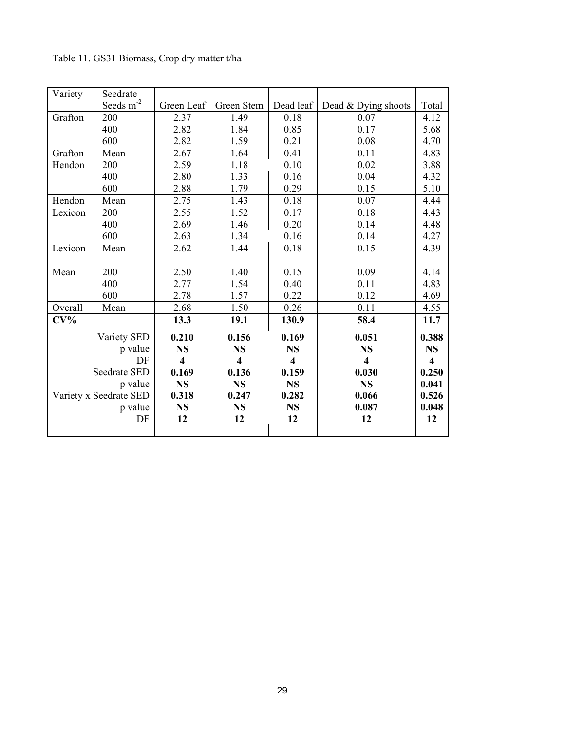Table 11. GS31 Biomass, Crop dry matter t/ha

| Variety | Seedrate Seeds $m^{-2}$ | Green Leaf | Green Stem | Dead leaf | Dead & Dying shoots | Total |
|---|---|---|---|---|---|---|
| Grafton | 200 | 2.37 | 1.49 | 0.18 | 0.07 | 4.12 |
| | 400 | 2.82 | 1.84 | 0.85 | 0.17 | 5.68 |
| | 600 | 2.82 | 1.59 | 0.21 | 0.08 | 4.70 |
| Grafton | Mean | 2.67 | 1.64 | 0.41 | 0.11 | 4.83 |
| Hendon | 200 | 2.59 | 1.18 | 0.10 | 0.02 | 3.88 |
| | 400 | 2.80 | 1.33 | 0.16 | 0.04 | 4.32 |
| | 600 | 2.88 | 1.79 | 0.29 | 0.15 | 5.10 |
| Hendon | Mean | 2.75 | 1.43 | 0.18 | 0.07 | 4.44 |
| Lexicon | 200 | 2.55 | 1.52 | 0.17 | 0.18 | 4.43 |
| | 400 | 2.69 | 1.46 | 0.20 | 0.14 | 4.48 |
| | 600 | 2.63 | 1.34 | 0.16 | 0.14 | 4.27 |
| Lexicon | Mean | 2.62 | 1.44 | 0.18 | 0.15 | 4.39 |
| Mean | 200 | 2.50 | 1.40 | 0.15 | 0.09 | 4.14 |
| | 400 | 2.77 | 1.54 | 0.40 | 0.11 | 4.83 |
| | 600 | 2.78 | 1.57 | 0.22 | 0.12 | 4.69 |
| Overall | Mean | 2.68 | 1.50 | 0.26 | 0.11 | 4.55 |
| **CV%** | | **13.3** | **19.1** | **130.9** | **58.4** | **11.7** |
| | Variety SED | **0.210** | **0.156** | **0.169** | **0.051** | **0.388** |
| | p value | **NS** | **NS** | **NS** | **NS** | **NS** |
| | DF | **4** | **4** | **4** | **4** | **4** |
| | Seedrate SED | **0.169** | **0.136** | **0.159** | **0.030** | **0.250** |
| | p value | **NS** | **NS** | **NS** | **NS** | **0.041** |
| | Variety x Seedrate SED | **0.318** | **0.247** | **0.282** | **0.066** | **0.526** |
| | p value | **NS** | **NS** | **NS** | **0.087** | **0.048** |
| | DF | **12** | **12** | **12** | **12** | **12** |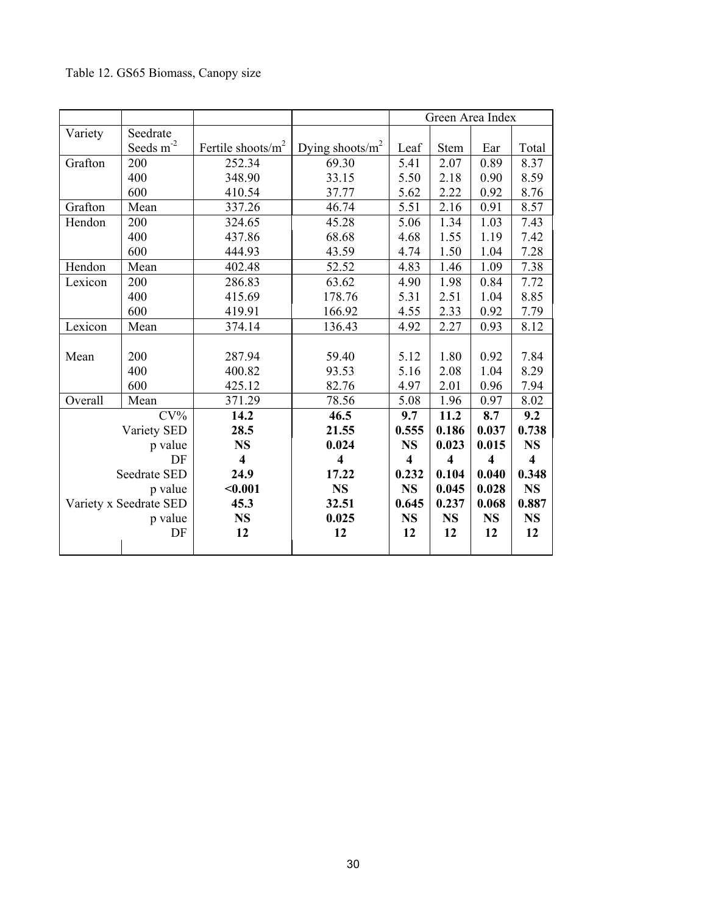Table 12. GS65 Biomass, Canopy size

| | | | | Green Area Index | | | |
|---|---|---|---|---|---|---|---|
| Variety | Seedrate Seeds $m^{-2}$ | Fertile shoots/$m^2$ | Dying shoots/$m^2$ | Leaf | Stem | Ear | Total |
| Grafton | 200 | 252.34 | 69.30 | 5.41 | 2.07 | 0.89 | 8.37 |
| | 400 | 348.90 | 33.15 | 5.50 | 2.18 | 0.90 | 8.59 |
| | 600 | 410.54 | 37.77 | 5.62 | 2.22 | 0.92 | 8.76 |
| Grafton | Mean | 337.26 | 46.74 | 5.51 | 2.16 | 0.91 | 8.57 |
| Hendon | 200 | 324.65 | 45.28 | 5.06 | 1.34 | 1.03 | 7.43 |
| | 400 | 437.86 | 68.68 | 4.68 | 1.55 | 1.19 | 7.42 |
| | 600 | 444.93 | 43.59 | 4.74 | 1.50 | 1.04 | 7.28 |
| Hendon | Mean | 402.48 | 52.52 | 4.83 | 1.46 | 1.09 | 7.38 |
| Lexicon | 200 | 286.83 | 63.62 | 4.90 | 1.98 | 0.84 | 7.72 |
| | 400 | 415.69 | 178.76 | 5.31 | 2.51 | 1.04 | 8.85 |
| | 600 | 419.91 | 166.92 | 4.55 | 2.33 | 0.92 | 7.79 |
| Lexicon | Mean | 374.14 | 136.43 | 4.92 | 2.27 | 0.93 | 8.12 |
| Mean | 200 | 287.94 | 59.40 | 5.12 | 1.80 | 0.92 | 7.84 |
| | 400 | 400.82 | 93.53 | 5.16 | 2.08 | 1.04 | 8.29 |
| | 600 | 425.12 | 82.76 | 4.97 | 2.01 | 0.96 | 7.94 |
| Overall | Mean | 371.29 | 78.56 | 5.08 | 1.96 | 0.97 | 8.02 |
| | CV% | **14.2** | **46.5** | **9.7** | **11.2** | **8.7** | **9.2** |
| | Variety SED | **28.5** | **21.55** | **0.555** | **0.186** | **0.037** | **0.738** |
| | p value | **NS** | **0.024** | **NS** | **0.023** | **0.015** | **NS** |
| | DF | **4** | **4** | **4** | **4** | **4** | **4** |
| | Seedrate SED | **24.9** | **17.22** | **0.232** | **0.104** | **0.040** | **0.348** |
| | p value | **<0.001** | **NS** | **NS** | **0.045** | **0.028** | **NS** |
| | Variety x Seedrate SED | **45.3** | **32.51** | **0.645** | **0.237** | **0.068** | **0.887** |
| | p value | **NS** | **0.025** | **NS** | **NS** | **NS** | **NS** |
| | DF | **12** | **12** | **12** | **12** | **12** | **12** |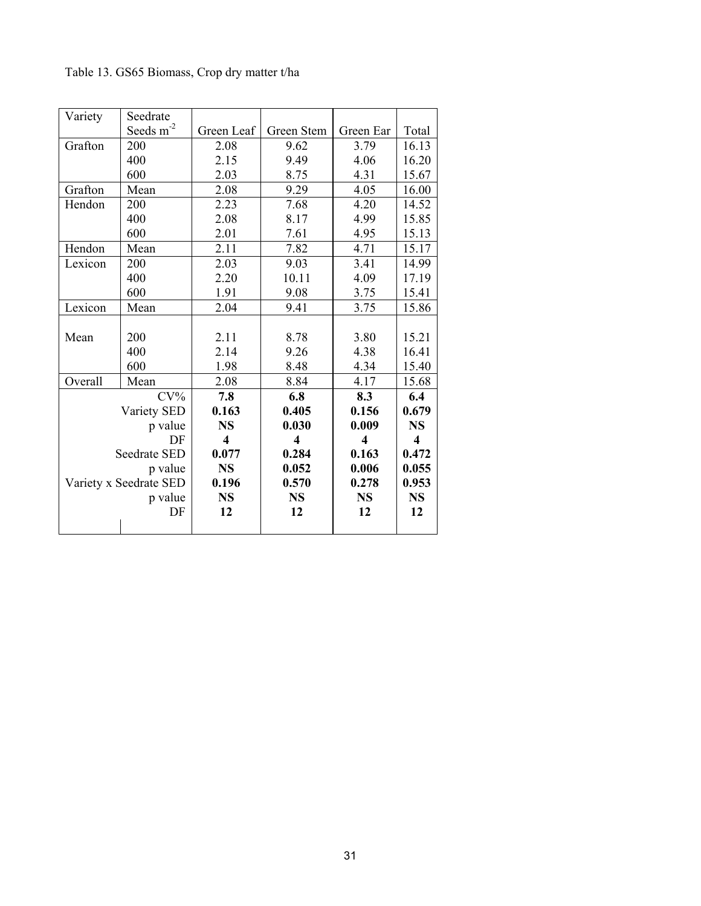Table 13. GS65 Biomass, Crop dry matter t/ha

| Variety | Seedrate Seeds $m^{-2}$ | Green Leaf | Green Stem | Green Ear | Total |
|---|---|---|---|---|---|
| Grafton | 200 | 2.08 | 9.62 | 3.79 | 16.13 |
| | 400 | 2.15 | 9.49 | 4.06 | 16.20 |
| | 600 | 2.03 | 8.75 | 4.31 | 15.67 |
| Grafton | Mean | 2.08 | 9.29 | 4.05 | 16.00 |
| Hendon | 200 | 2.23 | 7.68 | 4.20 | 14.52 |
| | 400 | 2.08 | 8.17 | 4.99 | 15.85 |
| | 600 | 2.01 | 7.61 | 4.95 | 15.13 |
| Hendon | Mean | 2.11 | 7.82 | 4.71 | 15.17 |
| Lexicon | 200 | 2.03 | 9.03 | 3.41 | 14.99 |
| | 400 | 2.20 | 10.11 | 4.09 | 17.19 |
| | 600 | 1.91 | 9.08 | 3.75 | 15.41 |
| Lexicon | Mean | 2.04 | 9.41 | 3.75 | 15.86 |
| Mean | 200 | 2.11 | 8.78 | 3.80 | 15.21 |
| | 400 | 2.14 | 9.26 | 4.38 | 16.41 |
| | 600 | 1.98 | 8.48 | 4.34 | 15.40 |
| Overall | Mean | 2.08 | 8.84 | 4.17 | 15.68 |
| | CV% | **7.8** | **6.8** | **8.3** | **6.4** |
| | Variety SED | **0.163** | **0.405** | **0.156** | **0.679** |
| | p value | **NS** | **0.030** | **0.009** | **NS** |
| | DF | **4** | **4** | **4** | **4** |
| | Seedrate SED | **0.077** | **0.284** | **0.163** | **0.472** |
| | p value | **NS** | **0.052** | **0.006** | **0.055** |
| | Variety x Seedrate SED | **0.196** | **0.570** | **0.278** | **0.953** |
| | p value | **NS** | **NS** | **NS** | **NS** |
| | DF | **12** | **12** | **12** | **12** |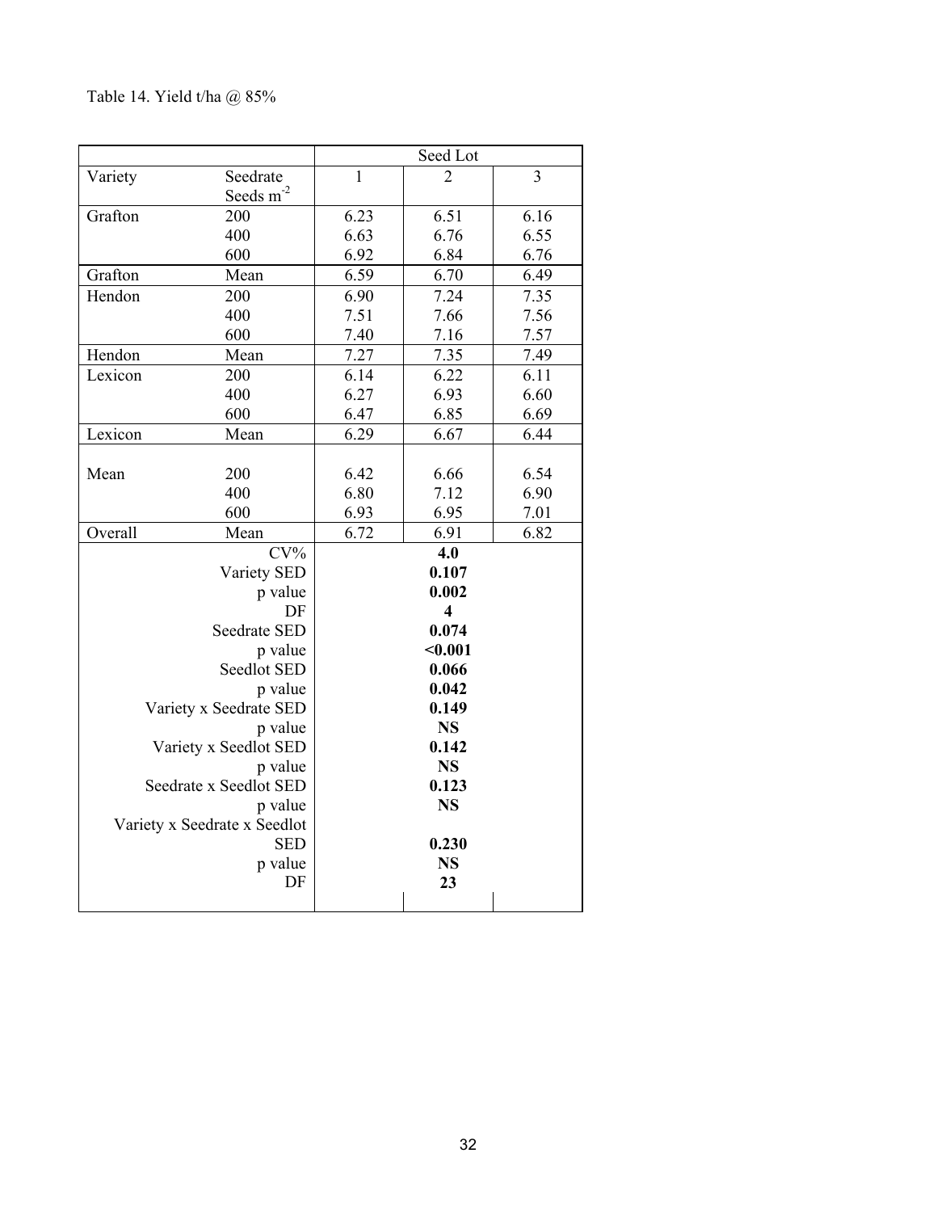Table 14. Yield t/ha @ 85%

| | | Seed Lot | | |
|---|---|---|---|---|
| Variety | Seedrate Seeds $m^{-2}$ | 1 | 2 | 3 |
| Grafton | 200 | 6.23 | 6.51 | 6.16 |
| | 400 | 6.63 | 6.76 | 6.55 |
| | 600 | 6.92 | 6.84 | 6.76 |
| Grafton | Mean | 6.59 | 6.70 | 6.49 |
| Hendon | 200 | 6.90 | 7.24 | 7.35 |
| | 400 | 7.51 | 7.66 | 7.56 |
| | 600 | 7.40 | 7.16 | 7.57 |
| Hendon | Mean | 7.27 | 7.35 | 7.49 |
| Lexicon | 200 | 6.14 | 6.22 | 6.11 |
| | 400 | 6.27 | 6.93 | 6.60 |
| | 600 | 6.47 | 6.85 | 6.69 |
| Lexicon | Mean | 6.29 | 6.67 | 6.44 |
| Mean | 200 | 6.42 | 6.66 | 6.54 |
| | 400 | 6.80 | 7.12 | 6.90 |
| | 600 | 6.93 | 6.95 | 7.01 |
| Overall | Mean | 6.72 | 6.91 | 6.82 |
| | CV% | | **4.0** | |
| | Variety SED | | **0.107** | |
| | p value | | **0.002** | |
| | DF | | **4** | |
| | Seedrate SED | | **0.074** | |
| | p value | | **<0.001** | |
| | Seedlot SED | | **0.066** | |
| | p value | | **0.042** | |
| | Variety x Seedrate SED | | **0.149** | |
| | p value | | **NS** | |
| | Variety x Seedlot SED | | **0.142** | |
| | p value | | **NS** | |
| | Seedrate x Seedlot SED | | **0.123** | |
| | p value | | **NS** | |
| | Variety x Seedrate x Seedlot SED | | **0.230** | |
| | p value | | **NS** | |
| | DF | | **23** | |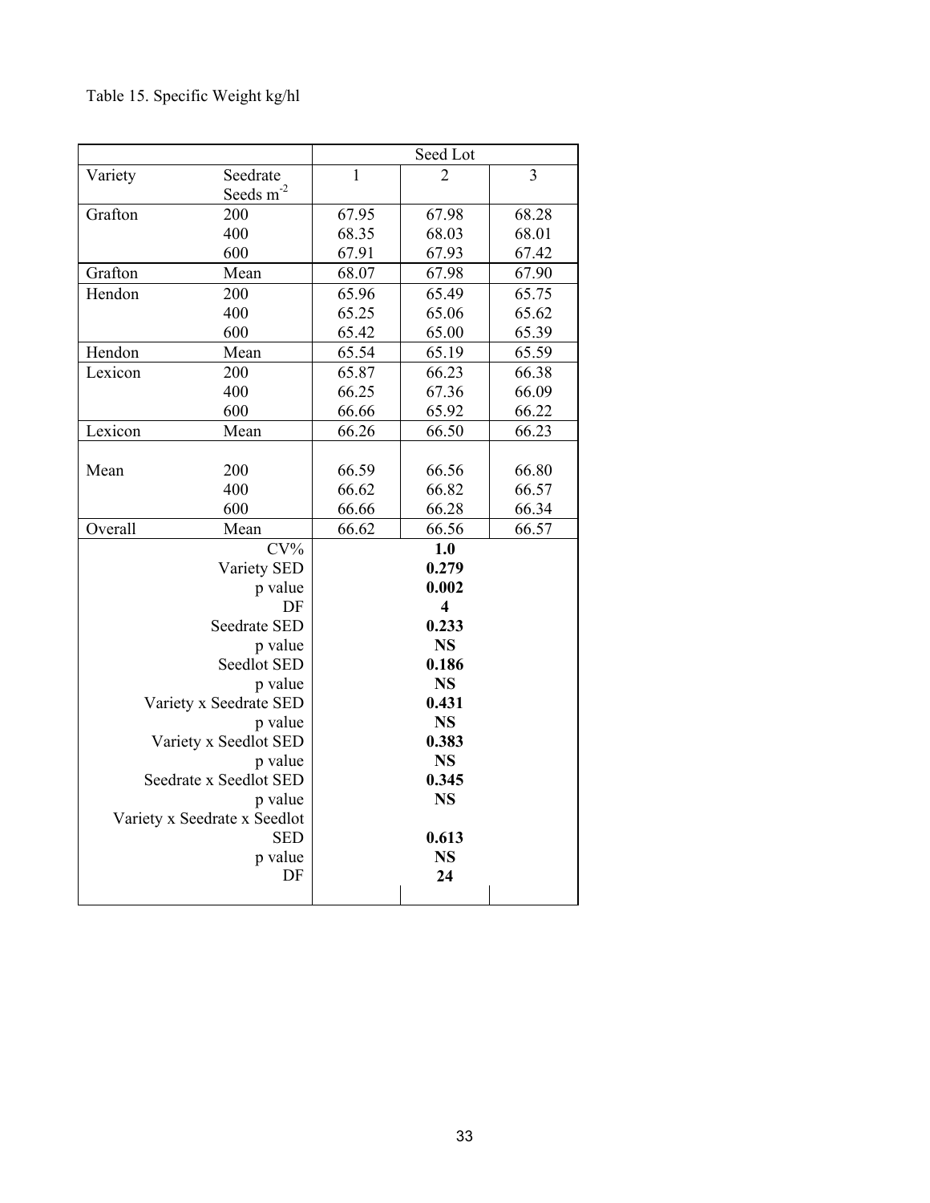Table 15. Specific Weight kg/hl

| | | Seed Lot | | |
|---|---|---|---|---|
| Variety | Seedrate Seeds $m^{-2}$ | 1 | 2 | 3 |
| Grafton | 200 | 67.95 | 67.98 | 68.28 |
| | 400 | 68.35 | 68.03 | 68.01 |
| | 600 | 67.91 | 67.93 | 67.42 |
| Grafton | Mean | 68.07 | 67.98 | 67.90 |
| Hendon | 200 | 65.96 | 65.49 | 65.75 |
| | 400 | 65.25 | 65.06 | 65.62 |
| | 600 | 65.42 | 65.00 | 65.39 |
| Hendon | Mean | 65.54 | 65.19 | 65.59 |
| Lexicon | 200 | 65.87 | 66.23 | 66.38 |
| | 400 | 66.25 | 67.36 | 66.09 |
| | 600 | 66.66 | 65.92 | 66.22 |
| Lexicon | Mean | 66.26 | 66.50 | 66.23 |
| Mean | 200 | 66.59 | 66.56 | 66.80 |
| | 400 | 66.62 | 66.82 | 66.57 |
| | 600 | 66.66 | 66.28 | 66.34 |
| Overall | Mean | 66.62 | 66.56 | 66.57 |
| | CV% | | **1.0** | |
| | Variety SED | | **0.279** | |
| | p value | | **0.002** | |
| | DF | | **4** | |
| | Seedrate SED | | **0.233** | |
| | p value | | **NS** | |
| | Seedlot SED | | **0.186** | |
| | p value | | **NS** | |
| | Variety x Seedrate SED | | **0.431** | |
| | p value | | **NS** | |
| | Variety x Seedlot SED | | **0.383** | |
| | p value | | **NS** | |
| | Seedrate x Seedlot SED | | **0.345** | |
| | p value | | **NS** | |
| | Variety x Seedrate x Seedlot SED | | **0.613** | |
| | p value | | **NS** | |
| | DF | | **24** | |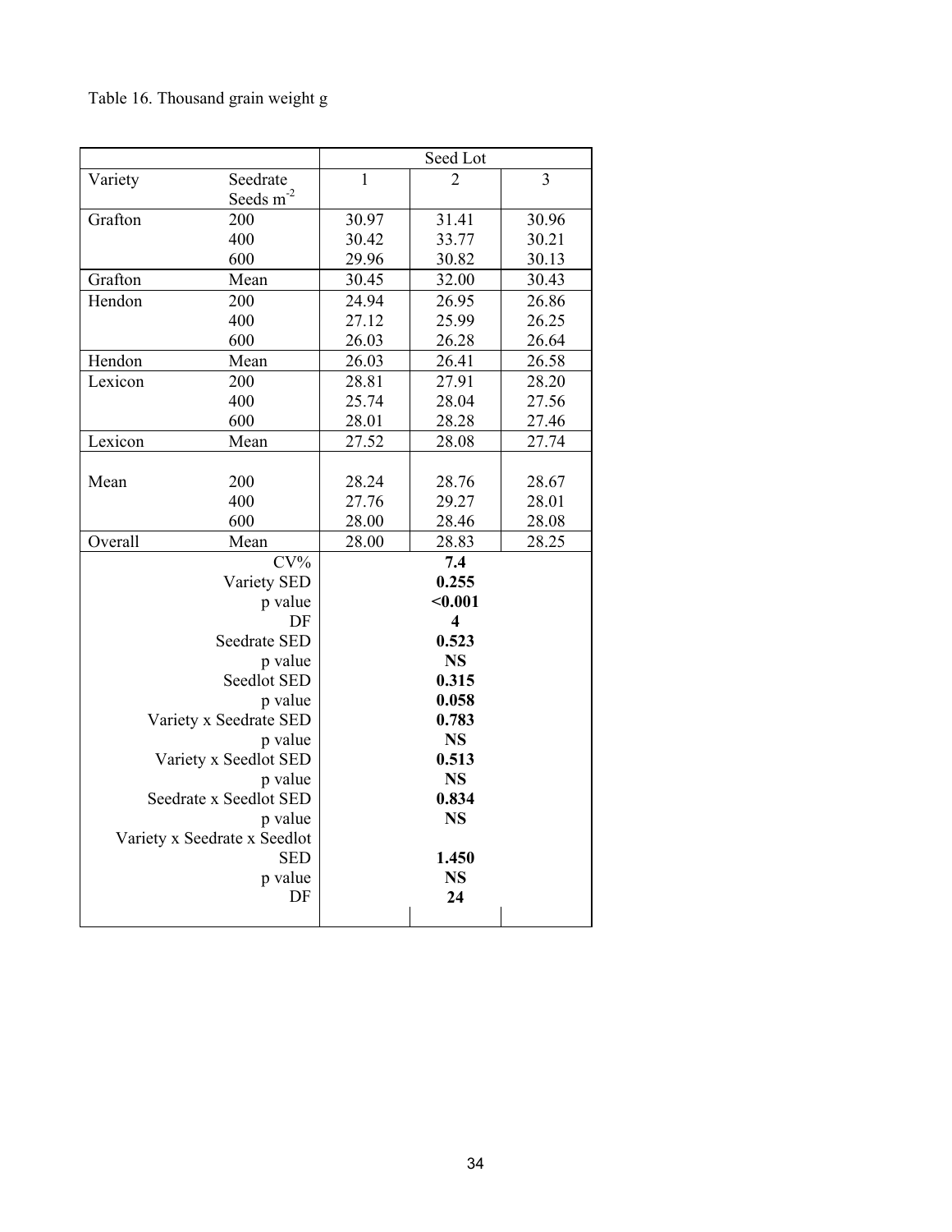Table 16. Thousand grain weight g

| | | Seed Lot | | |
|---|---|---|---|---|
| Variety | Seedrate Seeds $m^{-2}$ | 1 | 2 | 3 |
| Grafton | 200 | 30.97 | 31.41 | 30.96 |
| | 400 | 30.42 | 33.77 | 30.21 |
| | 600 | 29.96 | 30.82 | 30.13 |
| Grafton | Mean | 30.45 | 32.00 | 30.43 |
| Hendon | 200 | 24.94 | 26.95 | 26.86 |
| | 400 | 27.12 | 25.99 | 26.25 |
| | 600 | 26.03 | 26.28 | 26.64 |
| Hendon | Mean | 26.03 | 26.41 | 26.58 |
| Lexicon | 200 | 28.81 | 27.91 | 28.20 |
| | 400 | 25.74 | 28.04 | 27.56 |
| | 600 | 28.01 | 28.28 | 27.46 |
| Lexicon | Mean | 27.52 | 28.08 | 27.74 |
| Mean | 200 | 28.24 | 28.76 | 28.67 |
| | 400 | 27.76 | 29.27 | 28.01 |
| | 600 | 28.00 | 28.46 | 28.08 |
| Overall | Mean | 28.00 | 28.83 | 28.25 |
| | CV% | | **7.4** | |
| | Variety SED | | **0.255** | |
| | p value | | **<0.001** | |
| | DF | | **4** | |
| | Seedrate SED | | **0.523** | |
| | p value | | **NS** | |
| | Seedlot SED | | **0.315** | |
| | p value | | **0.058** | |
| | Variety x Seedrate SED | | **0.783** | |
| | p value | | **NS** | |
| | Variety x Seedlot SED | | **0.513** | |
| | p value | | **NS** | |
| | Seedrate x Seedlot SED | | **0.834** | |
| | p value | | **NS** | |
| | Variety x Seedrate x Seedlot SED | | **1.450** | |
| | p value | | **NS** | |
| | DF | | **24** | |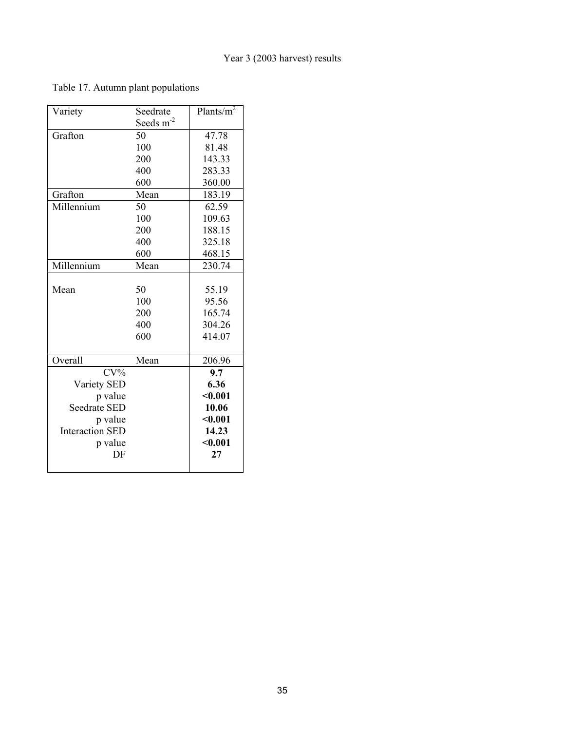Year 3 (2003 harvest) results

Table 17. Autumn plant populations

| Variety | Seedrate Seeds $m^{-2}$ | Plants/$m^2$ |
|---|---|---|
| Grafton | 50 | 47.78 |
| | 100 | 81.48 |
| | 200 | 143.33 |
| | 400 | 283.33 |
| | 600 | 360.00 |
| Grafton | Mean | 183.19 |
| Millennium | 50 | 62.59 |
| | 100 | 109.63 |
| | 200 | 188.15 |
| | 400 | 325.18 |
| | 600 | 468.15 |
| Millennium | Mean | 230.74 |
| Mean | 50 | 55.19 |
| | 100 | 95.56 |
| | 200 | 165.74 |
| | 400 | 304.26 |
| | 600 | 414.07 |
| Overall | Mean | 206.96 |
| CV% | | **9.7** |
| Variety SED | | **6.36** |
| p value | | **<0.001** |
| Seedrate SED | | **10.06** |
| p value | | **<0.001** |
| Interaction SED | | **14.23** |
| p value | | **<0.001** |
| DF | | **27** |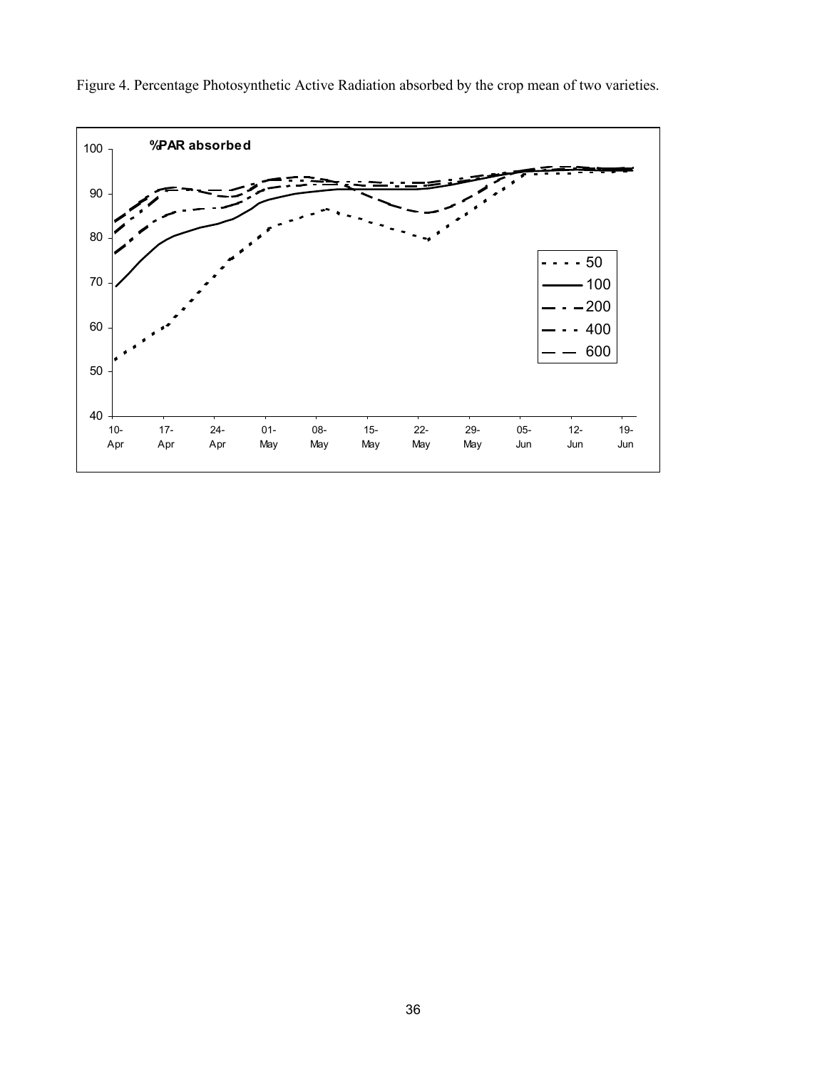Figure 4. Percentage Photosynthetic Active Radiation absorbed by the crop mean of two varieties.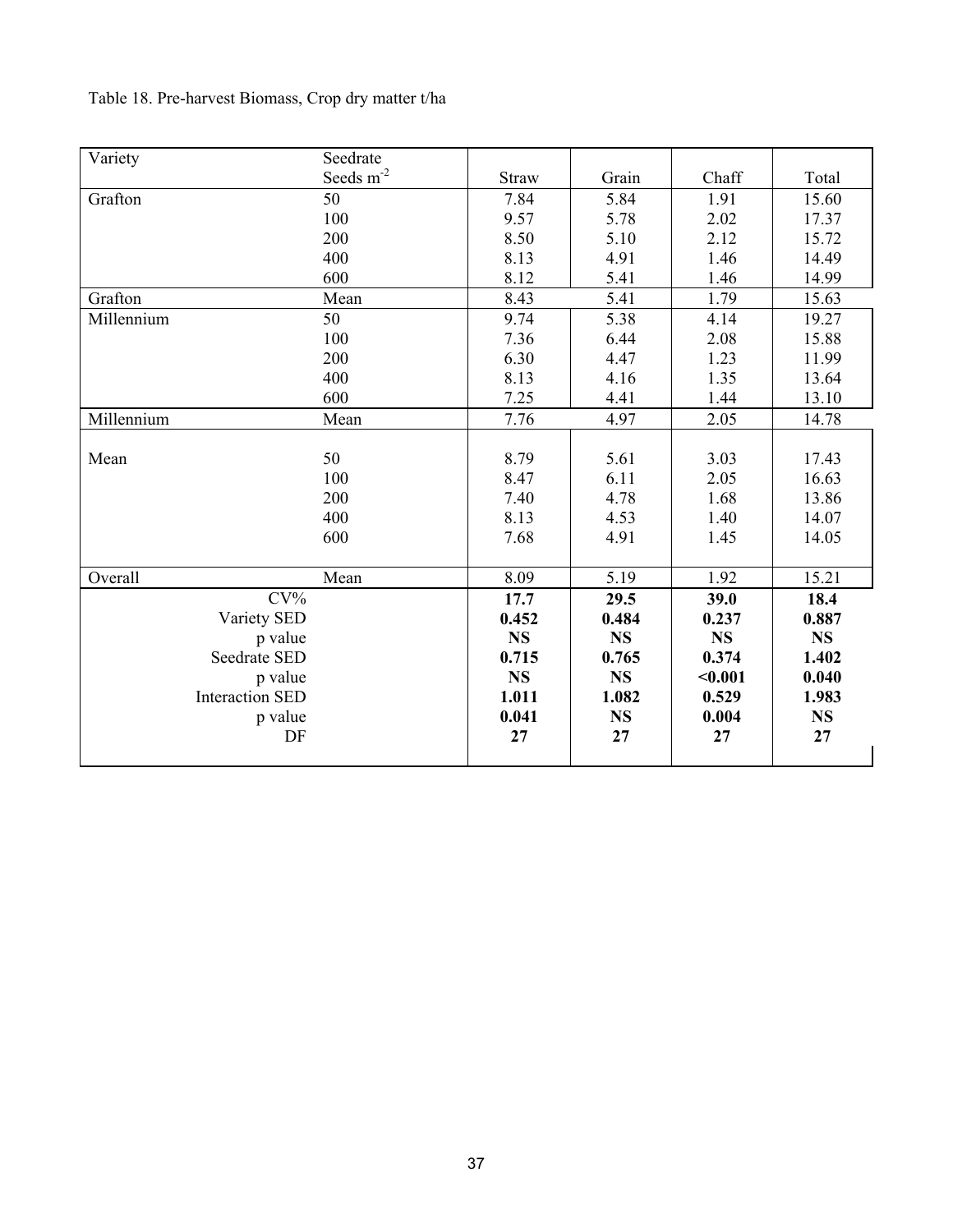Table 18. Pre-harvest Biomass, Crop dry matter t/ha

| Variety | Seedrate Seeds $m^{-2}$ | Straw | Grain | Chaff | Total |
|---|---|---|---|---|---|
| Grafton | 50 | 7.84 | 5.84 | 1.91 | 15.60 |
| | 100 | 9.57 | 5.78 | 2.02 | 17.37 |
| | 200 | 8.50 | 5.10 | 2.12 | 15.72 |
| | 400 | 8.13 | 4.91 | 1.46 | 14.49 |
| | 600 | 8.12 | 5.41 | 1.46 | 14.99 |
| Grafton | Mean | 8.43 | 5.41 | 1.79 | 15.63 |
| Millennium | 50 | 9.74 | 5.38 | 4.14 | 19.27 |
| | 100 | 7.36 | 6.44 | 2.08 | 15.88 |
| | 200 | 6.30 | 4.47 | 1.23 | 11.99 |
| | 400 | 8.13 | 4.16 | 1.35 | 13.64 |
| | 600 | 7.25 | 4.41 | 1.44 | 13.10 |
| Millennium | Mean | 7.76 | 4.97 | 2.05 | 14.78 |
| Mean | 50 | 8.79 | 5.61 | 3.03 | 17.43 |
| | 100 | 8.47 | 6.11 | 2.05 | 16.63 |
| | 200 | 7.40 | 4.78 | 1.68 | 13.86 |
| | 400 | 8.13 | 4.53 | 1.40 | 14.07 |
| | 600 | 7.68 | 4.91 | 1.45 | 14.05 |
| Overall | Mean | 8.09 | 5.19 | 1.92 | 15.21 |
| CV% | | **17.7** | **29.5** | **39.0** | **18.4** |
| Variety SED | | **0.452** | **0.484** | **0.237** | **0.887** |
| p value | | **NS** | **NS** | **NS** | **NS** |
| Seedrate SED | | **0.715** | **0.765** | **0.374** | **1.402** |
| p value | | **NS** | **NS** | **<0.001** | **0.040** |
| Interaction SED | | **1.011** | **1.082** | **0.529** | **1.983** |
| p value | | **0.041** | **NS** | **0.004** | **NS** |
| DF | | **27** | **27** | **27** | **27** |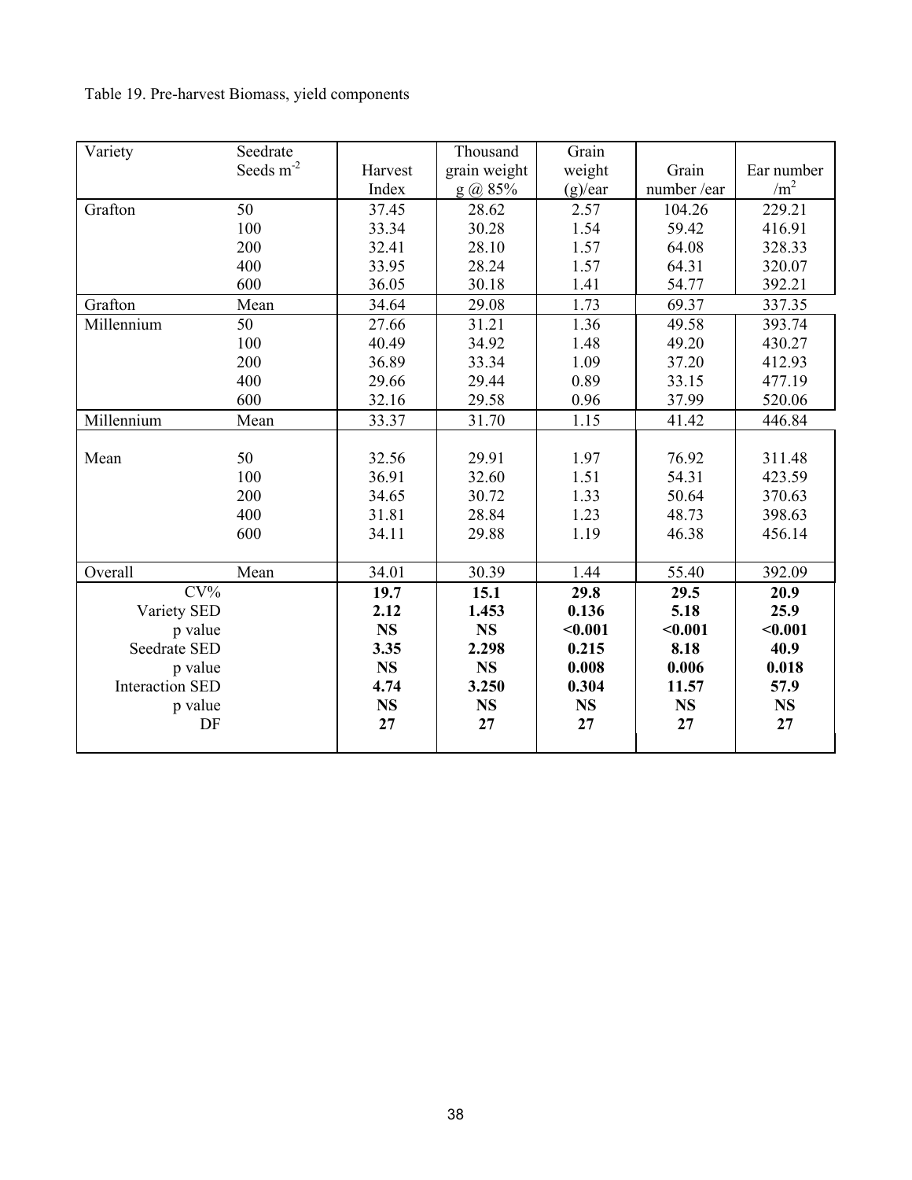Table 19. Pre-harvest Biomass, yield components

| Variety | Seedrate Seeds $m^{-2}$ | Harvest Index | Thousand grain weight g @ 85% | Grain weight (g)/ear | Grain number /ear | Ear number $/m^2$ |
|---|---|---|---|---|---|---|
| Grafton | 50 | 37.45 | 28.62 | 2.57 | 104.26 | 229.21 |
| | 100 | 33.34 | 30.28 | 1.54 | 59.42 | 416.91 |
| | 200 | 32.41 | 28.10 | 1.57 | 64.08 | 328.33 |
| | 400 | 33.95 | 28.24 | 1.57 | 64.31 | 320.07 |
| | 600 | 36.05 | 30.18 | 1.41 | 54.77 | 392.21 |
| Grafton | Mean | 34.64 | 29.08 | 1.73 | 69.37 | 337.35 |
| Millennium | 50 | 27.66 | 31.21 | 1.36 | 49.58 | 393.74 |
| | 100 | 40.49 | 34.92 | 1.48 | 49.20 | 430.27 |
| | 200 | 36.89 | 33.34 | 1.09 | 37.20 | 412.93 |
| | 400 | 29.66 | 29.44 | 0.89 | 33.15 | 477.19 |
| | 600 | 32.16 | 29.58 | 0.96 | 37.99 | 520.06 |
| Millennium | Mean | 33.37 | 31.70 | 1.15 | 41.42 | 446.84 |
| Mean | 50 | 32.56 | 29.91 | 1.97 | 76.92 | 311.48 |
| | 100 | 36.91 | 32.60 | 1.51 | 54.31 | 423.59 |
| | 200 | 34.65 | 30.72 | 1.33 | 50.64 | 370.63 |
| | 400 | 31.81 | 28.84 | 1.23 | 48.73 | 398.63 |
| | 600 | 34.11 | 29.88 | 1.19 | 46.38 | 456.14 |
| Overall | Mean | 34.01 | 30.39 | 1.44 | 55.40 | 392.09 |
| CV% | | **19.7** | **15.1** | **29.8** | **29.5** | **20.9** |
| Variety SED | | **2.12** | **1.453** | **0.136** | **5.18** | **25.9** |
| p value | | **NS** | **NS** | **<0.001** | **<0.001** | **<0.001** |
| Seedrate SED | | **3.35** | **2.298** | **0.215** | **8.18** | **40.9** |
| p value | | **NS** | **NS** | **0.008** | **0.006** | **0.018** |
| Interaction SED | | **4.74** | **3.250** | **0.304** | **11.57** | **57.9** |
| p value | | **NS** | **NS** | **NS** | **NS** | **NS** |
| DF | | **27** | **27** | **27** | **27** | **27** |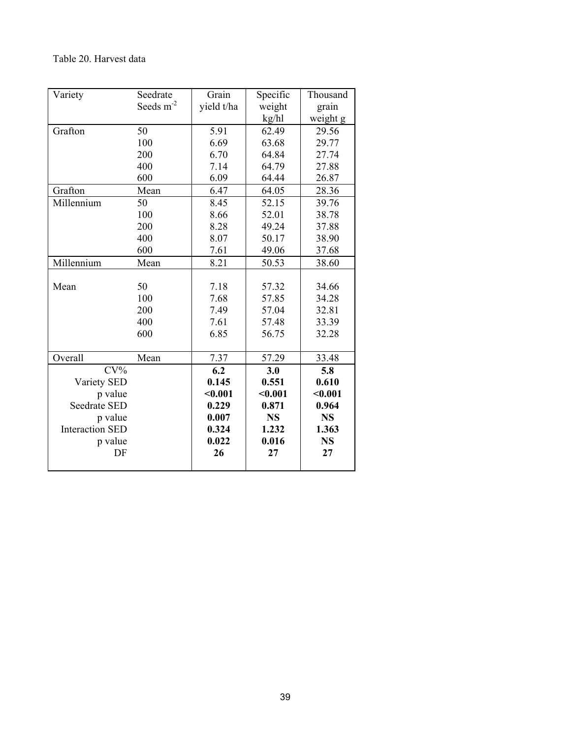Table 20. Harvest data

| Variety | Seedrate Seeds $m^{-2}$ | Grain yield t/ha | Specific weight kg/hl | Thousand grain weight g |
|---|---|---|---|---|
| Grafton | 50 | 5.91 | 62.49 | 29.56 |
| | 100 | 6.69 | 63.68 | 29.77 |
| | 200 | 6.70 | 64.84 | 27.74 |
| | 400 | 7.14 | 64.79 | 27.88 |
| | 600 | 6.09 | 64.44 | 26.87 |
| Grafton | Mean | 6.47 | 64.05 | 28.36 |
| Millennium | 50 | 8.45 | 52.15 | 39.76 |
| | 100 | 8.66 | 52.01 | 38.78 |
| | 200 | 8.28 | 49.24 | 37.88 |
| | 400 | 8.07 | 50.17 | 38.90 |
| | 600 | 7.61 | 49.06 | 37.68 |
| Millennium | Mean | 8.21 | 50.53 | 38.60 |
| Mean | 50 | 7.18 | 57.32 | 34.66 |
| | 100 | 7.68 | 57.85 | 34.28 |
| | 200 | 7.49 | 57.04 | 32.81 |
| | 400 | 7.61 | 57.48 | 33.39 |
| | 600 | 6.85 | 56.75 | 32.28 |
| Overall | Mean | 7.37 | 57.29 | 33.48 |
| CV% | | **6.2** | **3.0** | **5.8** |
| Variety SED | | **0.145** | **0.551** | **0.610** |
| p value | | **<0.001** | **<0.001** | **<0.001** |
| Seedrate SED | | **0.229** | **0.871** | **0.964** |
| p value | | **0.007** | **NS** | **NS** |
| Interaction SED | | **0.324** | **1.232** | **1.363** |
| p value | | **0.022** | **0.016** | **NS** |
| DF | | **26** | **27** | **27** |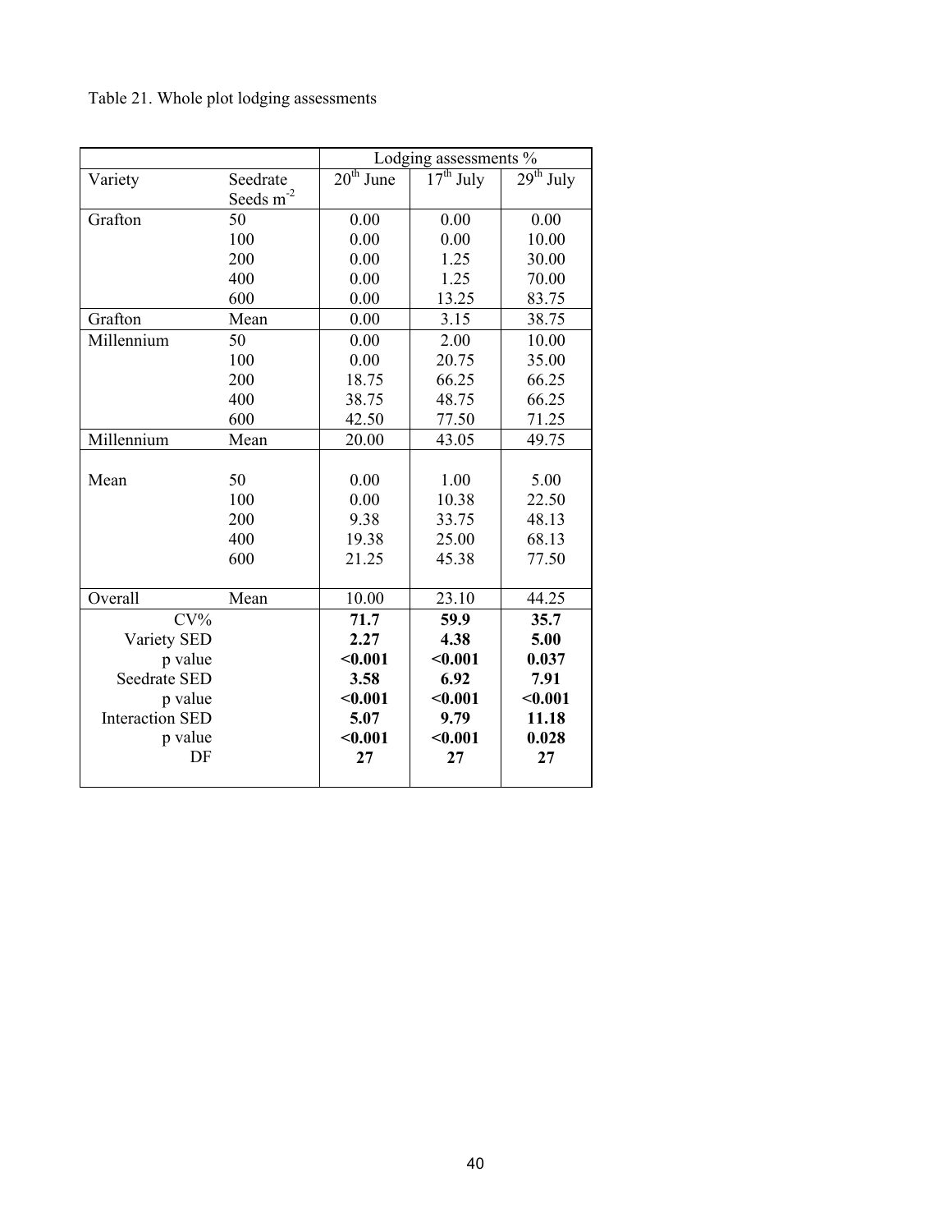Table 21. Whole plot lodging assessments

| | | Lodging assessments % | | |
|---|---|---|---|---|
| Variety | Seedrate Seeds $m^{-2}$ | 20[th] June | 17[th] July | 29[th] July |
| Grafton | 50 | 0.00 | 0.00 | 0.00 |
| | 100 | 0.00 | 0.00 | 10.00 |
| | 200 | 0.00 | 1.25 | 30.00 |
| | 400 | 0.00 | 1.25 | 70.00 |
| | 600 | 0.00 | 13.25 | 83.75 |
| Grafton | Mean | 0.00 | 3.15 | 38.75 |
| Millennium | 50 | 0.00 | 2.00 | 10.00 |
| | 100 | 0.00 | 20.75 | 35.00 |
| | 200 | 18.75 | 66.25 | 66.25 |
| | 400 | 38.75 | 48.75 | 66.25 |
| | 600 | 42.50 | 77.50 | 71.25 |
| Millennium | Mean | 20.00 | 43.05 | 49.75 |
| Mean | 50 | 0.00 | 1.00 | 5.00 |
| | 100 | 0.00 | 10.38 | 22.50 |
| | 200 | 9.38 | 33.75 | 48.13 |
| | 400 | 19.38 | 25.00 | 68.13 |
| | 600 | 21.25 | 45.38 | 77.50 |
| Overall | Mean | 10.00 | 23.10 | 44.25 |
| CV% | | **71.7** | **59.9** | **35.7** |
| Variety SED | | **2.27** | **4.38** | **5.00** |
| p value | | **<0.001** | **<0.001** | **0.037** |
| Seedrate SED | | **3.58** | **6.92** | **7.91** |
| p value | | **<0.001** | **<0.001** | **<0.001** |
| Interaction SED | | **5.07** | **9.79** | **11.18** |
| p value | | **<0.001** | **<0.001** | **0.028** |
| DF | | **27** | **27** | **27** |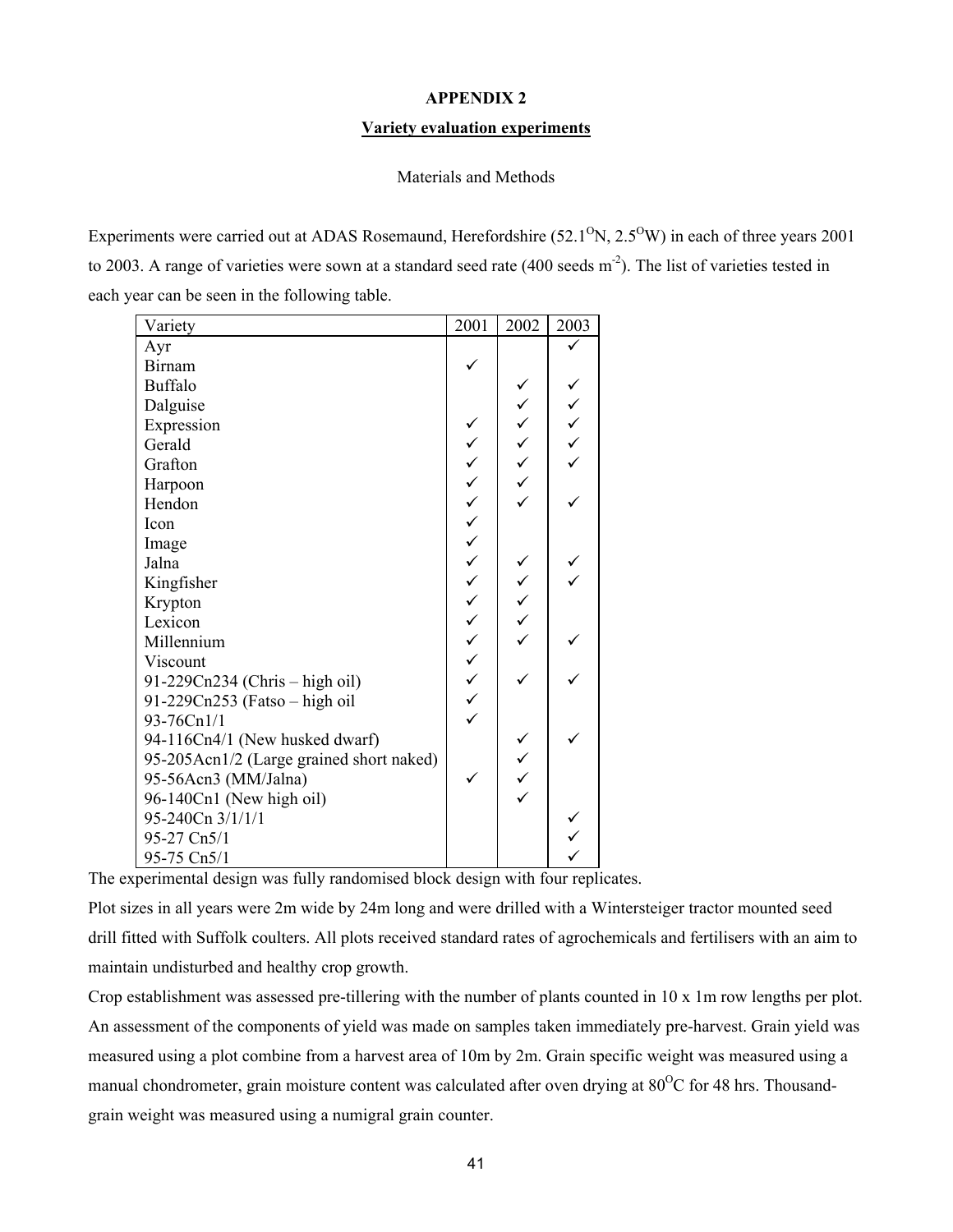**APPENDIX 2**

**Variety evaluation experiments**

Materials and Methods

Experiments were carried out at ADAS Rosemaund, Herefordshire (52.1$^{O}$N, 2.5$^{O}$W) in each of three years 2001 to 2003. A range of varieties were sown at a standard seed rate (400 seeds m$^{-2}$). The list of varieties tested in each year can be seen in the following table.

| Variety | 2001 | 2002 | 2003 |
|---|---|---|---|
| Ayr | | | ✓ |
| Birnam | ✓ | | |
| Buffalo | | ✓ | ✓ |
| Dalguise | | ✓ | ✓ |
| Expression | ✓ | ✓ | ✓ |
| Gerald | ✓ | ✓ | ✓ |
| Grafton | ✓ | ✓ | ✓ |
| Harpoon | ✓ | ✓ | |
| Hendon | ✓ | ✓ | ✓ |
| Icon | ✓ | | |
| Image | ✓ | | |
| Jalna | ✓ | ✓ | ✓ |
| Kingfisher | ✓ | ✓ | ✓ |
| Krypton | ✓ | ✓ | |
| Lexicon | ✓ | ✓ | |
| Millennium | ✓ | ✓ | ✓ |
| Viscount | ✓ | | |
| 91-229Cn234 (Chris – high oil) | ✓ | ✓ | ✓ |
| 91-229Cn253 (Fatso – high oil | ✓ | | |
| 93-76Cn1/1 | ✓ | | |
| 94-116Cn4/1 (New husked dwarf) | | ✓ | ✓ |
| 95-205Acn1/2 (Large grained short naked) | | ✓ | |
| 95-56Acn3 (MM/Jalna) | ✓ | ✓ | |
| 96-140Cn1 (New high oil) | | ✓ | |
| 95-240Cn 3/1/1/1 | | | ✓ |
| 95-27 Cn5/1 | | | ✓ |
| 95-75 Cn5/1 | | | ✓ |

The experimental design was fully randomised block design with four replicates.

Plot sizes in all years were 2m wide by 24m long and were drilled with a Wintersteiger tractor mounted seed drill fitted with Suffolk coulters. All plots received standard rates of agrochemicals and fertilisers with an aim to maintain undisturbed and healthy crop growth.

Crop establishment was assessed pre-tillering with the number of plants counted in 10 x 1m row lengths per plot. An assessment of the components of yield was made on samples taken immediately pre-harvest. Grain yield was measured using a plot combine from a harvest area of 10m by 2m. Grain specific weight was measured using a manual chondrometer, grain moisture content was calculated after oven drying at 80$^{O}$C for 48 hrs. Thousand-grain weight was measured using a numigral grain counter.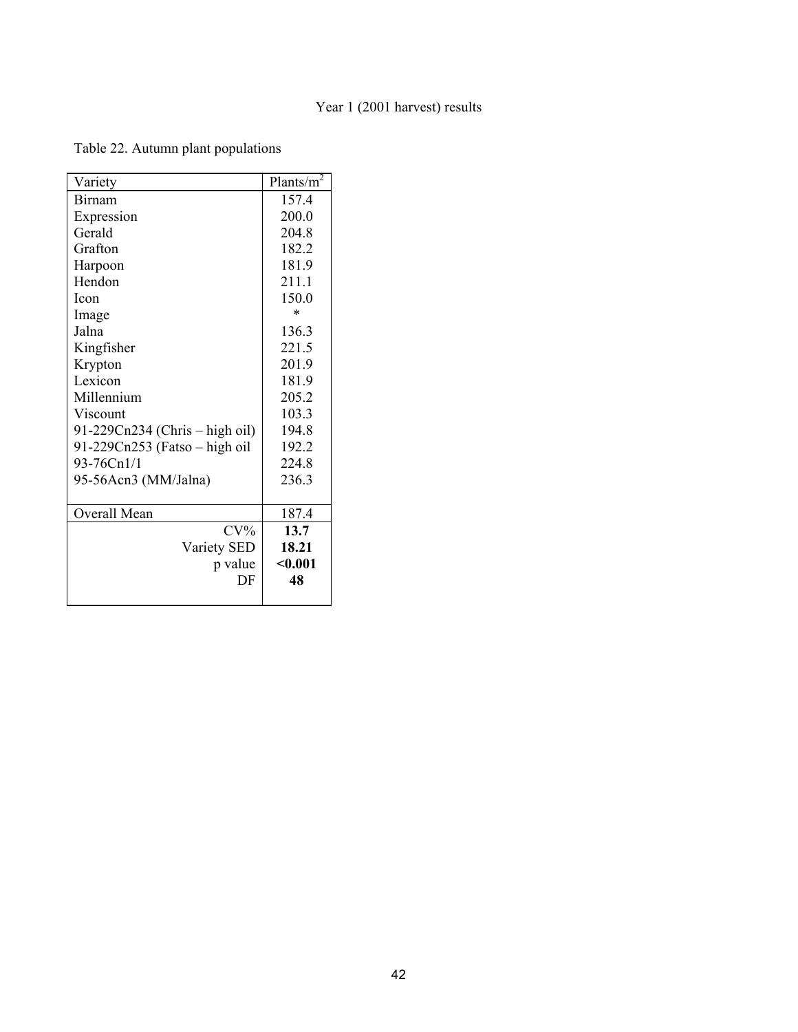Year 1 (2001 harvest) results

Table 22. Autumn plant populations

| Variety | Plants/$m^2$ |
|---|---|
| Birnam | 157.4 |
| Expression | 200.0 |
| Gerald | 204.8 |
| Grafton | 182.2 |
| Harpoon | 181.9 |
| Hendon | 211.1 |
| Icon | 150.0 |
| Image | * |
| Jalna | 136.3 |
| Kingfisher | 221.5 |
| Krypton | 201.9 |
| Lexicon | 181.9 |
| Millennium | 205.2 |
| Viscount | 103.3 |
| 91-229Cn234 (Chris – high oil) | 194.8 |
| 91-229Cn253 (Fatso – high oil | 192.2 |
| 93-76Cn1/1 | 224.8 |
| 95-56Acn3 (MM/Jalna) | 236.3 |
| | |
| Overall Mean | 187.4 |
| CV% | **13.7** |
| Variety SED | **18.21** |
| p value | **<0.001** |
| DF | **48** |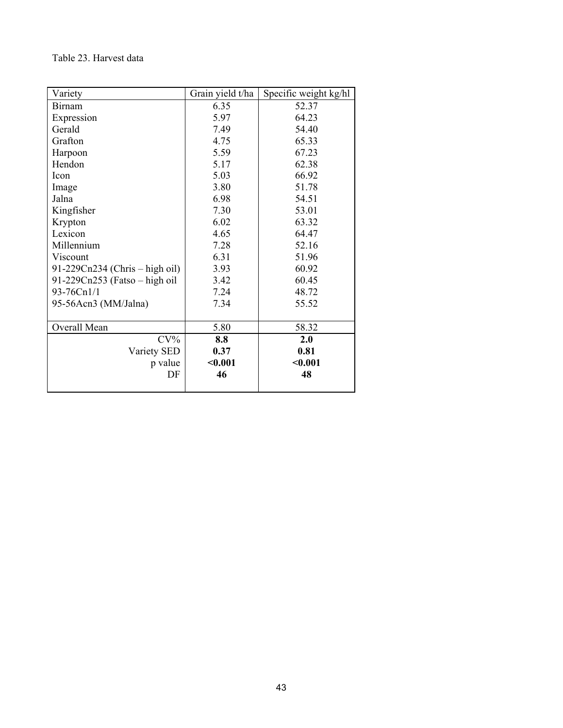Table 23. Harvest data

| Variety | Grain yield t/ha | Specific weight kg/hl |
|---|---|---|
| Birnam | 6.35 | 52.37 |
| Expression | 5.97 | 64.23 |
| Gerald | 7.49 | 54.40 |
| Grafton | 4.75 | 65.33 |
| Harpoon | 5.59 | 67.23 |
| Hendon | 5.17 | 62.38 |
| Icon | 5.03 | 66.92 |
| Image | 3.80 | 51.78 |
| Jalna | 6.98 | 54.51 |
| Kingfisher | 7.30 | 53.01 |
| Krypton | 6.02 | 63.32 |
| Lexicon | 4.65 | 64.47 |
| Millennium | 7.28 | 52.16 |
| Viscount | 6.31 | 51.96 |
| 91-229Cn234 (Chris – high oil) | 3.93 | 60.92 |
| 91-229Cn253 (Fatso – high oil | 3.42 | 60.45 |
| 93-76Cn1/1 | 7.24 | 48.72 |
| 95-56Acn3 (MM/Jalna) | 7.34 | 55.52 |
| Overall Mean | 5.80 | 58.32 |
| CV% | **8.8** | **2.0** |
| Variety SED | **0.37** | **0.81** |
| p value | **<0.001** | **<0.001** |
| DF | **46** | **48** |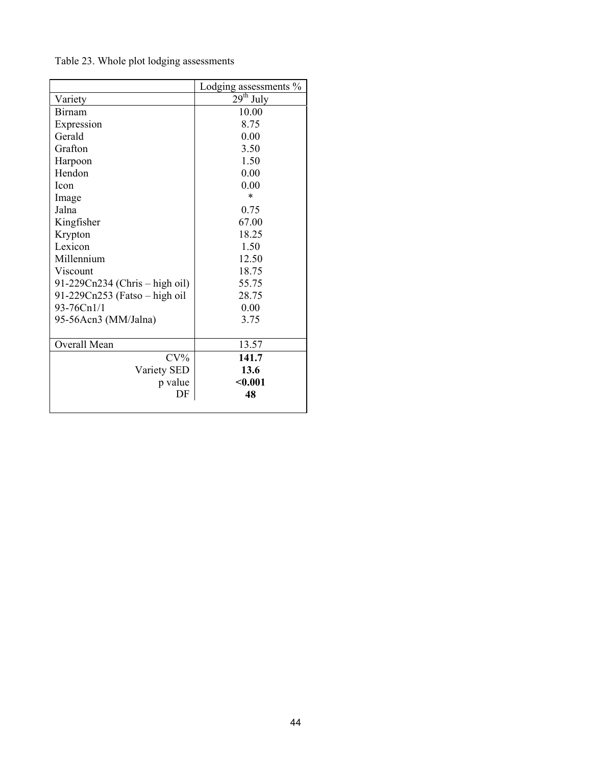Table 23. Whole plot lodging assessments

| | Lodging assessments % |
|---|---|
| Variety | 29th July |
| Birnam | 10.00 |
| Expression | 8.75 |
| Gerald | 0.00 |
| Grafton | 3.50 |
| Harpoon | 1.50 |
| Hendon | 0.00 |
| Icon | 0.00 |
| Image | * |
| Jalna | 0.75 |
| Kingfisher | 67.00 |
| Krypton | 18.25 |
| Lexicon | 1.50 |
| Millennium | 12.50 |
| Viscount | 18.75 |
| 91-229Cn234 (Chris – high oil) | 55.75 |
| 91-229Cn253 (Fatso – high oil | 28.75 |
| 93-76Cn1/1 | 0.00 |
| 95-56Acn3 (MM/Jalna) | 3.75 |
| Overall Mean | 13.57 |
| CV% | **141.7** |
| Variety SED | **13.6** |
| p value | **<0.001** |
| DF | **48** |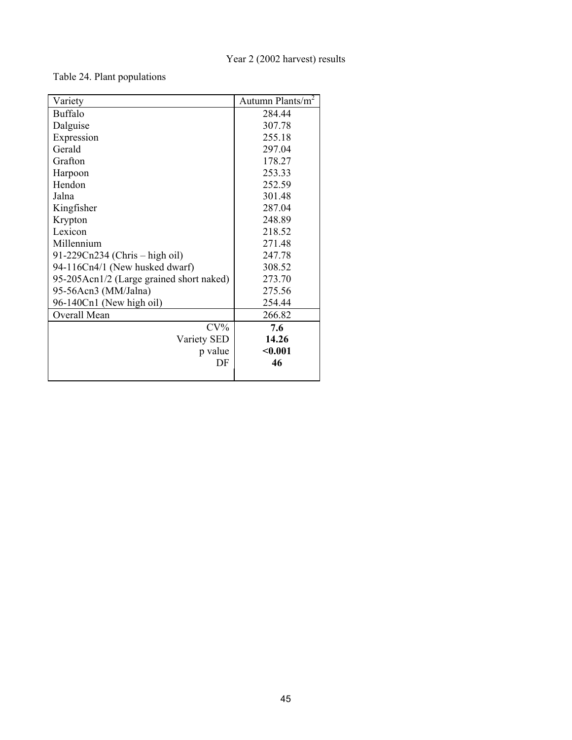Year 2 (2002 harvest) results

Table 24. Plant populations

| Variety | Autumn Plants/$m^2$ |
|---|---|
| Buffalo | 284.44 |
| Dalguise | 307.78 |
| Expression | 255.18 |
| Gerald | 297.04 |
| Grafton | 178.27 |
| Harpoon | 253.33 |
| Hendon | 252.59 |
| Jalna | 301.48 |
| Kingfisher | 287.04 |
| Krypton | 248.89 |
| Lexicon | 218.52 |
| Millennium | 271.48 |
| 91-229Cn234 (Chris – high oil) | 247.78 |
| 94-116Cn4/1 (New husked dwarf) | 308.52 |
| 95-205Acn1/2 (Large grained short naked) | 273.70 |
| 95-56Acn3 (MM/Jalna) | 275.56 |
| 96-140Cn1 (New high oil) | 254.44 |
| Overall Mean | 266.82 |
| CV% | **7.6** |
| Variety SED | **14.26** |
| p value | **<0.001** |
| DF | **46** |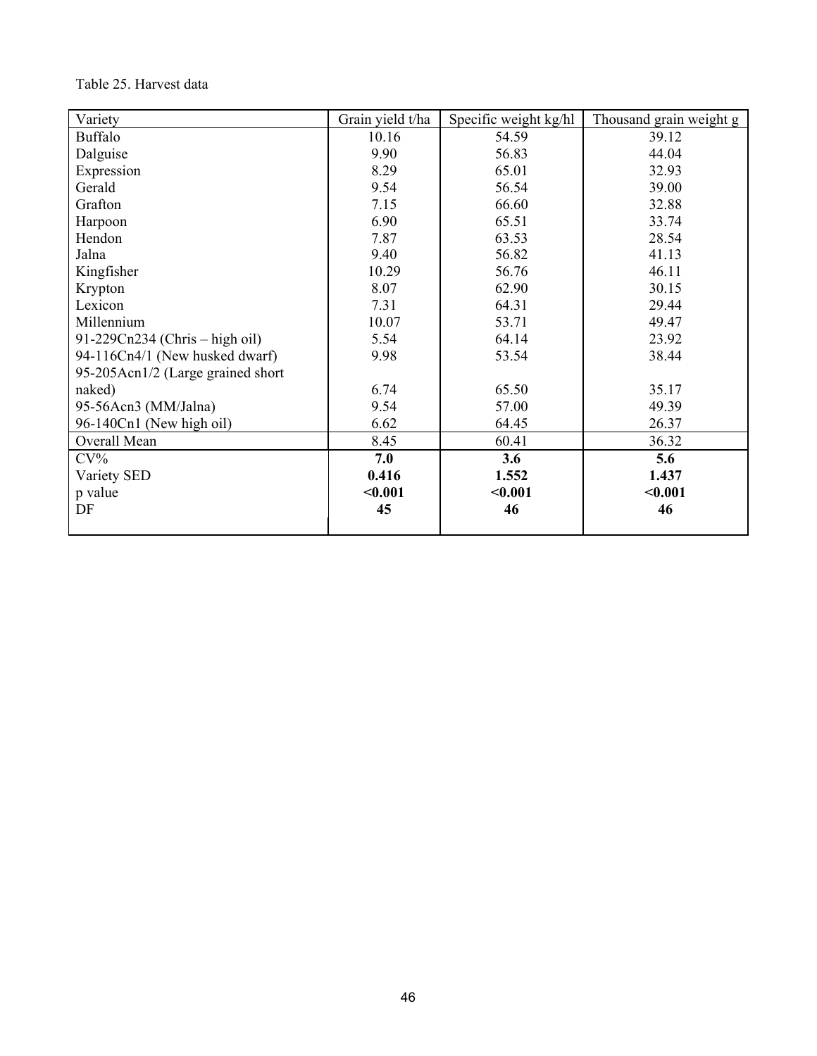Table 25. Harvest data

| Variety | Grain yield t/ha | Specific weight kg/hl | Thousand grain weight g |
|---|---|---|---|
| Buffalo | 10.16 | 54.59 | 39.12 |
| Dalguise | 9.90 | 56.83 | 44.04 |
| Expression | 8.29 | 65.01 | 32.93 |
| Gerald | 9.54 | 56.54 | 39.00 |
| Grafton | 7.15 | 66.60 | 32.88 |
| Harpoon | 6.90 | 65.51 | 33.74 |
| Hendon | 7.87 | 63.53 | 28.54 |
| Jalna | 9.40 | 56.82 | 41.13 |
| Kingfisher | 10.29 | 56.76 | 46.11 |
| Krypton | 8.07 | 62.90 | 30.15 |
| Lexicon | 7.31 | 64.31 | 29.44 |
| Millennium | 10.07 | 53.71 | 49.47 |
| 91-229Cn234 (Chris – high oil) | 5.54 | 64.14 | 23.92 |
| 94-116Cn4/1 (New husked dwarf) | 9.98 | 53.54 | 38.44 |
| 95-205Acn1/2 (Large grained short naked) | 6.74 | 65.50 | 35.17 |
| 95-56Acn3 (MM/Jalna) | 9.54 | 57.00 | 49.39 |
| 96-140Cn1 (New high oil) | 6.62 | 64.45 | 26.37 |
| Overall Mean | 8.45 | 60.41 | 36.32 |
| CV% | **7.0** | **3.6** | **5.6** |
| Variety SED | **0.416** | **1.552** | **1.437** |
| p value | **<0.001** | **<0.001** | **<0.001** |
| DF | **45** | **46** | **46** |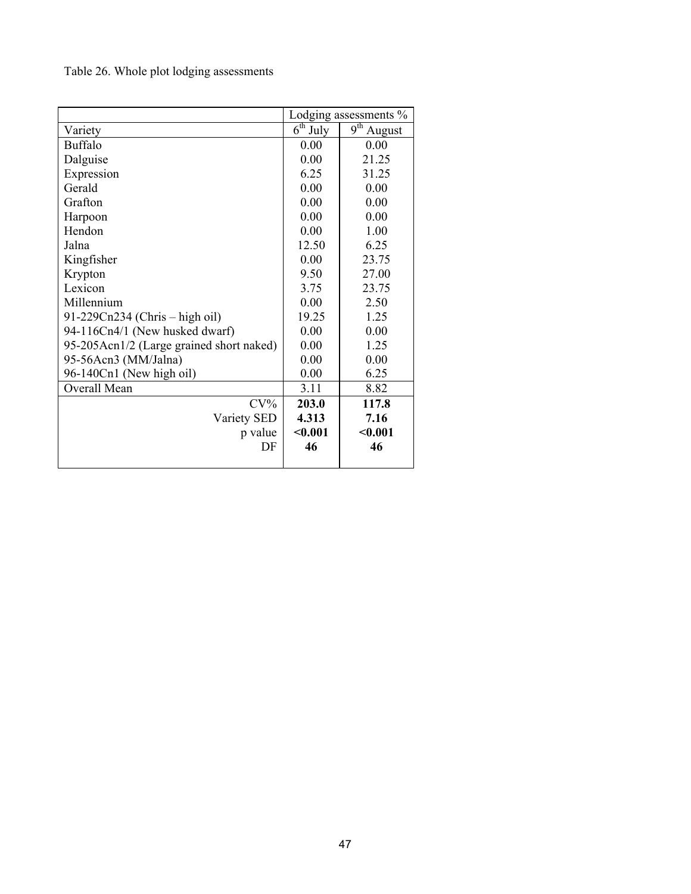Table 26. Whole plot lodging assessments

| | Lodging assessments % | |
|---|---|---|
| Variety | 6th July | 9th August |
| Buffalo | 0.00 | 0.00 |
| Dalguise | 0.00 | 21.25 |
| Expression | 6.25 | 31.25 |
| Gerald | 0.00 | 0.00 |
| Grafton | 0.00 | 0.00 |
| Harpoon | 0.00 | 0.00 |
| Hendon | 0.00 | 1.00 |
| Jalna | 12.50 | 6.25 |
| Kingfisher | 0.00 | 23.75 |
| Krypton | 9.50 | 27.00 |
| Lexicon | 3.75 | 23.75 |
| Millennium | 0.00 | 2.50 |
| 91-229Cn234 (Chris – high oil) | 19.25 | 1.25 |
| 94-116Cn4/1 (New husked dwarf) | 0.00 | 0.00 |
| 95-205Acn1/2 (Large grained short naked) | 0.00 | 1.25 |
| 95-56Acn3 (MM/Jalna) | 0.00 | 0.00 |
| 96-140Cn1 (New high oil) | 0.00 | 6.25 |
| Overall Mean | 3.11 | 8.82 |
| CV% | **203.0** | **117.8** |
| Variety SED | **4.313** | **7.16** |
| p value | **<0.001** | **<0.001** |
| DF | **46** | **46** |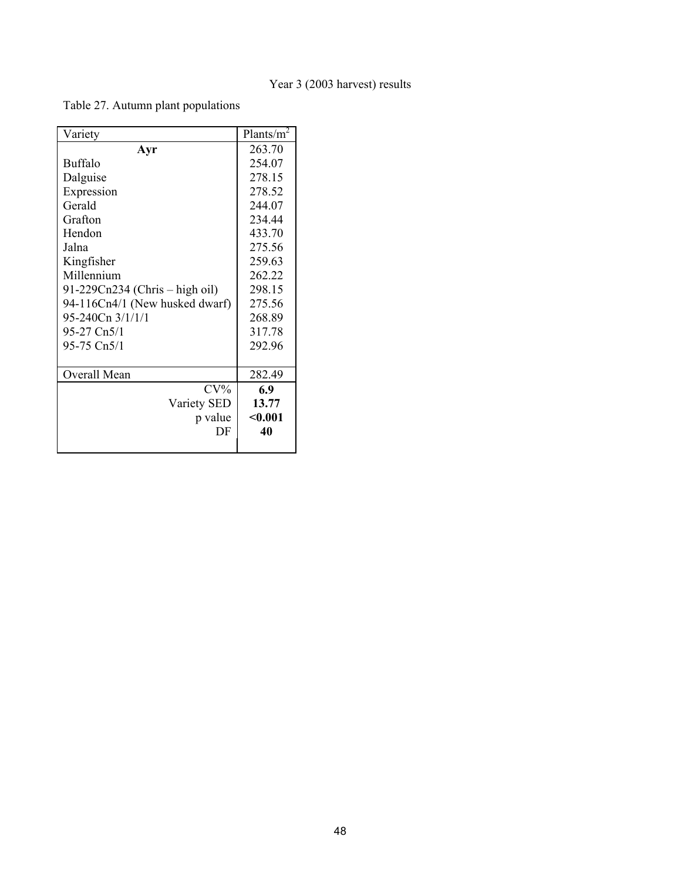Year 3 (2003 harvest) results

Table 27. Autumn plant populations

| Variety | Plants/m$^2$ |
|---|---|
| **Ayr** | 263.70 |
| Buffalo | 254.07 |
| Dalguise | 278.15 |
| Expression | 278.52 |
| Gerald | 244.07 |
| Grafton | 234.44 |
| Hendon | 433.70 |
| Jalna | 275.56 |
| Kingfisher | 259.63 |
| Millennium | 262.22 |
| 91-229Cn234 (Chris – high oil) | 298.15 |
| 94-116Cn4/1 (New husked dwarf) | 275.56 |
| 95-240Cn 3/1/1/1 | 268.89 |
| 95-27 Cn5/1 | 317.78 |
| 95-75 Cn5/1 | 292.96 |
| | |
| Overall Mean | 282.49 |
| CV% | **6.9** |
| Variety SED | **13.77** |
| p value | **<0.001** |
| DF | **40** |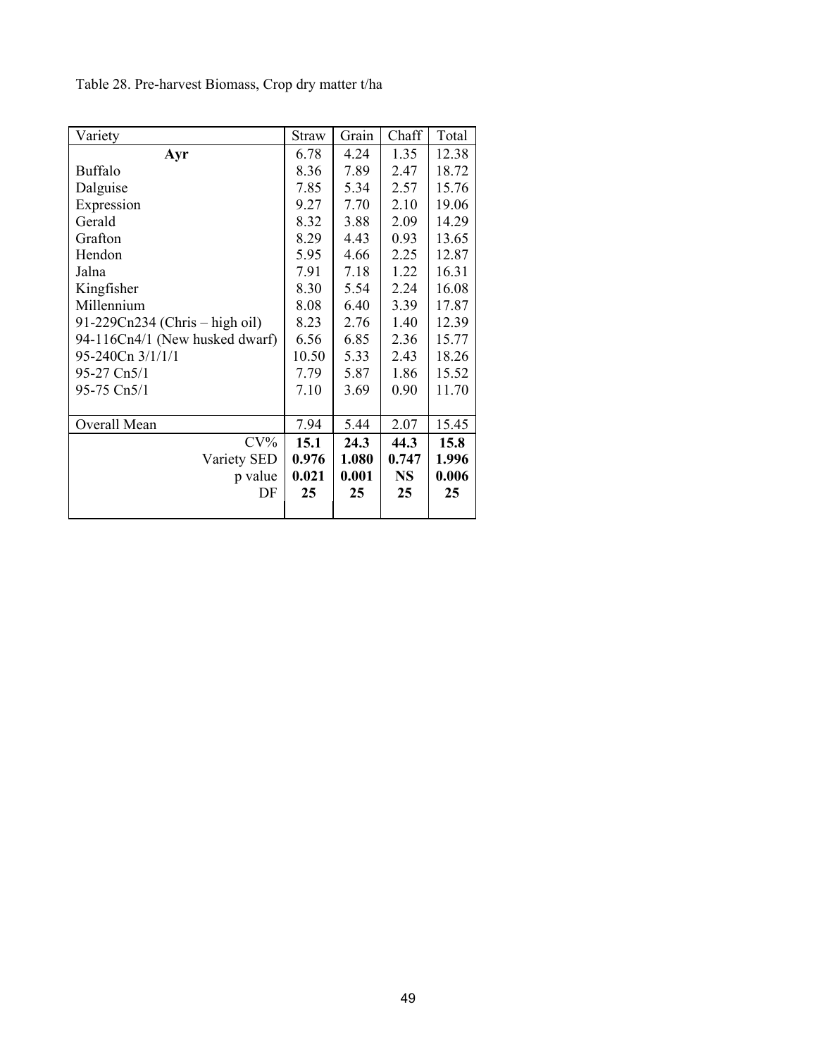Table 28. Pre-harvest Biomass, Crop dry matter t/ha

| Variety | Straw | Grain | Chaff | Total |
|---|---|---|---|---|
| **Ayr** | 6.78 | 4.24 | 1.35 | 12.38 |
| Buffalo | 8.36 | 7.89 | 2.47 | 18.72 |
| Dalguise | 7.85 | 5.34 | 2.57 | 15.76 |
| Expression | 9.27 | 7.70 | 2.10 | 19.06 |
| Gerald | 8.32 | 3.88 | 2.09 | 14.29 |
| Grafton | 8.29 | 4.43 | 0.93 | 13.65 |
| Hendon | 5.95 | 4.66 | 2.25 | 12.87 |
| Jalna | 7.91 | 7.18 | 1.22 | 16.31 |
| Kingfisher | 8.30 | 5.54 | 2.24 | 16.08 |
| Millennium | 8.08 | 6.40 | 3.39 | 17.87 |
| 91-229Cn234 (Chris – high oil) | 8.23 | 2.76 | 1.40 | 12.39 |
| 94-116Cn4/1 (New husked dwarf) | 6.56 | 6.85 | 2.36 | 15.77 |
| 95-240Cn 3/1/1/1 | 10.50 | 5.33 | 2.43 | 18.26 |
| 95-27 Cn5/1 | 7.79 | 5.87 | 1.86 | 15.52 |
| 95-75 Cn5/1 | 7.10 | 3.69 | 0.90 | 11.70 |
| | | | | |
| Overall Mean | 7.94 | 5.44 | 2.07 | 15.45 |
| CV% | **15.1** | **24.3** | **44.3** | **15.8** |
| Variety SED | **0.976** | **1.080** | **0.747** | **1.996** |
| p value | **0.021** | **0.001** | **NS** | **0.006** |
| DF | **25** | **25** | **25** | **25** |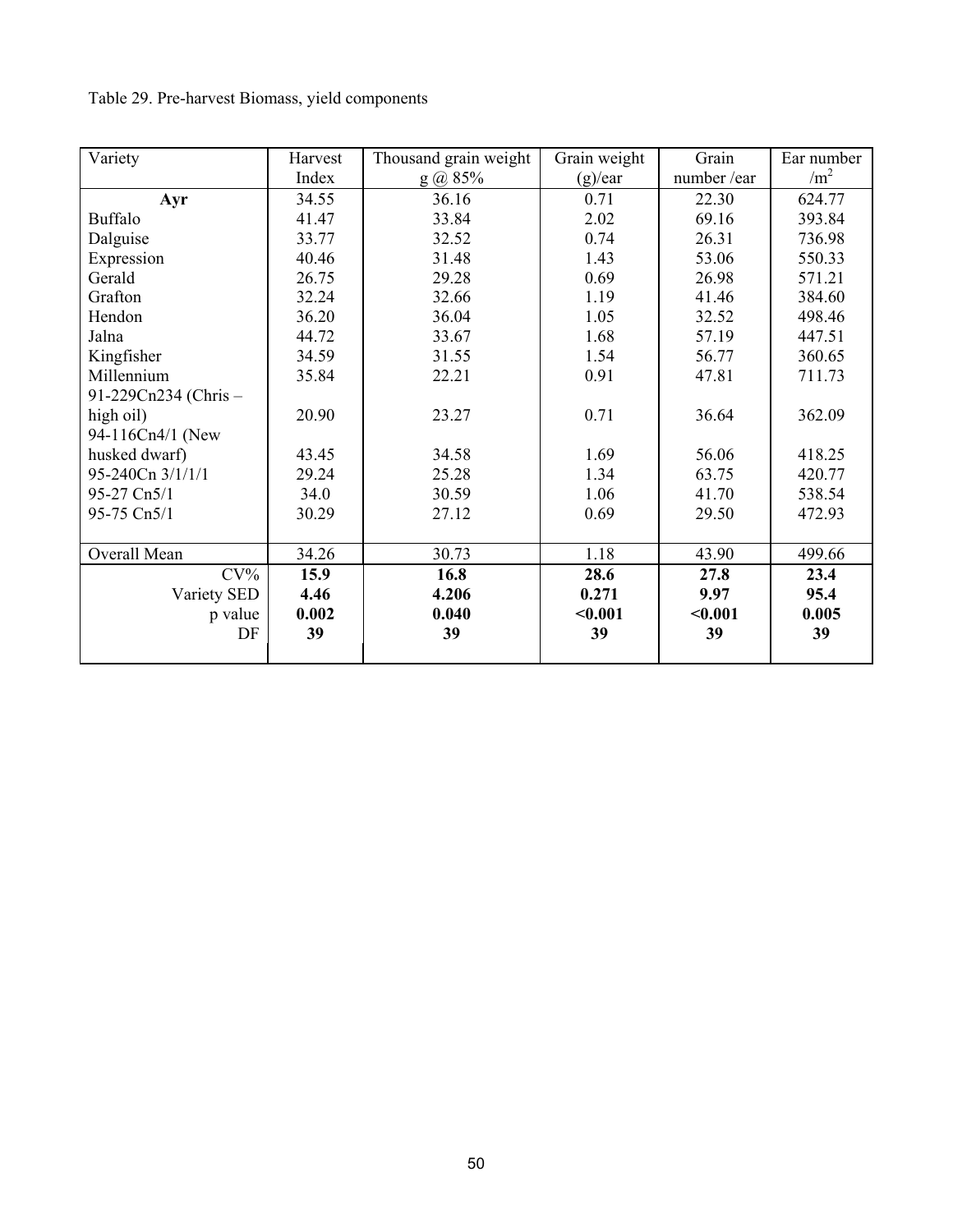Table 29. Pre-harvest Biomass, yield components

| Variety | Harvest Index | Thousand grain weight g @ 85% | Grain weight (g)/ear | Grain number /ear | Ear number $/m^2$ |
|---|---|---|---|---|---|
| **Ayr** | 34.55 | 36.16 | 0.71 | 22.30 | 624.77 |
| Buffalo | 41.47 | 33.84 | 2.02 | 69.16 | 393.84 |
| Dalguise | 33.77 | 32.52 | 0.74 | 26.31 | 736.98 |
| Expression | 40.46 | 31.48 | 1.43 | 53.06 | 550.33 |
| Gerald | 26.75 | 29.28 | 0.69 | 26.98 | 571.21 |
| Grafton | 32.24 | 32.66 | 1.19 | 41.46 | 384.60 |
| Hendon | 36.20 | 36.04 | 1.05 | 32.52 | 498.46 |
| Jalna | 44.72 | 33.67 | 1.68 | 57.19 | 447.51 |
| Kingfisher | 34.59 | 31.55 | 1.54 | 56.77 | 360.65 |
| Millennium | 35.84 | 22.21 | 0.91 | 47.81 | 711.73 |
| 91-229Cn234 (Chris – high oil) | 20.90 | 23.27 | 0.71 | 36.64 | 362.09 |
| 94-116Cn4/1 (New husked dwarf) | 43.45 | 34.58 | 1.69 | 56.06 | 418.25 |
| 95-240Cn 3/1/1/1 | 29.24 | 25.28 | 1.34 | 63.75 | 420.77 |
| 95-27 Cn5/1 | 34.0 | 30.59 | 1.06 | 41.70 | 538.54 |
| 95-75 Cn5/1 | 30.29 | 27.12 | 0.69 | 29.50 | 472.93 |
| Overall Mean | 34.26 | 30.73 | 1.18 | 43.90 | 499.66 |
| CV% | **15.9** | **16.8** | **28.6** | **27.8** | **23.4** |
| Variety SED | **4.46** | **4.206** | **0.271** | **9.97** | **95.4** |
| p value | **0.002** | **0.040** | **<0.001** | **<0.001** | **0.005** |
| DF | **39** | **39** | **39** | **39** | **39** |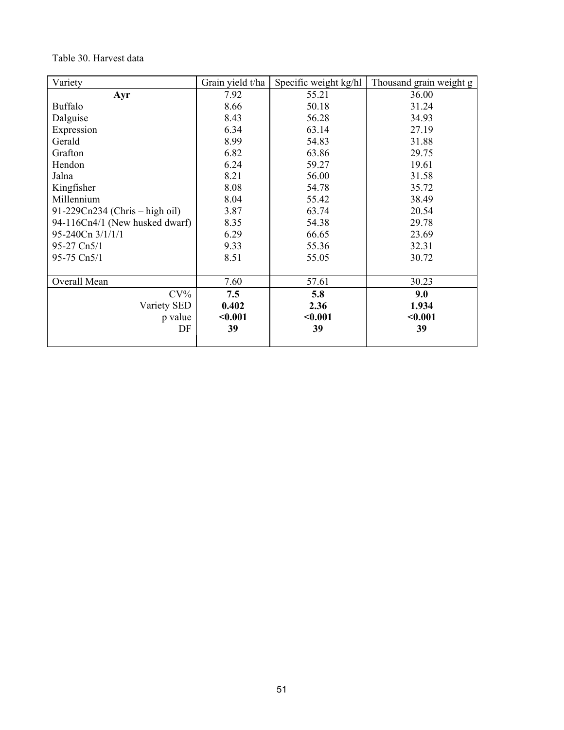Table 30. Harvest data

| Variety | Grain yield t/ha | Specific weight kg/hl | Thousand grain weight g |
|---|---|---|---|
| **Ayr** | 7.92 | 55.21 | 36.00 |
| Buffalo | 8.66 | 50.18 | 31.24 |
| Dalguise | 8.43 | 56.28 | 34.93 |
| Expression | 6.34 | 63.14 | 27.19 |
| Gerald | 8.99 | 54.83 | 31.88 |
| Grafton | 6.82 | 63.86 | 29.75 |
| Hendon | 6.24 | 59.27 | 19.61 |
| Jalna | 8.21 | 56.00 | 31.58 |
| Kingfisher | 8.08 | 54.78 | 35.72 |
| Millennium | 8.04 | 55.42 | 38.49 |
| 91-229Cn234 (Chris – high oil) | 3.87 | 63.74 | 20.54 |
| 94-116Cn4/1 (New husked dwarf) | 8.35 | 54.38 | 29.78 |
| 95-240Cn 3/1/1/1 | 6.29 | 66.65 | 23.69 |
| 95-27 Cn5/1 | 9.33 | 55.36 | 32.31 |
| 95-75 Cn5/1 | 8.51 | 55.05 | 30.72 |
| Overall Mean | 7.60 | 57.61 | 30.23 |
| CV% | **7.5** | **5.8** | **9.0** |
| Variety SED | **0.402** | **2.36** | **1.934** |
| p value | **<0.001** | **<0.001** | **<0.001** |
| DF | **39** | **39** | **39** |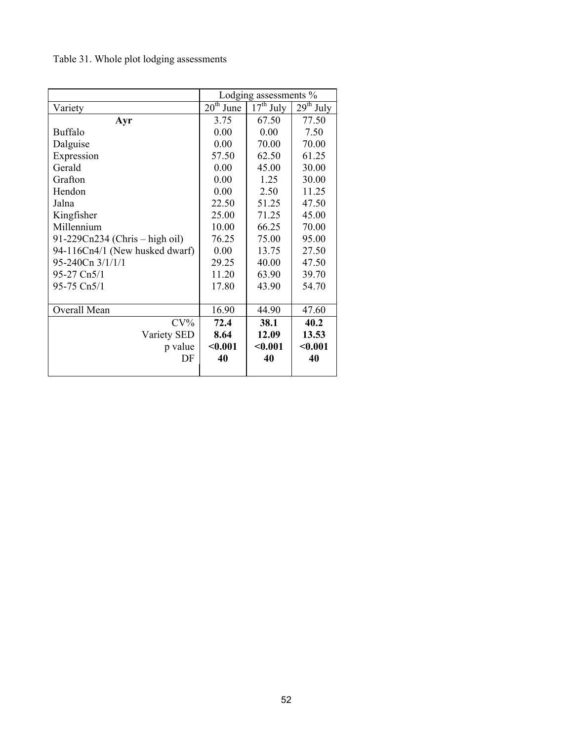Table 31. Whole plot lodging assessments

| | Lodging assessments % | | |
|---|---|---|---|
| Variety | 20th June | 17th July | 29th July |
| **Ayr** | 3.75 | 67.50 | 77.50 |
| Buffalo | 0.00 | 0.00 | 7.50 |
| Dalguise | 0.00 | 70.00 | 70.00 |
| Expression | 57.50 | 62.50 | 61.25 |
| Gerald | 0.00 | 45.00 | 30.00 |
| Grafton | 0.00 | 1.25 | 30.00 |
| Hendon | 0.00 | 2.50 | 11.25 |
| Jalna | 22.50 | 51.25 | 47.50 |
| Kingfisher | 25.00 | 71.25 | 45.00 |
| Millennium | 10.00 | 66.25 | 70.00 |
| 91-229Cn234 (Chris – high oil) | 76.25 | 75.00 | 95.00 |
| 94-116Cn4/1 (New husked dwarf) | 0.00 | 13.75 | 27.50 |
| 95-240Cn 3/1/1/1 | 29.25 | 40.00 | 47.50 |
| 95-27 Cn5/1 | 11.20 | 63.90 | 39.70 |
| 95-75 Cn5/1 | 17.80 | 43.90 | 54.70 |
| | | | |
| Overall Mean | 16.90 | 44.90 | 47.60 |
| CV% | **72.4** | **38.1** | **40.2** |
| Variety SED | **8.64** | **12.09** | **13.53** |
| p value | **<0.001** | **<0.001** | **<0.001** |
| DF | **40** | **40** | **40** |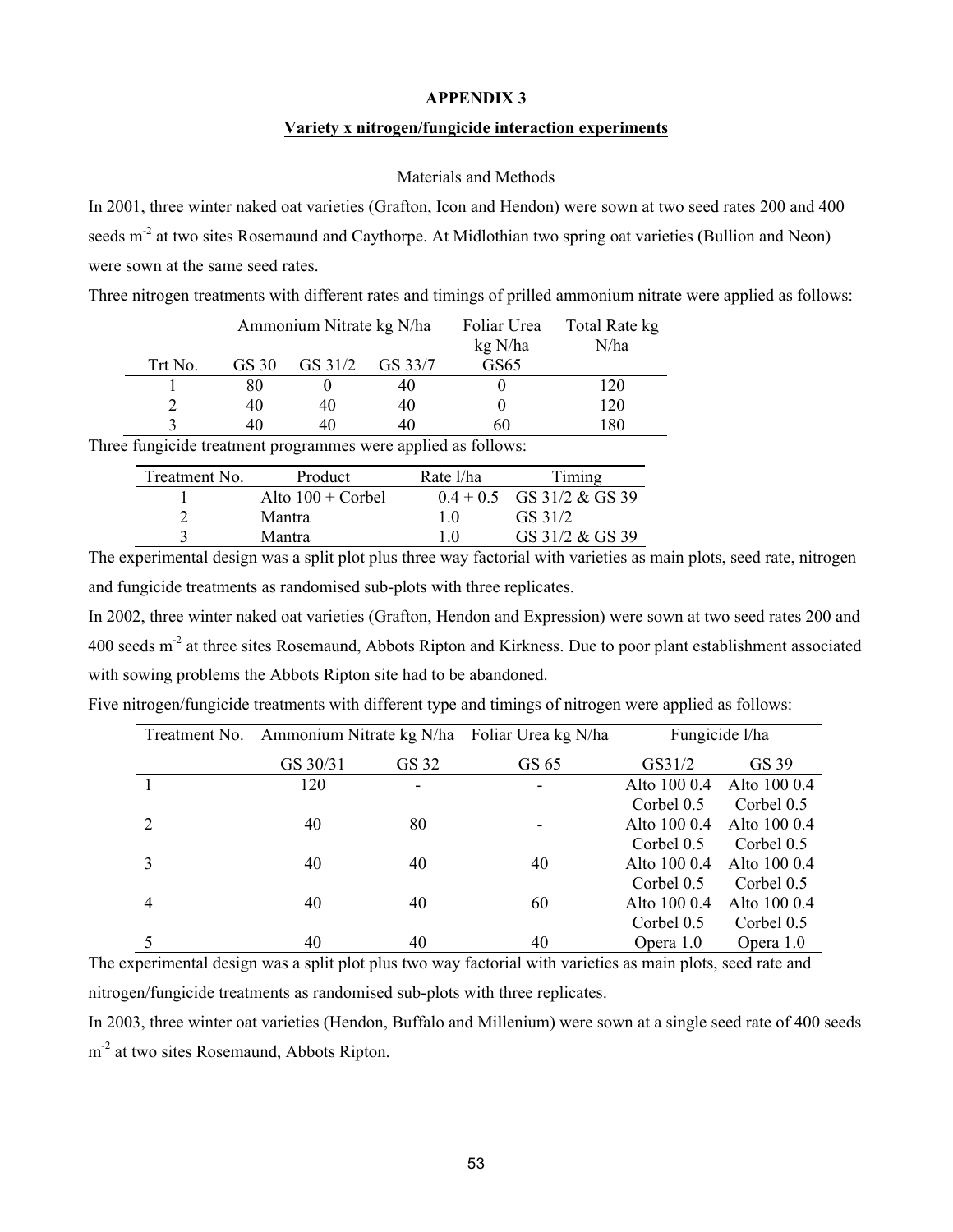# APPENDIX 3

## Variety x nitrogen/fungicide interaction experiments

### Materials and Methods

In 2001, three winter naked oat varieties (Grafton, Icon and Hendon) were sown at two seed rates 200 and 400 seeds m$^{-2}$ at two sites Rosemaund and Caythorpe. At Midlothian two spring oat varieties (Bullion and Neon) were sown at the same seed rates.

Three nitrogen treatments with different rates and timings of prilled ammonium nitrate were applied as follows:

| | Ammonium Nitrate kg N/ha | | | Foliar Urea kg N/ha | Total Rate kg N/ha |
|---|---|---|---|---|---|
| Trt No. | GS 30 | GS 31/2 | GS 33/7 | GS65 | |
| 1 | 80 | 0 | 40 | 0 | 120 |
| 2 | 40 | 40 | 40 | 0 | 120 |
| 3 | 40 | 40 | 40 | 60 | 180 |

Three fungicide treatment programmes were applied as follows:

| Treatment No. | Product | Rate l/ha | Timing |
|---|---|---|---|
| 1 | Alto 100 + Corbel | 0.4 + 0.5 | GS 31/2 & GS 39 |
| 2 | Mantra | 1.0 | GS 31/2 |
| 3 | Mantra | 1.0 | GS 31/2 & GS 39 |

The experimental design was a split plot plus three way factorial with varieties as main plots, seed rate, nitrogen and fungicide treatments as randomised sub-plots with three replicates.

In 2002, three winter naked oat varieties (Grafton, Hendon and Expression) were sown at two seed rates 200 and 400 seeds m$^{-2}$ at three sites Rosemaund, Abbots Ripton and Kirkness. Due to poor plant establishment associated with sowing problems the Abbots Ripton site had to be abandoned.

Five nitrogen/fungicide treatments with different type and timings of nitrogen were applied as follows:

| Treatment No. | Ammonium Nitrate kg N/ha | | Foliar Urea kg N/ha | Fungicide l/ha | |
|---|---|---|---|---|---|
| | GS 30/31 | GS 32 | GS 65 | GS31/2 | GS 39 |
| 1 | 120 | - | - | Alto 100 0.4 Corbel 0.5 | Alto 100 0.4 Corbel 0.5 |
| 2 | 40 | 80 | - | Alto 100 0.4 Corbel 0.5 | Alto 100 0.4 Corbel 0.5 |
| 3 | 40 | 40 | 40 | Alto 100 0.4 Corbel 0.5 | Alto 100 0.4 Corbel 0.5 |
| 4 | 40 | 40 | 60 | Alto 100 0.4 Corbel 0.5 | Alto 100 0.4 Corbel 0.5 |
| 5 | 40 | 40 | 40 | Opera 1.0 | Opera 1.0 |

The experimental design was a split plot plus two way factorial with varieties as main plots, seed rate and nitrogen/fungicide treatments as randomised sub-plots with three replicates.

In 2003, three winter oat varieties (Hendon, Buffalo and Millenium) were sown at a single seed rate of 400 seeds m$^{-2}$ at two sites Rosemaund, Abbots Ripton.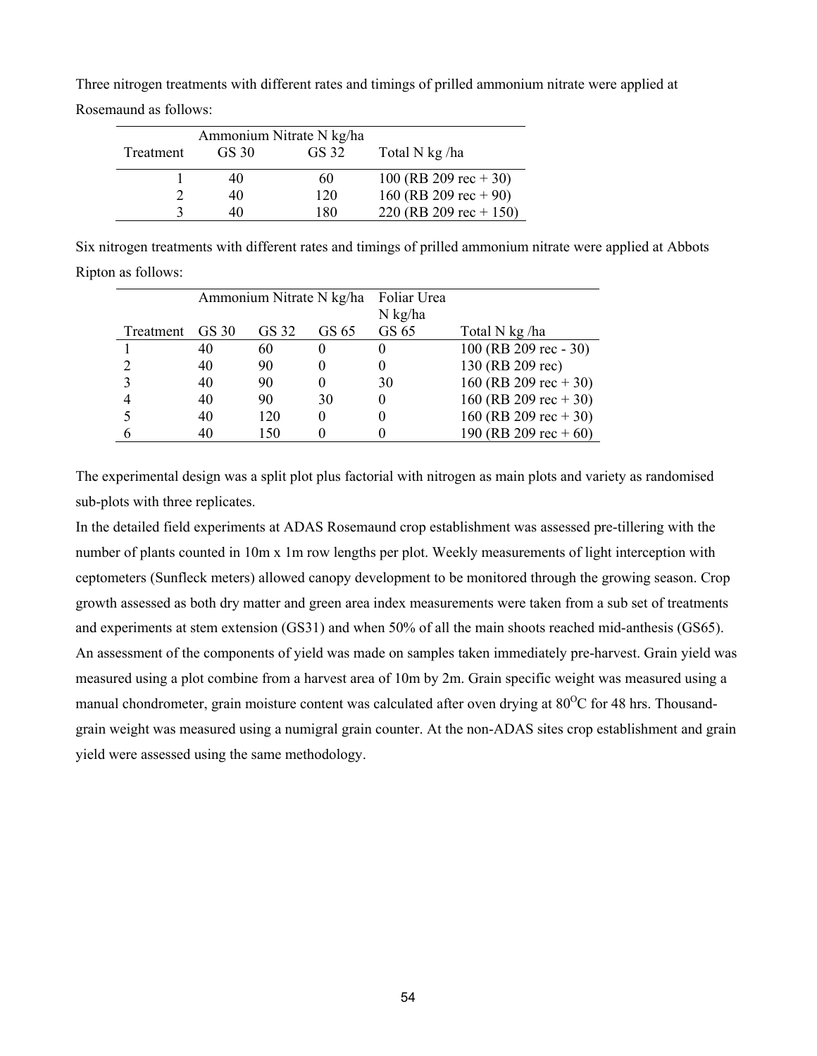Three nitrogen treatments with different rates and timings of prilled ammonium nitrate were applied at Rosemaund as follows:

| Treatment | Ammonium Nitrate N kg/ha | | Total N kg /ha |
|---|---|---|---|
| | GS 30 | GS 32 | |
| 1 | 40 | 60 | 100 (RB 209 rec + 30) |
| 2 | 40 | 120 | 160 (RB 209 rec + 90) |
| 3 | 40 | 180 | 220 (RB 209 rec + 150) |

Six nitrogen treatments with different rates and timings of prilled ammonium nitrate were applied at Abbots Ripton as follows:

| Treatment | Ammonium Nitrate N kg/ha | | | Foliar Urea N kg/ha | Total N kg /ha |
|---|---|---|---|---|---|
| | GS 30 | GS 32 | GS 65 | GS 65 | |
| 1 | 40 | 60 | 0 | 0 | 100 (RB 209 rec - 30) |
| 2 | 40 | 90 | 0 | 0 | 130 (RB 209 rec) |
| 3 | 40 | 90 | 0 | 30 | 160 (RB 209 rec + 30) |
| 4 | 40 | 90 | 30 | 0 | 160 (RB 209 rec + 30) |
| 5 | 40 | 120 | 0 | 0 | 160 (RB 209 rec + 30) |
| 6 | 40 | 150 | 0 | 0 | 190 (RB 209 rec + 60) |

The experimental design was a split plot plus factorial with nitrogen as main plots and variety as randomised sub-plots with three replicates.

In the detailed field experiments at ADAS Rosemaund crop establishment was assessed pre-tillering with the number of plants counted in 10m x 1m row lengths per plot. Weekly measurements of light interception with ceptometers (Sunfleck meters) allowed canopy development to be monitored through the growing season. Crop growth assessed as both dry matter and green area index measurements were taken from a sub set of treatments and experiments at stem extension (GS31) and when 50% of all the main shoots reached mid-anthesis (GS65). An assessment of the components of yield was made on samples taken immediately pre-harvest. Grain yield was measured using a plot combine from a harvest area of 10m by 2m. Grain specific weight was measured using a manual chondrometer, grain moisture content was calculated after oven drying at $80^{O}$C for 48 hrs. Thousand-grain weight was measured using a numigral grain counter. At the non-ADAS sites crop establishment and grain yield were assessed using the same methodology.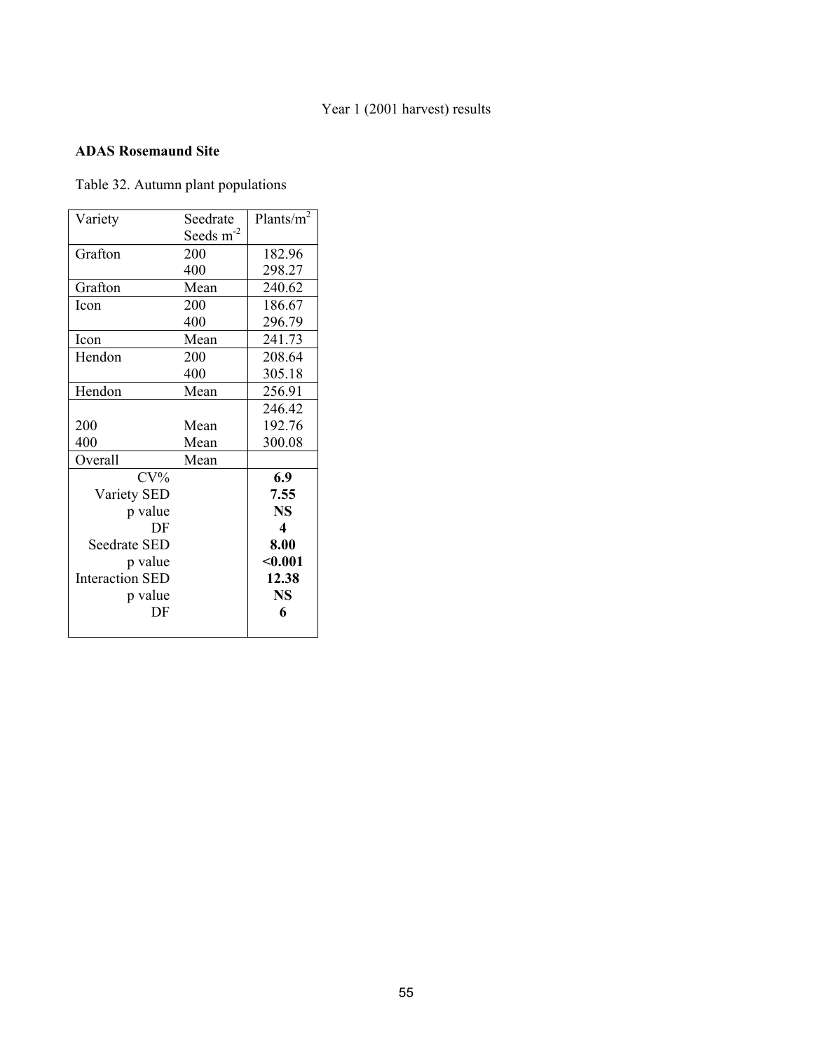Year 1 (2001 harvest) results

**ADAS Rosemaund Site**

Table 32. Autumn plant populations

| Variety | Seedrate Seeds $m^{-2}$ | Plants/$m^2$ |
|---|---|---|
| Grafton | 200 | 182.96 |
| | 400 | 298.27 |
| Grafton | Mean | 240.62 |
| Icon | 200 | 186.67 |
| | 400 | 296.79 |
| Icon | Mean | 241.73 |
| Hendon | 200 | 208.64 |
| | 400 | 305.18 |
| Hendon | Mean | 256.91 |
| | | 246.42 |
| 200 | Mean | 192.76 |
| 400 | Mean | 300.08 |
| Overall | Mean | |
| CV% | | **6.9** |
| Variety SED | | **7.55** |
| p value | | **NS** |
| DF | | **4** |
| Seedrate SED | | **8.00** |
| p value | | **<0.001** |
| Interaction SED | | **12.38** |
| p value | | **NS** |
| DF | | **6** |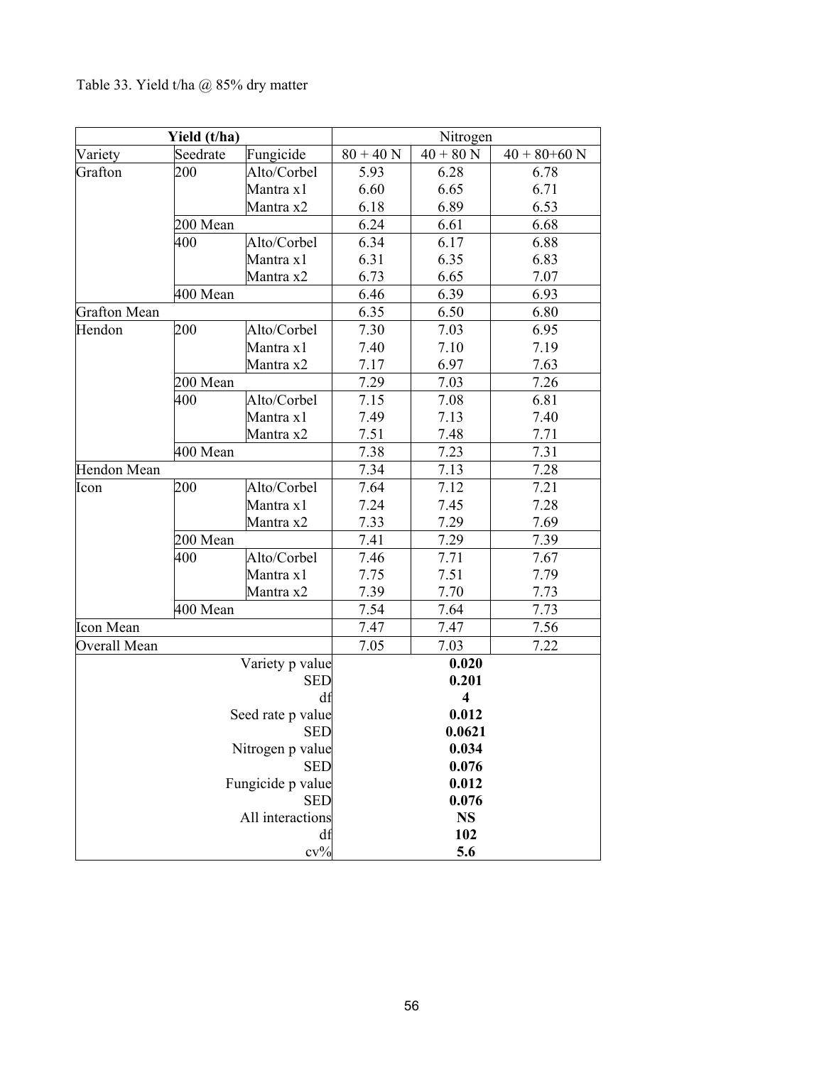Table 33. Yield t/ha @ 85% dry matter

| Yield (t/ha) | | | Nitrogen | | |
|---|---|---|---|---|---|
| Variety | Seedrate | Fungicide | 80 + 40 N | 40 + 80 N | 40 + 80+60 N |
| Grafton | 200 | Alto/Corbel | 5.93 | 6.28 | 6.78 |
| | | Mantra x1 | 6.60 | 6.65 | 6.71 |
| | | Mantra x2 | 6.18 | 6.89 | 6.53 |
| | 200 Mean | | 6.24 | 6.61 | 6.68 |
| | 400 | Alto/Corbel | 6.34 | 6.17 | 6.88 |
| | | Mantra x1 | 6.31 | 6.35 | 6.83 |
| | | Mantra x2 | 6.73 | 6.65 | 7.07 |
| | 400 Mean | | 6.46 | 6.39 | 6.93 |
| Grafton Mean | | | 6.35 | 6.50 | 6.80 |
| Hendon | 200 | Alto/Corbel | 7.30 | 7.03 | 6.95 |
| | | Mantra x1 | 7.40 | 7.10 | 7.19 |
| | | Mantra x2 | 7.17 | 6.97 | 7.63 |
| | 200 Mean | | 7.29 | 7.03 | 7.26 |
| | 400 | Alto/Corbel | 7.15 | 7.08 | 6.81 |
| | | Mantra x1 | 7.49 | 7.13 | 7.40 |
| | | Mantra x2 | 7.51 | 7.48 | 7.71 |
| | 400 Mean | | 7.38 | 7.23 | 7.31 |
| Hendon Mean | | | 7.34 | 7.13 | 7.28 |
| Icon | 200 | Alto/Corbel | 7.64 | 7.12 | 7.21 |
| | | Mantra x1 | 7.24 | 7.45 | 7.28 |
| | | Mantra x2 | 7.33 | 7.29 | 7.69 |
| | 200 Mean | | 7.41 | 7.29 | 7.39 |
| | 400 | Alto/Corbel | 7.46 | 7.71 | 7.67 |
| | | Mantra x1 | 7.75 | 7.51 | 7.79 |
| | | Mantra x2 | 7.39 | 7.70 | 7.73 |
| | 400 Mean | | 7.54 | 7.64 | 7.73 |
| Icon Mean | | | 7.47 | 7.47 | 7.56 |
| Overall Mean | | | 7.05 | 7.03 | 7.22 |
| | | Variety p value | | **0.020** | |
| | | SED | | **0.201** | |
| | | df | | **4** | |
| | | Seed rate p value | | **0.012** | |
| | | SED | | **0.0621** | |
| | | Nitrogen p value | | **0.034** | |
| | | SED | | **0.076** | |
| | | Fungicide p value | | **0.012** | |
| | | SED | | **0.076** | |
| | | All interactions | | **NS** | |
| | | df | | **102** | |
| | | cv% | | **5.6** | |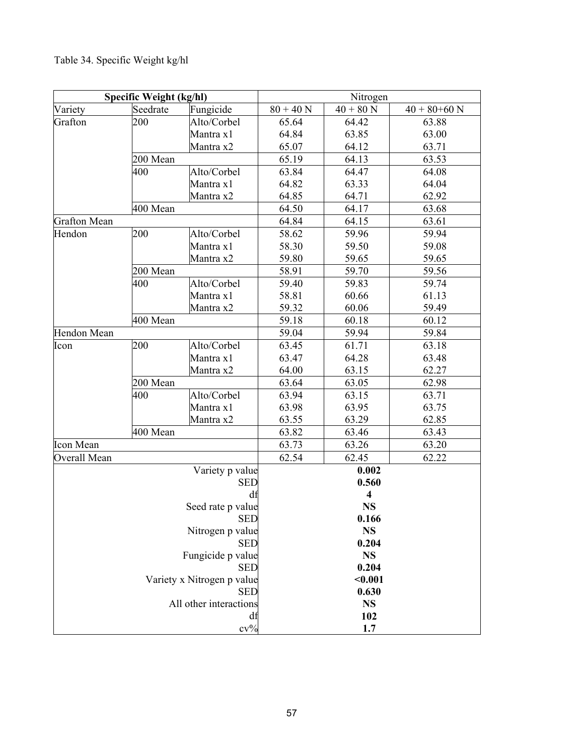Table 34. Specific Weight kg/hl

| Specific Weight (kg/hl) | | | Nitrogen | | |
|---|---|---|---|---|---|
| Variety | Seedrate | Fungicide | 80 + 40 N | 40 + 80 N | 40 + 80+60 N |
| Grafton | 200 | Alto/Corbel | 65.64 | 64.42 | 63.88 |
| | | Mantra x1 | 64.84 | 63.85 | 63.00 |
| | | Mantra x2 | 65.07 | 64.12 | 63.71 |
| | 200 Mean | | 65.19 | 64.13 | 63.53 |
| | 400 | Alto/Corbel | 63.84 | 64.47 | 64.08 |
| | | Mantra x1 | 64.82 | 63.33 | 64.04 |
| | | Mantra x2 | 64.85 | 64.71 | 62.92 |
| | 400 Mean | | 64.50 | 64.17 | 63.68 |
| Grafton Mean | | | 64.84 | 64.15 | 63.61 |
| Hendon | 200 | Alto/Corbel | 58.62 | 59.96 | 59.94 |
| | | Mantra x1 | 58.30 | 59.50 | 59.08 |
| | | Mantra x2 | 59.80 | 59.65 | 59.65 |
| | 200 Mean | | 58.91 | 59.70 | 59.56 |
| | 400 | Alto/Corbel | 59.40 | 59.83 | 59.74 |
| | | Mantra x1 | 58.81 | 60.66 | 61.13 |
| | | Mantra x2 | 59.32 | 60.06 | 59.49 |
| | 400 Mean | | 59.18 | 60.18 | 60.12 |
| Hendon Mean | | | 59.04 | 59.94 | 59.84 |
| Icon | 200 | Alto/Corbel | 63.45 | 61.71 | 63.18 |
| | | Mantra x1 | 63.47 | 64.28 | 63.48 |
| | | Mantra x2 | 64.00 | 63.15 | 62.27 |
| | 200 Mean | | 63.64 | 63.05 | 62.98 |
| | 400 | Alto/Corbel | 63.94 | 63.15 | 63.71 |
| | | Mantra x1 | 63.98 | 63.95 | 63.75 |
| | | Mantra x2 | 63.55 | 63.29 | 62.85 |
| | 400 Mean | | 63.82 | 63.46 | 63.43 |
| Icon Mean | | | 63.73 | 63.26 | 63.20 |
| Overall Mean | | | 62.54 | 62.45 | 62.22 |
| | | Variety p value | **0.002** | | |
| | | SED | **0.560** | | |
| | | df | **4** | | |
| | | Seed rate p value | **NS** | | |
| | | SED | **0.166** | | |
| | | Nitrogen p value | **NS** | | |
| | | SED | **0.204** | | |
| | | Fungicide p value | **NS** | | |
| | | SED | **0.204** | | |
| | | Variety x Nitrogen p value | **<0.001** | | |
| | | SED | **0.630** | | |
| | | All other interactions | **NS** | | |
| | | df | **102** | | |
| | | cv% | **1.7** | | |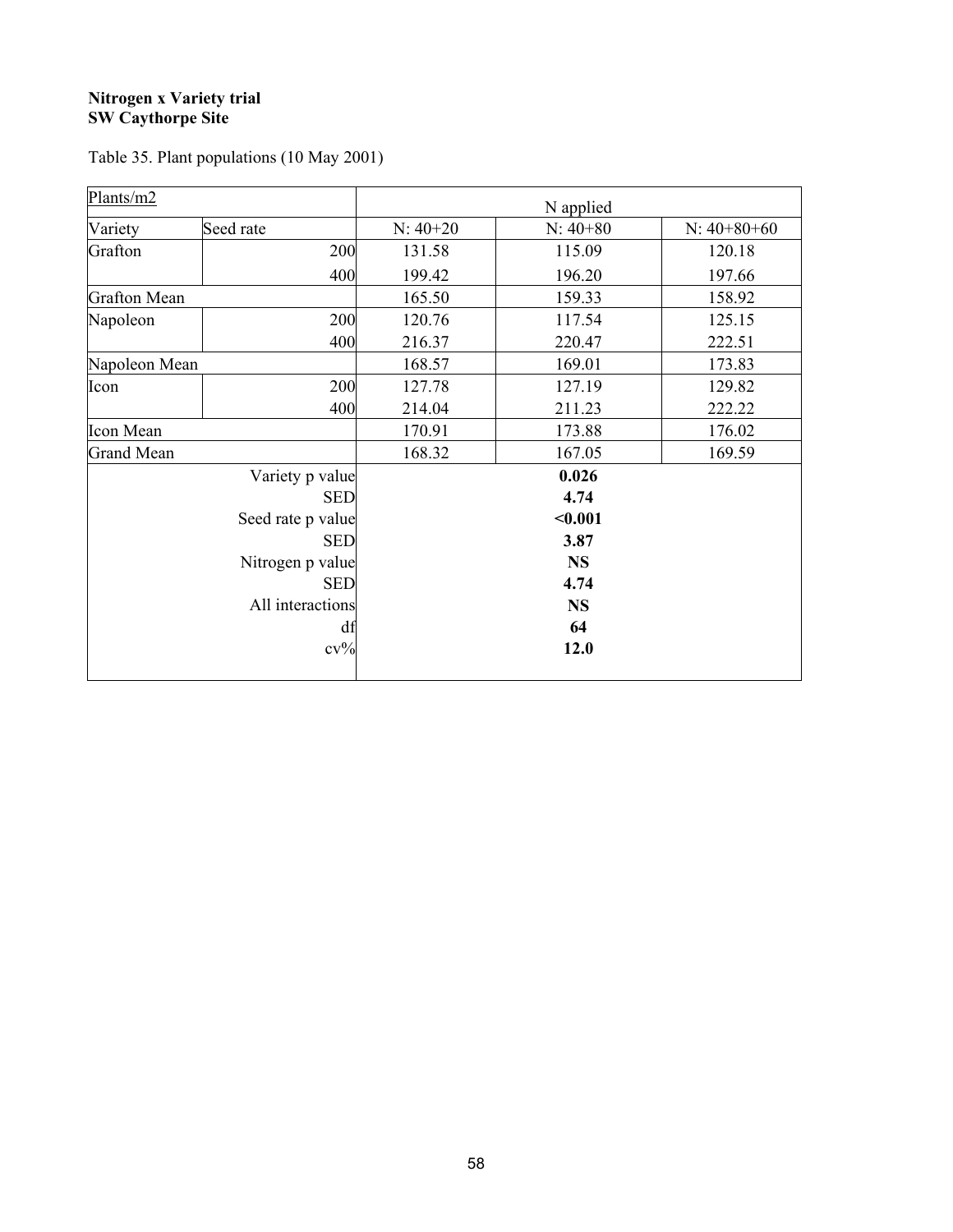**Nitrogen x Variety trial**
**SW Caythorpe Site**

Table 35. Plant populations (10 May 2001)

| Plants/m2 | | N applied | | |
|---|---|---|---|---|
| Variety | Seed rate | N: 40+20 | N: 40+80 | N: 40+80+60 |
| Grafton | 200 | 131.58 | 115.09 | 120.18 |
| | 400 | 199.42 | 196.20 | 197.66 |
| Grafton Mean | | 165.50 | 159.33 | 158.92 |
| Napoleon | 200 | 120.76 | 117.54 | 125.15 |
| | 400 | 216.37 | 220.47 | 222.51 |
| Napoleon Mean | | 168.57 | 169.01 | 173.83 |
| Icon | 200 | 127.78 | 127.19 | 129.82 |
| | 400 | 214.04 | 211.23 | 222.22 |
| Icon Mean | | 170.91 | 173.88 | 176.02 |
| Grand Mean | | 168.32 | 167.05 | 169.59 |
| | Variety p value | **0.026** | | |
| | SED | **4.74** | | |
| | Seed rate p value | **<0.001** | | |
| | SED | **3.87** | | |
| | Nitrogen p value | **NS** | | |
| | SED | **4.74** | | |
| | All interactions | **NS** | | |
| | df | **64** | | |
| | cv% | **12.0** | | |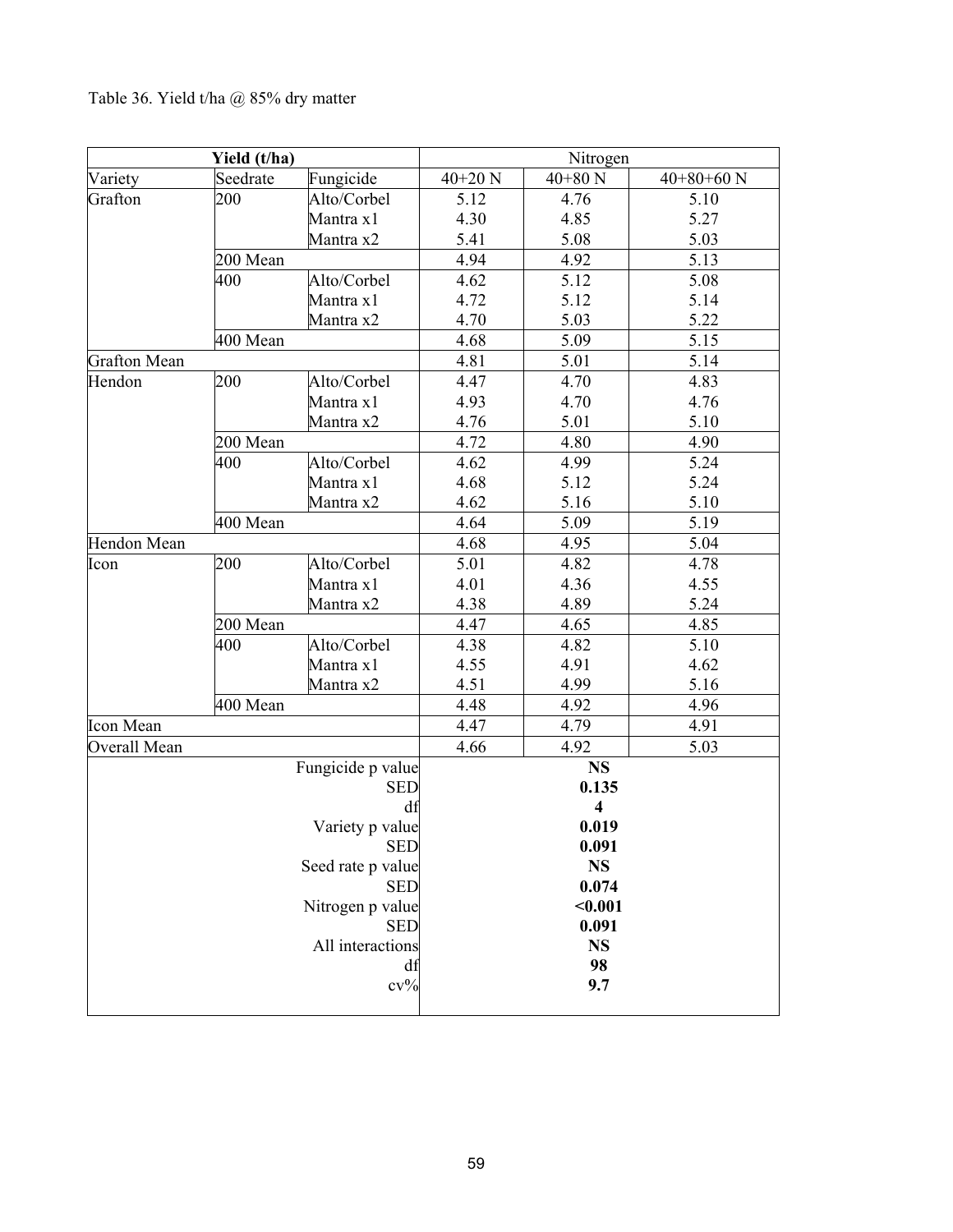Table 36. Yield t/ha @ 85% dry matter

| Yield (t/ha) | | | Nitrogen | | |
|---|---|---|---|---|---|
| Variety | Seedrate | Fungicide | 40+20 N | 40+80 N | 40+80+60 N |
| Grafton | 200 | Alto/Corbel | 5.12 | 4.76 | 5.10 |
| | | Mantra x1 | 4.30 | 4.85 | 5.27 |
| | | Mantra x2 | 5.41 | 5.08 | 5.03 |
| | 200 Mean | | 4.94 | 4.92 | 5.13 |
| | 400 | Alto/Corbel | 4.62 | 5.12 | 5.08 |
| | | Mantra x1 | 4.72 | 5.12 | 5.14 |
| | | Mantra x2 | 4.70 | 5.03 | 5.22 |
| | 400 Mean | | 4.68 | 5.09 | 5.15 |
| Grafton Mean | | | 4.81 | 5.01 | 5.14 |
| Hendon | 200 | Alto/Corbel | 4.47 | 4.70 | 4.83 |
| | | Mantra x1 | 4.93 | 4.70 | 4.76 |
| | | Mantra x2 | 4.76 | 5.01 | 5.10 |
| | 200 Mean | | 4.72 | 4.80 | 4.90 |
| | 400 | Alto/Corbel | 4.62 | 4.99 | 5.24 |
| | | Mantra x1 | 4.68 | 5.12 | 5.24 |
| | | Mantra x2 | 4.62 | 5.16 | 5.10 |
| | 400 Mean | | 4.64 | 5.09 | 5.19 |
| Hendon Mean | | | 4.68 | 4.95 | 5.04 |
| Icon | 200 | Alto/Corbel | 5.01 | 4.82 | 4.78 |
| | | Mantra x1 | 4.01 | 4.36 | 4.55 |
| | | Mantra x2 | 4.38 | 4.89 | 5.24 |
| | 200 Mean | | 4.47 | 4.65 | 4.85 |
| | 400 | Alto/Corbel | 4.38 | 4.82 | 5.10 |
| | | Mantra x1 | 4.55 | 4.91 | 4.62 |
| | | Mantra x2 | 4.51 | 4.99 | 5.16 |
| | 400 Mean | | 4.48 | 4.92 | 4.96 |
| Icon Mean | | | 4.47 | 4.79 | 4.91 |
| Overall Mean | | | 4.66 | 4.92 | 5.03 |
| | | Fungicide p value | **NS** | | |
| | | SED | **0.135** | | |
| | | df | **4** | | |
| | | Variety p value | **0.019** | | |
| | | SED | **0.091** | | |
| | | Seed rate p value | **NS** | | |
| | | SED | **0.074** | | |
| | | Nitrogen p value | **<0.001** | | |
| | | SED | **0.091** | | |
| | | All interactions | **NS** | | |
| | | df | **98** | | |
| | | cv% | **9.7** | | |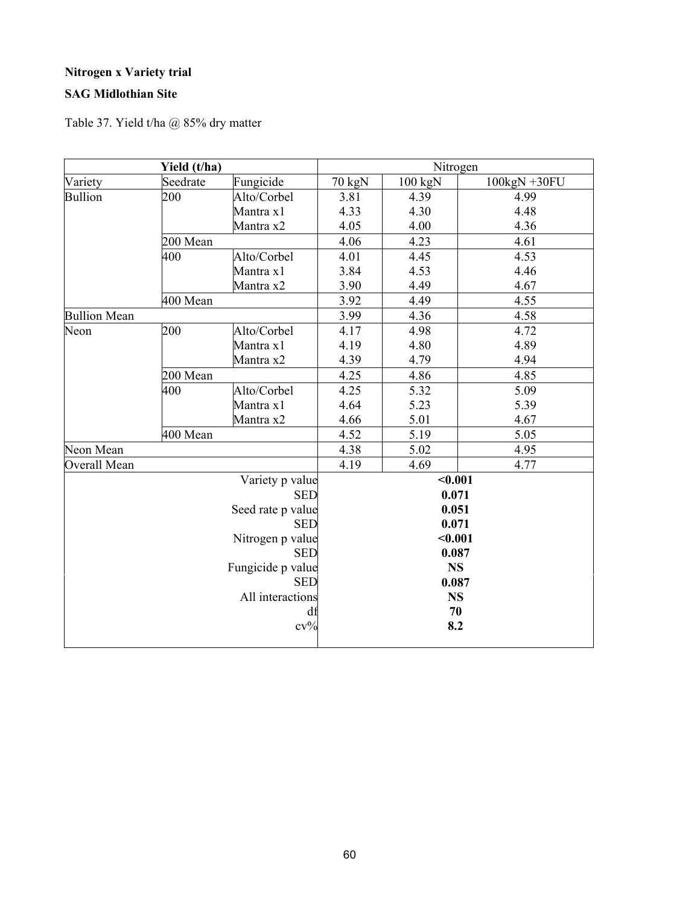**Nitrogen x Variety trial**

**SAG Midlothian Site**

Table 37. Yield t/ha @ 85% dry matter

| **Yield (t/ha)** | | | Nitrogen | | |
|---|---|---|---|---|---|
| Variety | Seedrate | Fungicide | 70 kgN | 100 kgN | 100kgN +30FU |
| Bullion | 200 | Alto/Corbel | 3.81 | 4.39 | 4.99 |
| | | Mantra x1 | 4.33 | 4.30 | 4.48 |
| | | Mantra x2 | 4.05 | 4.00 | 4.36 |
| | 200 Mean | | 4.06 | 4.23 | 4.61 |
| | 400 | Alto/Corbel | 4.01 | 4.45 | 4.53 |
| | | Mantra x1 | 3.84 | 4.53 | 4.46 |
| | | Mantra x2 | 3.90 | 4.49 | 4.67 |
| | 400 Mean | | 3.92 | 4.49 | 4.55 |
| Bullion Mean | | | 3.99 | 4.36 | 4.58 |
| Neon | 200 | Alto/Corbel | 4.17 | 4.98 | 4.72 |
| | | Mantra x1 | 4.19 | 4.80 | 4.89 |
| | | Mantra x2 | 4.39 | 4.79 | 4.94 |
| | 200 Mean | | 4.25 | 4.86 | 4.85 |
| | 400 | Alto/Corbel | 4.25 | 5.32 | 5.09 |
| | | Mantra x1 | 4.64 | 5.23 | 5.39 |
| | | Mantra x2 | 4.66 | 5.01 | 4.67 |
| | 400 Mean | | 4.52 | 5.19 | 5.05 |
| Neon Mean | | | 4.38 | 5.02 | 4.95 |
| Overall Mean | | | 4.19 | 4.69 | 4.77 |
| | | Variety p value | **<0.001** | | |
| | | SED | **0.071** | | |
| | | Seed rate p value | **0.051** | | |
| | | SED | **0.071** | | |
| | | Nitrogen p value | **<0.001** | | |
| | | SED | **0.087** | | |
| | | Fungicide p value | **NS** | | |
| | | SED | **0.087** | | |
| | | All interactions | **NS** | | |
| | | df | **70** | | |
| | | cv% | **8.2** | | |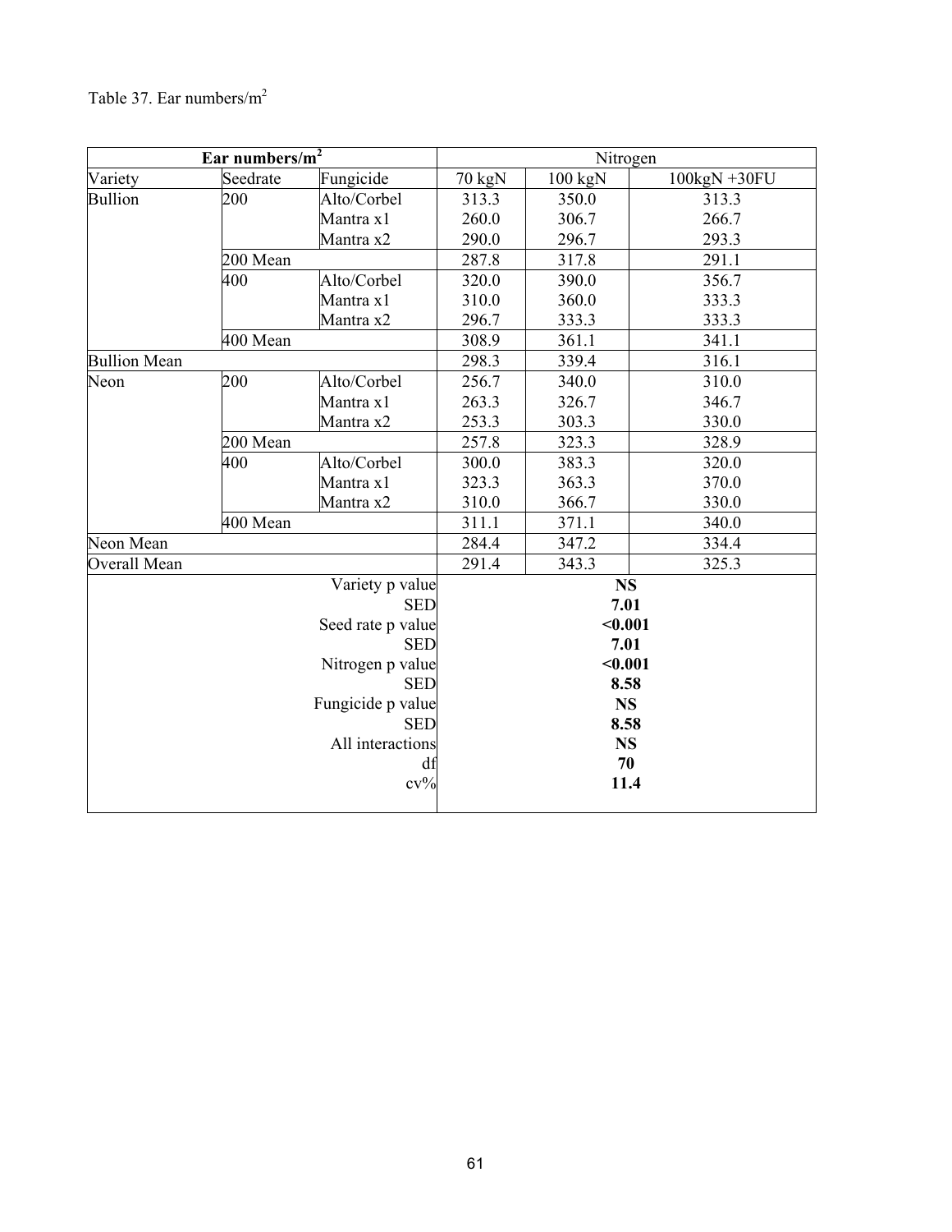Table 37. Ear numbers/m$^2$

| Ear numbers/m$^2$ | | | Nitrogen | | |
|---|---|---|---|---|---|
| Variety | Seedrate | Fungicide | 70 kgN | 100 kgN | 100kgN +30FU |
| Bullion | 200 | Alto/Corbel | 313.3 | 350.0 | 313.3 |
| | | Mantra x1 | 260.0 | 306.7 | 266.7 |
| | | Mantra x2 | 290.0 | 296.7 | 293.3 |
| | 200 Mean | | 287.8 | 317.8 | 291.1 |
| | 400 | Alto/Corbel | 320.0 | 390.0 | 356.7 |
| | | Mantra x1 | 310.0 | 360.0 | 333.3 |
| | | Mantra x2 | 296.7 | 333.3 | 333.3 |
| | 400 Mean | | 308.9 | 361.1 | 341.1 |
| Bullion Mean | | | 298.3 | 339.4 | 316.1 |
| Neon | 200 | Alto/Corbel | 256.7 | 340.0 | 310.0 |
| | | Mantra x1 | 263.3 | 326.7 | 346.7 |
| | | Mantra x2 | 253.3 | 303.3 | 330.0 |
| | 200 Mean | | 257.8 | 323.3 | 328.9 |
| | 400 | Alto/Corbel | 300.0 | 383.3 | 320.0 |
| | | Mantra x1 | 323.3 | 363.3 | 370.0 |
| | | Mantra x2 | 310.0 | 366.7 | 330.0 |
| | 400 Mean | | 311.1 | 371.1 | 340.0 |
| Neon Mean | | | 284.4 | 347.2 | 334.4 |
| Overall Mean | | | 291.4 | 343.3 | 325.3 |
| | | Variety p value | **NS** | | |
| | | SED | **7.01** | | |
| | | Seed rate p value | **<0.001** | | |
| | | SED | **7.01** | | |
| | | Nitrogen p value | **<0.001** | | |
| | | SED | **8.58** | | |
| | | Fungicide p value | **NS** | | |
| | | SED | **8.58** | | |
| | | All interactions | **NS** | | |
| | | df | **70** | | |
| | | cv% | **11.4** | | |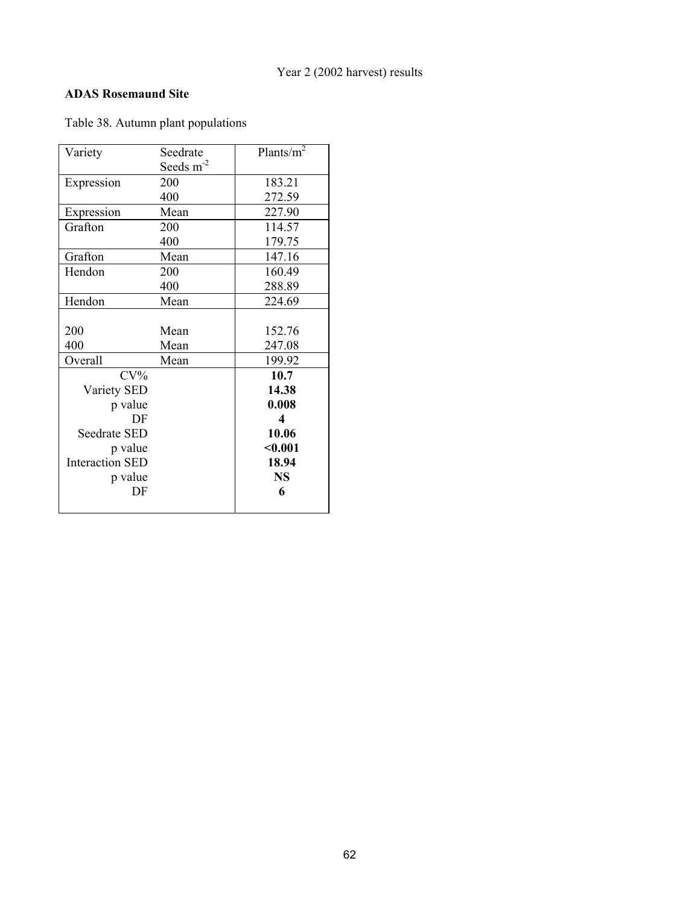Year 2 (2002 harvest) results

**ADAS Rosemaund Site**

Table 38. Autumn plant populations

| Variety | Seedrate Seeds $m^{-2}$ | Plants/$m^2$ |
|---|---|---|
| Expression | 200 | 183.21 |
| | 400 | 272.59 |
| Expression | Mean | 227.90 |
| Grafton | 200 | 114.57 |
| | 400 | 179.75 |
| Grafton | Mean | 147.16 |
| Hendon | 200 | 160.49 |
| | 400 | 288.89 |
| Hendon | Mean | 224.69 |
| | | |
| 200 | Mean | 152.76 |
| 400 | Mean | 247.08 |
| Overall | Mean | 199.92 |
| CV% | | **10.7** |
| Variety SED | | **14.38** |
| p value | | **0.008** |
| DF | | **4** |
| Seedrate SED | | **10.06** |
| p value | | **<0.001** |
| Interaction SED | | **18.94** |
| p value | | **NS** |
| DF | | **6** |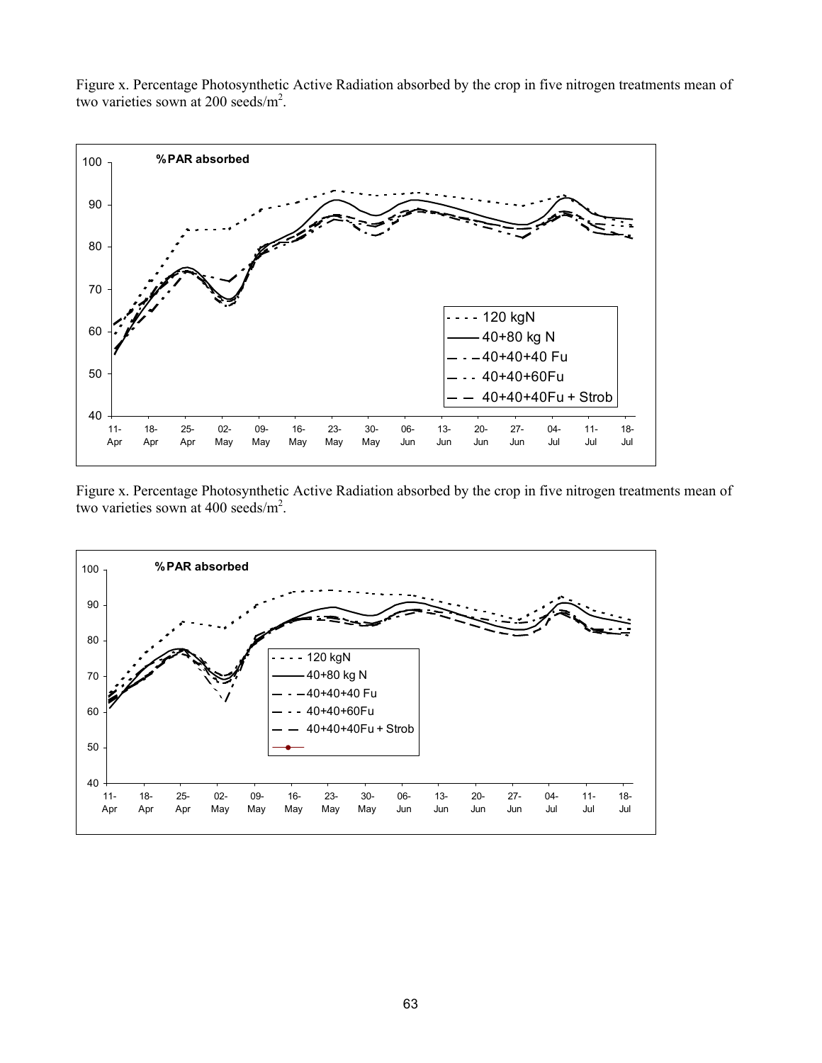Figure x. Percentage Photosynthetic Active Radiation absorbed by the crop in five nitrogen treatments mean of two varieties sown at 200 seeds/$m^2$.

Figure x. Percentage Photosynthetic Active Radiation absorbed by the crop in five nitrogen treatments mean of two varieties sown at 400 seeds/$m^2$.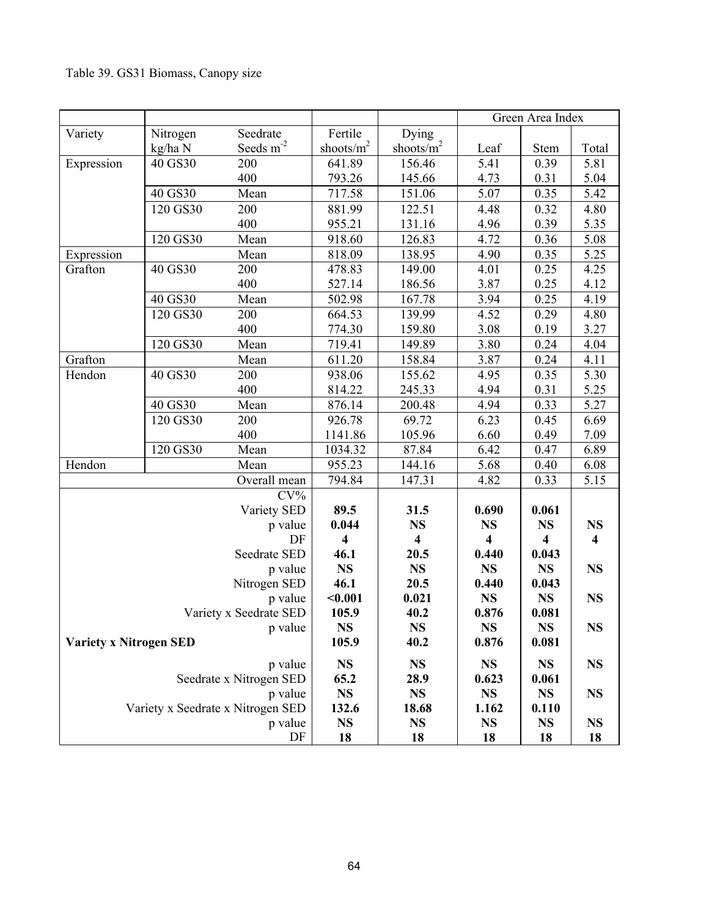Table 39. GS31 Biomass, Canopy size

| | | | | | Green Area Index | | |
|---|---|---|---|---|---|---|---|
| Variety | Nitrogen kg/ha N | Seedrate Seeds $m^{-2}$ | Fertile shoots/$m^2$ | Dying shoots/$m^2$ | Leaf | Stem | Total |
| Expression | 40 GS30 | 200 | 641.89 | 156.46 | 5.41 | 0.39 | 5.81 |
| | | 400 | 793.26 | 145.66 | 4.73 | 0.31 | 5.04 |
| | 40 GS30 | Mean | 717.58 | 151.06 | 5.07 | 0.35 | 5.42 |
| | 120 GS30 | 200 | 881.99 | 122.51 | 4.48 | 0.32 | 4.80 |
| | | 400 | 955.21 | 131.16 | 4.96 | 0.39 | 5.35 |
| | 120 GS30 | Mean | 918.60 | 126.83 | 4.72 | 0.36 | 5.08 |
| Expression | | Mean | 818.09 | 138.95 | 4.90 | 0.35 | 5.25 |
| Grafton | 40 GS30 | 200 | 478.83 | 149.00 | 4.01 | 0.25 | 4.25 |
| | | 400 | 527.14 | 186.56 | 3.87 | 0.25 | 4.12 |
| | 40 GS30 | Mean | 502.98 | 167.78 | 3.94 | 0.25 | 4.19 |
| | 120 GS30 | 200 | 664.53 | 139.99 | 4.52 | 0.29 | 4.80 |
| | | 400 | 774.30 | 159.80 | 3.08 | 0.19 | 3.27 |
| | 120 GS30 | Mean | 719.41 | 149.89 | 3.80 | 0.24 | 4.04 |
| Grafton | | Mean | 611.20 | 158.84 | 3.87 | 0.24 | 4.11 |
| Hendon | 40 GS30 | 200 | 938.06 | 155.62 | 4.95 | 0.35 | 5.30 |
| | | 400 | 814.22 | 245.33 | 4.94 | 0.31 | 5.25 |
| | 40 GS30 | Mean | 876.14 | 200.48 | 4.94 | 0.33 | 5.27 |
| | 120 GS30 | 200 | 926.78 | 69.72 | 6.23 | 0.45 | 6.69 |
| | | 400 | 1141.86 | 105.96 | 6.60 | 0.49 | 7.09 |
| | 120 GS30 | Mean | 1034.32 | 87.84 | 6.42 | 0.47 | 6.89 |
| Hendon | | Mean | 955.23 | 144.16 | 5.68 | 0.40 | 6.08 |
| | | Overall mean | 794.84 | 147.31 | 4.82 | 0.33 | 5.15 |
| | | CV% | | | | | |
| | | Variety SED | **89.5** | **31.5** | **0.690** | **0.061** | |
| | | p value | **0.044** | **NS** | **NS** | **NS** | **NS** |
| | | DF | **4** | **4** | **4** | **4** | **4** |
| | | Seedrate SED | **46.1** | **20.5** | **0.440** | **0.043** | |
| | | p value | **NS** | **NS** | **NS** | **NS** | **NS** |
| | | Nitrogen SED | **46.1** | **20.5** | **0.440** | **0.043** | |
| | | p value | **<0.001** | **0.021** | **NS** | **NS** | **NS** |
| | | Variety x Seedrate SED | **105.9** | **40.2** | **0.876** | **0.081** | |
| | | p value | **NS** | **NS** | **NS** | **NS** | **NS** |
| **Variety x Nitrogen SED** | | | **105.9** | **40.2** | **0.876** | **0.081** | |
| | | p value | **NS** | **NS** | **NS** | **NS** | **NS** |
| | | Seedrate x Nitrogen SED | **65.2** | **28.9** | **0.623** | **0.061** | |
| | | p value | **NS** | **NS** | **NS** | **NS** | **NS** |
| | | Variety x Seedrate x Nitrogen SED | **132.6** | **18.68** | **1.162** | **0.110** | |
| | | p value | **NS** | **NS** | **NS** | **NS** | **NS** |
| | | DF | **18** | **18** | **18** | **18** | **18** |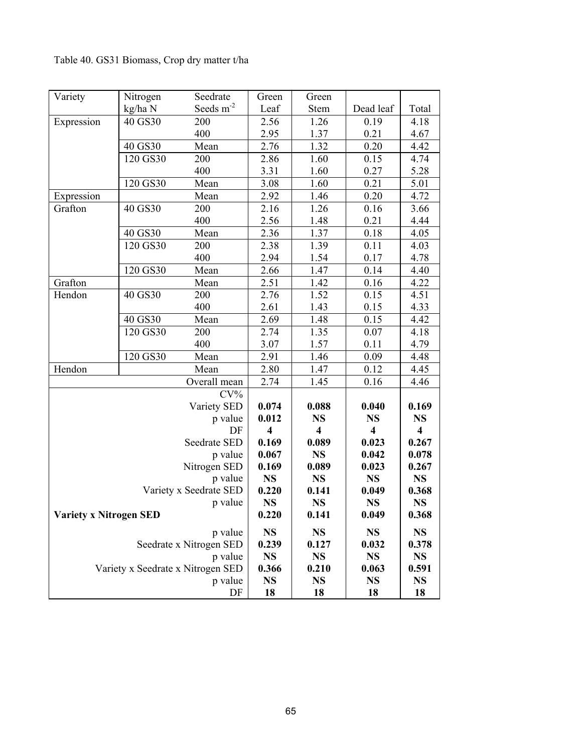Table 40. GS31 Biomass, Crop dry matter t/ha

| Variety | Nitrogen kg/ha N | Seedrate Seeds $m^{-2}$ | Green Leaf | Green Stem | Dead leaf | Total |
|---|---|---|---|---|---|---|
| Expression | 40 GS30 | 200 | 2.56 | 1.26 | 0.19 | 4.18 |
| | | 400 | 2.95 | 1.37 | 0.21 | 4.67 |
| | 40 GS30 | Mean | 2.76 | 1.32 | 0.20 | 4.42 |
| | 120 GS30 | 200 | 2.86 | 1.60 | 0.15 | 4.74 |
| | | 400 | 3.31 | 1.60 | 0.27 | 5.28 |
| | 120 GS30 | Mean | 3.08 | 1.60 | 0.21 | 5.01 |
| Expression | | Mean | 2.92 | 1.46 | 0.20 | 4.72 |
| Grafton | 40 GS30 | 200 | 2.16 | 1.26 | 0.16 | 3.66 |
| | | 400 | 2.56 | 1.48 | 0.21 | 4.44 |
| | 40 GS30 | Mean | 2.36 | 1.37 | 0.18 | 4.05 |
| | 120 GS30 | 200 | 2.38 | 1.39 | 0.11 | 4.03 |
| | | 400 | 2.94 | 1.54 | 0.17 | 4.78 |
| | 120 GS30 | Mean | 2.66 | 1.47 | 0.14 | 4.40 |
| Grafton | | Mean | 2.51 | 1.42 | 0.16 | 4.22 |
| Hendon | 40 GS30 | 200 | 2.76 | 1.52 | 0.15 | 4.51 |
| | | 400 | 2.61 | 1.43 | 0.15 | 4.33 |
| | 40 GS30 | Mean | 2.69 | 1.48 | 0.15 | 4.42 |
| | 120 GS30 | 200 | 2.74 | 1.35 | 0.07 | 4.18 |
| | | 400 | 3.07 | 1.57 | 0.11 | 4.79 |
| | 120 GS30 | Mean | 2.91 | 1.46 | 0.09 | 4.48 |
| Hendon | | Mean | 2.80 | 1.47 | 0.12 | 4.45 |
| | | Overall mean | 2.74 | 1.45 | 0.16 | 4.46 |
| | | CV% | | | | |
| | | Variety SED | **0.074** | **0.088** | **0.040** | **0.169** |
| | | p value | **0.012** | **NS** | **NS** | **NS** |
| | | DF | **4** | **4** | **4** | **4** |
| | | Seedrate SED | **0.169** | **0.089** | **0.023** | **0.267** |
| | | p value | **0.067** | **NS** | **0.042** | **0.078** |
| | | Nitrogen SED | **0.169** | **0.089** | **0.023** | **0.267** |
| | | p value | **NS** | **NS** | **NS** | **NS** |
| | | Variety x Seedrate SED | **0.220** | **0.141** | **0.049** | **0.368** |
| | | p value | **NS** | **NS** | **NS** | **NS** |
| **Variety x Nitrogen SED** | | | **0.220** | **0.141** | **0.049** | **0.368** |
| | | p value | **NS** | **NS** | **NS** | **NS** |
| | | Seedrate x Nitrogen SED | **0.239** | **0.127** | **0.032** | **0.378** |
| | | p value | **NS** | **NS** | **NS** | **NS** |
| | | Variety x Seedrate x Nitrogen SED | **0.366** | **0.210** | **0.063** | **0.591** |
| | | p value | **NS** | **NS** | **NS** | **NS** |
| | | DF | **18** | **18** | **18** | **18** |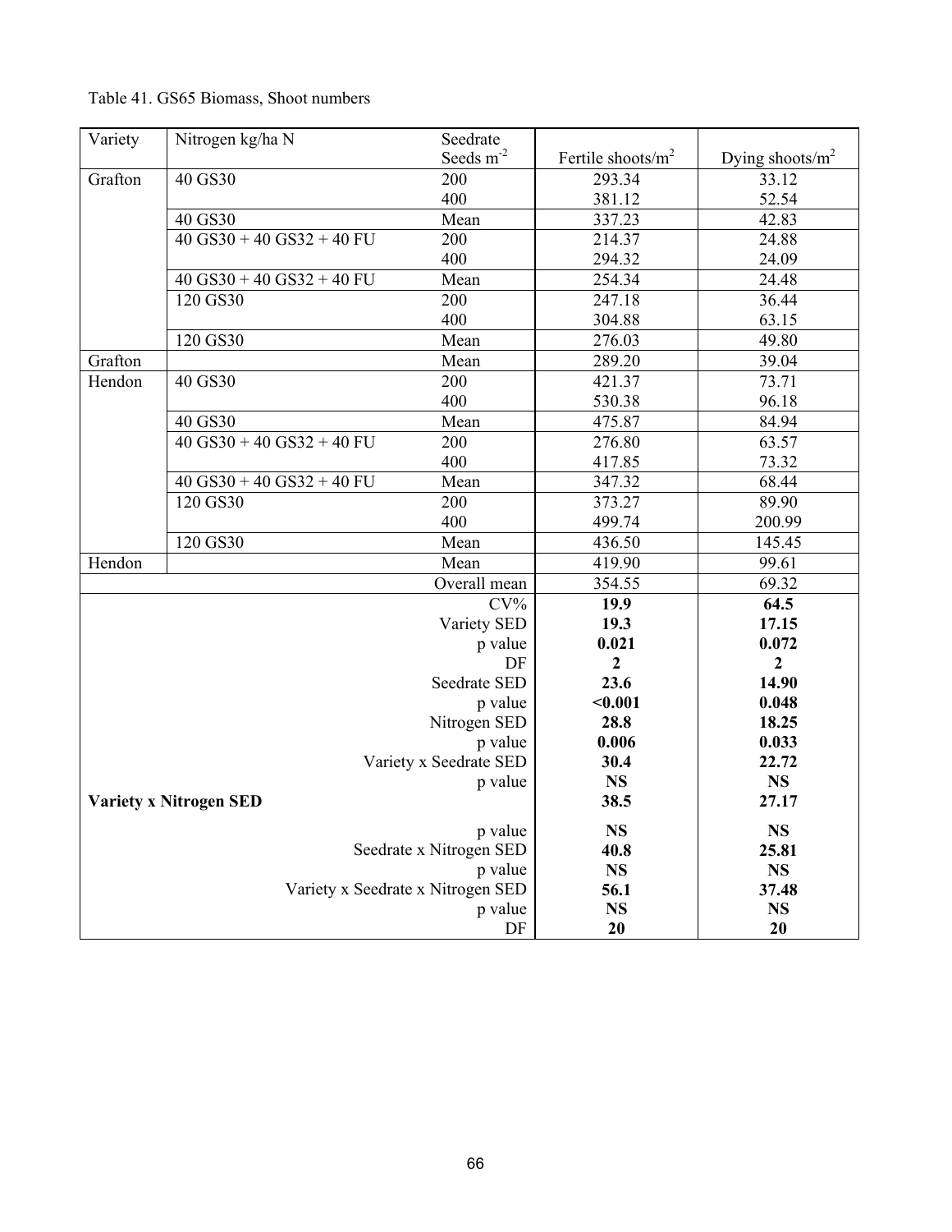Table 41. GS65 Biomass, Shoot numbers

| Variety | Nitrogen kg/ha N | Seedrate Seeds $m^{-2}$ | Fertile shoots/$m^2$ | Dying shoots/$m^2$ |
|---|---|---|---|---|
| Grafton | 40 GS30 | 200 | 293.34 | 33.12 |
| | | 400 | 381.12 | 52.54 |
| | 40 GS30 | Mean | 337.23 | 42.83 |
| | 40 GS30 + 40 GS32 + 40 FU | 200 | 214.37 | 24.88 |
| | | 400 | 294.32 | 24.09 |
| | 40 GS30 + 40 GS32 + 40 FU | Mean | 254.34 | 24.48 |
| | 120 GS30 | 200 | 247.18 | 36.44 |
| | | 400 | 304.88 | 63.15 |
| | 120 GS30 | Mean | 276.03 | 49.80 |
| Grafton | | Mean | 289.20 | 39.04 |
| Hendon | 40 GS30 | 200 | 421.37 | 73.71 |
| | | 400 | 530.38 | 96.18 |
| | 40 GS30 | Mean | 475.87 | 84.94 |
| | 40 GS30 + 40 GS32 + 40 FU | 200 | 276.80 | 63.57 |
| | | 400 | 417.85 | 73.32 |
| | 40 GS30 + 40 GS32 + 40 FU | Mean | 347.32 | 68.44 |
| | 120 GS30 | 200 | 373.27 | 89.90 |
| | | 400 | 499.74 | 200.99 |
| | 120 GS30 | Mean | 436.50 | 145.45 |
| Hendon | | Mean | 419.90 | 99.61 |
| | | Overall mean | 354.55 | 69.32 |
| | | CV% | **19.9** | **64.5** |
| | | Variety SED | **19.3** | **17.15** |
| | | p value | **0.021** | **0.072** |
| | | DF | **2** | **2** |
| | | Seedrate SED | **23.6** | **14.90** |
| | | p value | **<0.001** | **0.048** |
| | | Nitrogen SED | **28.8** | **18.25** |
| | | p value | **0.006** | **0.033** |
| | | Variety x Seedrate SED | **30.4** | **22.72** |
| | | p value | **NS** | **NS** |
| **Variety x Nitrogen SED** | | | **38.5** | **27.17** |
| | | p value | **NS** | **NS** |
| | | Seedrate x Nitrogen SED | **40.8** | **25.81** |
| | | p value | **NS** | **NS** |
| | | Variety x Seedrate x Nitrogen SED | **56.1** | **37.48** |
| | | p value | **NS** | **NS** |
| | | DF | **20** | **20** |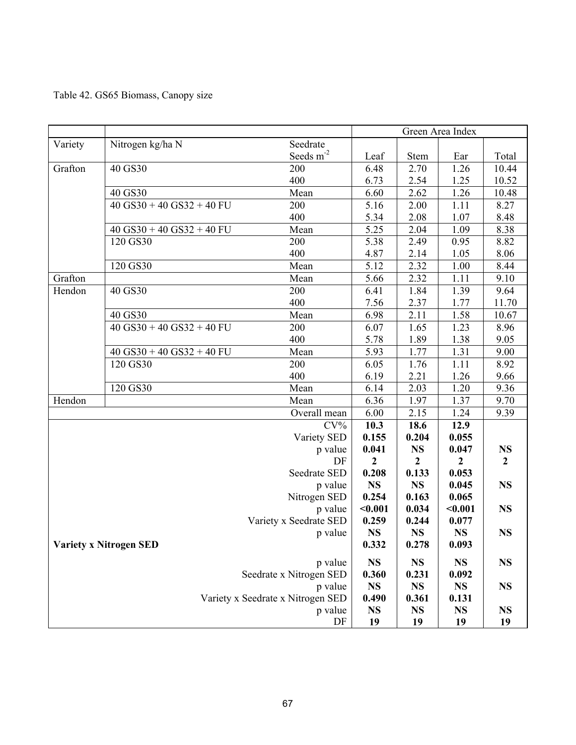Table 42. GS65 Biomass, Canopy size

| | | | Green Area Index | | | |
|---|---|---|---|---|---|---|
| Variety | Nitrogen kg/ha N | Seedrate Seeds m$^{-2}$ | Leaf | Stem | Ear | Total |
| Grafton | 40 GS30 | 200 | 6.48 | 2.70 | 1.26 | 10.44 |
| | | 400 | 6.73 | 2.54 | 1.25 | 10.52 |
| | 40 GS30 | Mean | 6.60 | 2.62 | 1.26 | 10.48 |
| | 40 GS30 + 40 GS32 + 40 FU | 200 | 5.16 | 2.00 | 1.11 | 8.27 |
| | | 400 | 5.34 | 2.08 | 1.07 | 8.48 |
| | 40 GS30 + 40 GS32 + 40 FU | Mean | 5.25 | 2.04 | 1.09 | 8.38 |
| | 120 GS30 | 200 | 5.38 | 2.49 | 0.95 | 8.82 |
| | | 400 | 4.87 | 2.14 | 1.05 | 8.06 |
| | 120 GS30 | Mean | 5.12 | 2.32 | 1.00 | 8.44 |
| Grafton | | Mean | 5.66 | 2.32 | 1.11 | 9.10 |
| Hendon | 40 GS30 | 200 | 6.41 | 1.84 | 1.39 | 9.64 |
| | | 400 | 7.56 | 2.37 | 1.77 | 11.70 |
| | 40 GS30 | Mean | 6.98 | 2.11 | 1.58 | 10.67 |
| | 40 GS30 + 40 GS32 + 40 FU | 200 | 6.07 | 1.65 | 1.23 | 8.96 |
| | | 400 | 5.78 | 1.89 | 1.38 | 9.05 |
| | 40 GS30 + 40 GS32 + 40 FU | Mean | 5.93 | 1.77 | 1.31 | 9.00 |
| | 120 GS30 | 200 | 6.05 | 1.76 | 1.11 | 8.92 |
| | | 400 | 6.19 | 2.21 | 1.26 | 9.66 |
| | 120 GS30 | Mean | 6.14 | 2.03 | 1.20 | 9.36 |
| Hendon | | Mean | 6.36 | 1.97 | 1.37 | 9.70 |
| | | Overall mean | 6.00 | 2.15 | 1.24 | 9.39 |
| | | CV% | **10.3** | **18.6** | **12.9** | |
| | | Variety SED | **0.155** | **0.204** | **0.055** | |
| | | p value | **0.041** | **NS** | **0.047** | **NS** |
| | | DF | **2** | **2** | **2** | **2** |
| | | Seedrate SED | **0.208** | **0.133** | **0.053** | |
| | | p value | **NS** | **NS** | **0.045** | **NS** |
| | | Nitrogen SED | **0.254** | **0.163** | **0.065** | |
| | | p value | **<0.001** | **0.034** | **<0.001** | **NS** |
| | | Variety x Seedrate SED | **0.259** | **0.244** | **0.077** | |
| | | p value | **NS** | **NS** | **NS** | **NS** |
| **Variety x Nitrogen SED** | | | **0.332** | **0.278** | **0.093** | |
| | | p value | **NS** | **NS** | **NS** | **NS** |
| | | Seedrate x Nitrogen SED | **0.360** | **0.231** | **0.092** | |
| | | p value | **NS** | **NS** | **NS** | **NS** |
| | | Variety x Seedrate x Nitrogen SED | **0.490** | **0.361** | **0.131** | |
| | | p value | **NS** | **NS** | **NS** | **NS** |
| | | DF | **19** | **19** | **19** | **19** |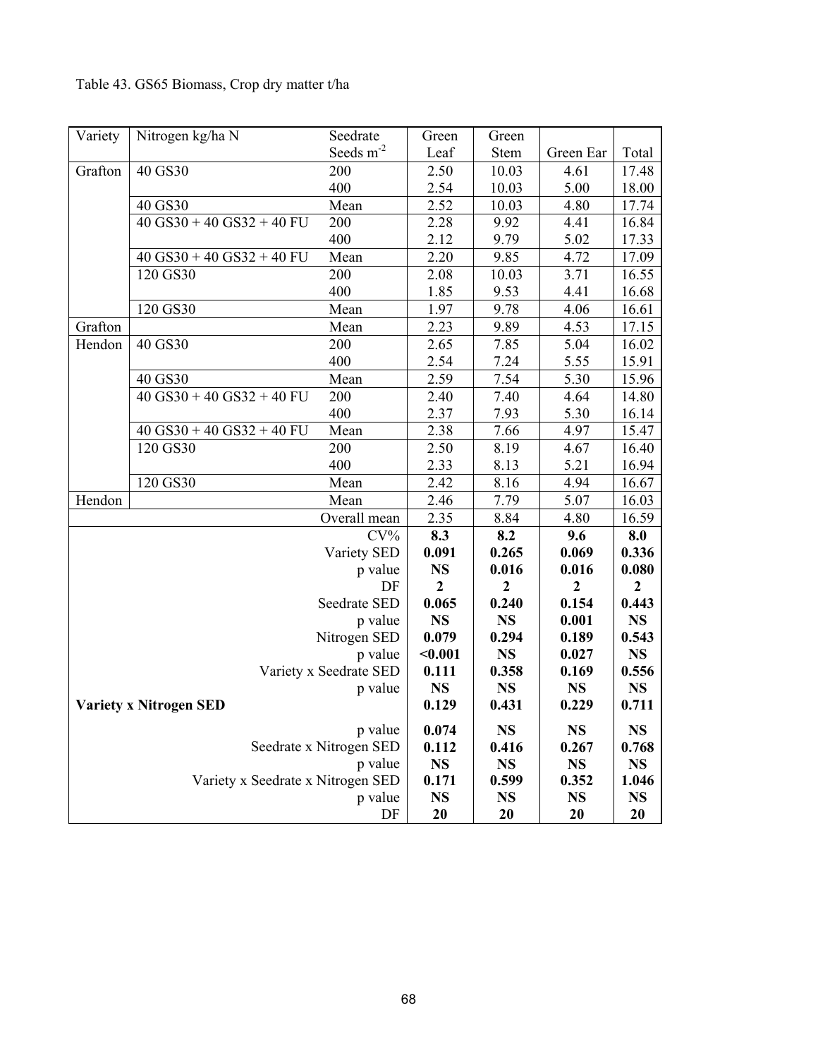Table 43. GS65 Biomass, Crop dry matter t/ha

| Variety | Nitrogen kg/ha N | Seedrate Seeds m$^{-2}$ | Green Leaf | Green Stem | Green Ear | Total |
|---|---|---|---|---|---|---|
| Grafton | 40 GS30 | 200 | 2.50 | 10.03 | 4.61 | 17.48 |
| | | 400 | 2.54 | 10.03 | 5.00 | 18.00 |
| | 40 GS30 | Mean | 2.52 | 10.03 | 4.80 | 17.74 |
| | 40 GS30 + 40 GS32 + 40 FU | 200 | 2.28 | 9.92 | 4.41 | 16.84 |
| | | 400 | 2.12 | 9.79 | 5.02 | 17.33 |
| | 40 GS30 + 40 GS32 + 40 FU | Mean | 2.20 | 9.85 | 4.72 | 17.09 |
| | 120 GS30 | 200 | 2.08 | 10.03 | 3.71 | 16.55 |
| | | 400 | 1.85 | 9.53 | 4.41 | 16.68 |
| | 120 GS30 | Mean | 1.97 | 9.78 | 4.06 | 16.61 |
| Grafton | | Mean | 2.23 | 9.89 | 4.53 | 17.15 |
| Hendon | 40 GS30 | 200 | 2.65 | 7.85 | 5.04 | 16.02 |
| | | 400 | 2.54 | 7.24 | 5.55 | 15.91 |
| | 40 GS30 | Mean | 2.59 | 7.54 | 5.30 | 15.96 |
| | 40 GS30 + 40 GS32 + 40 FU | 200 | 2.40 | 7.40 | 4.64 | 14.80 |
| | | 400 | 2.37 | 7.93 | 5.30 | 16.14 |
| | 40 GS30 + 40 GS32 + 40 FU | Mean | 2.38 | 7.66 | 4.97 | 15.47 |
| | 120 GS30 | 200 | 2.50 | 8.19 | 4.67 | 16.40 |
| | | 400 | 2.33 | 8.13 | 5.21 | 16.94 |
| | 120 GS30 | Mean | 2.42 | 8.16 | 4.94 | 16.67 |
| Hendon | | Mean | 2.46 | 7.79 | 5.07 | 16.03 |
| | | Overall mean | 2.35 | 8.84 | 4.80 | 16.59 |
| | | **CV%** | **8.3** | **8.2** | **9.6** | **8.0** |
| | | **Variety SED** | **0.091** | **0.265** | **0.069** | **0.336** |
| | | **p value** | **NS** | **0.016** | **0.016** | **0.080** |
| | | **DF** | **2** | **2** | **2** | **2** |
| | | **Seedrate SED** | **0.065** | **0.240** | **0.154** | **0.443** |
| | | **p value** | **NS** | **NS** | **0.001** | **NS** |
| | | **Nitrogen SED** | **0.079** | **0.294** | **0.189** | **0.543** |
| | | **p value** | **<0.001** | **NS** | **0.027** | **NS** |
| | | **Variety x Seedrate SED** | **0.111** | **0.358** | **0.169** | **0.556** |
| | | **p value** | **NS** | **NS** | **NS** | **NS** |
| **Variety x Nitrogen SED** | | | **0.129** | **0.431** | **0.229** | **0.711** |
| | | **p value** | **0.074** | **NS** | **NS** | **NS** |
| | | **Seedrate x Nitrogen SED** | **0.112** | **0.416** | **0.267** | **0.768** |
| | | **p value** | **NS** | **NS** | **NS** | **NS** |
| | | **Variety x Seedrate x Nitrogen SED** | **0.171** | **0.599** | **0.352** | **1.046** |
| | | **p value** | **NS** | **NS** | **NS** | **NS** |
| | | **DF** | **20** | **20** | **20** | **20** |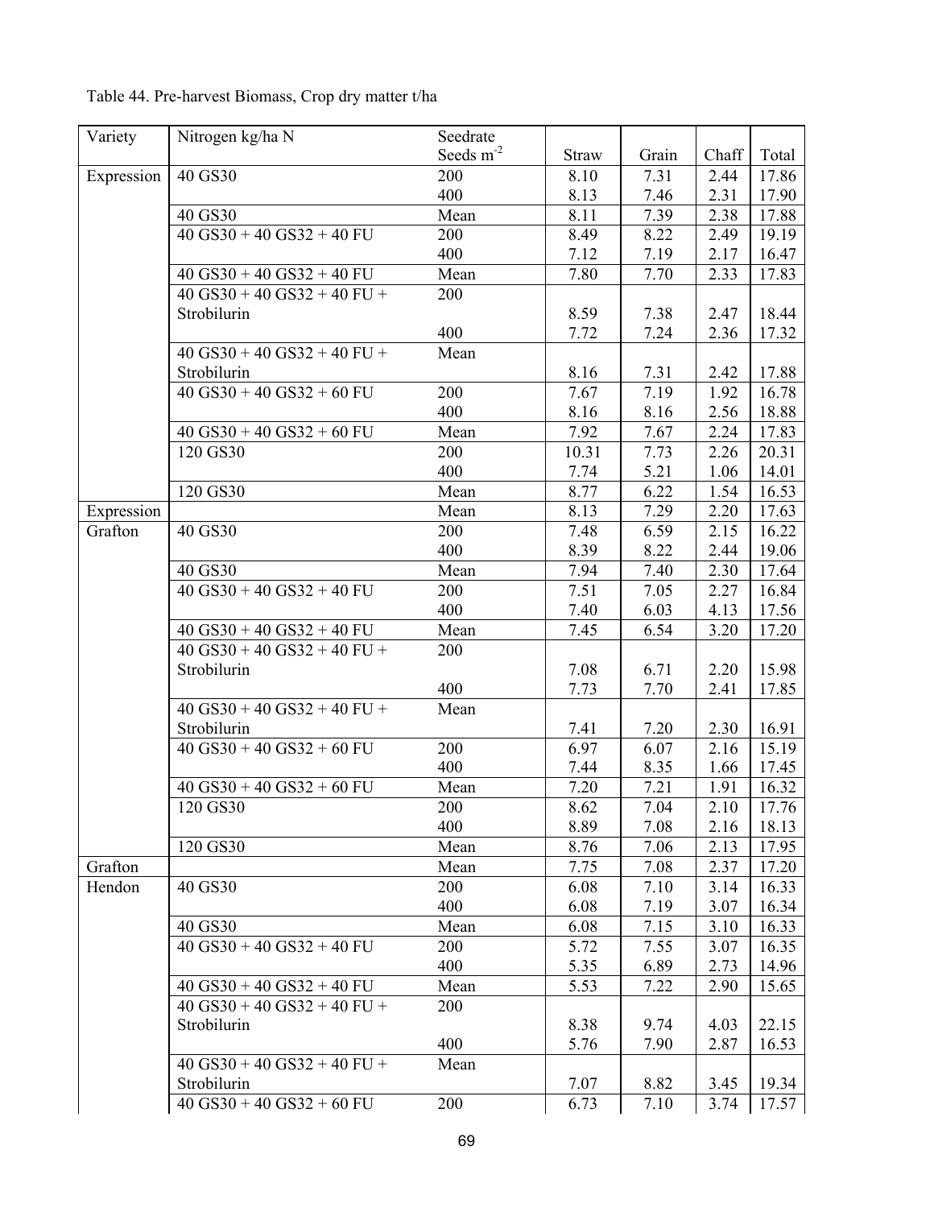Table 44. Pre-harvest Biomass, Crop dry matter t/ha

| Variety | Nitrogen kg/ha N | Seedrate Seeds $m^{-2}$ | Straw | Grain | Chaff | Total |
|---|---|---|---|---|---|---|
| Expression | 40 GS30 | 200 | 8.10 | 7.31 | 2.44 | 17.86 |
| | | 400 | 8.13 | 7.46 | 2.31 | 17.90 |
| | 40 GS30 | Mean | 8.11 | 7.39 | 2.38 | 17.88 |
| | 40 GS30 + 40 GS32 + 40 FU | 200 | 8.49 | 8.22 | 2.49 | 19.19 |
| | | 400 | 7.12 | 7.19 | 2.17 | 16.47 |
| | 40 GS30 + 40 GS32 + 40 FU | Mean | 7.80 | 7.70 | 2.33 | 17.83 |
| | 40 GS30 + 40 GS32 + 40 FU + Strobilurin | 200 | 8.59 | 7.38 | 2.47 | 18.44 |
| | | 400 | 7.72 | 7.24 | 2.36 | 17.32 |
| | 40 GS30 + 40 GS32 + 40 FU + Strobilurin | Mean | 8.16 | 7.31 | 2.42 | 17.88 |
| | 40 GS30 + 40 GS32 + 60 FU | 200 | 7.67 | 7.19 | 1.92 | 16.78 |
| | | 400 | 8.16 | 8.16 | 2.56 | 18.88 |
| | 40 GS30 + 40 GS32 + 60 FU | Mean | 7.92 | 7.67 | 2.24 | 17.83 |
| | 120 GS30 | 200 | 10.31 | 7.73 | 2.26 | 20.31 |
| | | 400 | 7.74 | 5.21 | 1.06 | 14.01 |
| | 120 GS30 | Mean | 8.77 | 6.22 | 1.54 | 16.53 |
| Expression | | Mean | 8.13 | 7.29 | 2.20 | 17.63 |
| Grafton | 40 GS30 | 200 | 7.48 | 6.59 | 2.15 | 16.22 |
| | | 400 | 8.39 | 8.22 | 2.44 | 19.06 |
| | 40 GS30 | Mean | 7.94 | 7.40 | 2.30 | 17.64 |
| | 40 GS30 + 40 GS32 + 40 FU | 200 | 7.51 | 7.05 | 2.27 | 16.84 |
| | | 400 | 7.40 | 6.03 | 4.13 | 17.56 |
| | 40 GS30 + 40 GS32 + 40 FU | Mean | 7.45 | 6.54 | 3.20 | 17.20 |
| | 40 GS30 + 40 GS32 + 40 FU + Strobilurin | 200 | 7.08 | 6.71 | 2.20 | 15.98 |
| | | 400 | 7.73 | 7.70 | 2.41 | 17.85 |
| | 40 GS30 + 40 GS32 + 40 FU + Strobilurin | Mean | 7.41 | 7.20 | 2.30 | 16.91 |
| | 40 GS30 + 40 GS32 + 60 FU | 200 | 6.97 | 6.07 | 2.16 | 15.19 |
| | | 400 | 7.44 | 8.35 | 1.66 | 17.45 |
| | 40 GS30 + 40 GS32 + 60 FU | Mean | 7.20 | 7.21 | 1.91 | 16.32 |
| | 120 GS30 | 200 | 8.62 | 7.04 | 2.10 | 17.76 |
| | | 400 | 8.89 | 7.08 | 2.16 | 18.13 |
| | 120 GS30 | Mean | 8.76 | 7.06 | 2.13 | 17.95 |
| Grafton | | Mean | 7.75 | 7.08 | 2.37 | 17.20 |
| Hendon | 40 GS30 | 200 | 6.08 | 7.10 | 3.14 | 16.33 |
| | | 400 | 6.08 | 7.19 | 3.07 | 16.34 |
| | 40 GS30 | Mean | 6.08 | 7.15 | 3.10 | 16.33 |
| | 40 GS30 + 40 GS32 + 40 FU | 200 | 5.72 | 7.55 | 3.07 | 16.35 |
| | | 400 | 5.35 | 6.89 | 2.73 | 14.96 |
| | 40 GS30 + 40 GS32 + 40 FU | Mean | 5.53 | 7.22 | 2.90 | 15.65 |
| | 40 GS30 + 40 GS32 + 40 FU + Strobilurin | 200 | 8.38 | 9.74 | 4.03 | 22.15 |
| | | 400 | 5.76 | 7.90 | 2.87 | 16.53 |
| | 40 GS30 + 40 GS32 + 40 FU + Strobilurin | Mean | 7.07 | 8.82 | 3.45 | 19.34 |
| | 40 GS30 + 40 GS32 + 60 FU | 200 | 6.73 | 7.10 | 3.74 | 17.57 |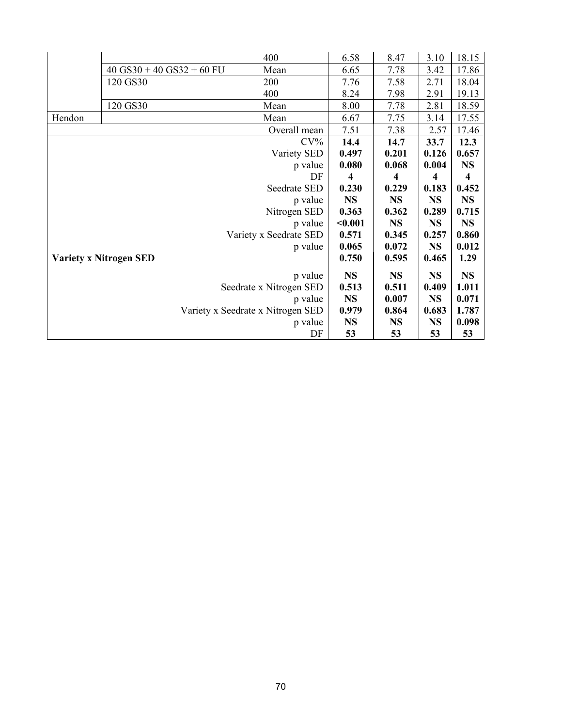| | | | | | | |
|---|---|---|---|---|---|---|
| | | 400 | 6.58 | 8.47 | 3.10 | 18.15 |
| | 40 GS30 + 40 GS32 + 60 FU | Mean | 6.65 | 7.78 | 3.42 | 17.86 |
| | 120 GS30 | 200 | 7.76 | 7.58 | 2.71 | 18.04 |
| | | 400 | 8.24 | 7.98 | 2.91 | 19.13 |
| | 120 GS30 | Mean | 8.00 | 7.78 | 2.81 | 18.59 |
| Hendon | | Mean | 6.67 | 7.75 | 3.14 | 17.55 |
| | | Overall mean | 7.51 | 7.38 | 2.57 | 17.46 |
| | | CV% | **14.4** | **14.7** | **33.7** | **12.3** |
| | | Variety SED | **0.497** | **0.201** | **0.126** | **0.657** |
| | | p value | **0.080** | **0.068** | **0.004** | **NS** |
| | | DF | **4** | **4** | **4** | **4** |
| | | Seedrate SED | **0.230** | **0.229** | **0.183** | **0.452** |
| | | p value | **NS** | **NS** | **NS** | **NS** |
| | | Nitrogen SED | **0.363** | **0.362** | **0.289** | **0.715** |
| | | p value | **<0.001** | **NS** | **NS** | **NS** |
| | | Variety x Seedrate SED | **0.571** | **0.345** | **0.257** | **0.860** |
| | | p value | **0.065** | **0.072** | **NS** | **0.012** |
| **Variety x Nitrogen SED** | | | **0.750** | **0.595** | **0.465** | **1.29** |
| | | p value | **NS** | **NS** | **NS** | **NS** |
| | | Seedrate x Nitrogen SED | **0.513** | **0.511** | **0.409** | **1.011** |
| | | p value | **NS** | **0.007** | **NS** | **0.071** |
| | | Variety x Seedrate x Nitrogen SED | **0.979** | **0.864** | **0.683** | **1.787** |
| | | p value | **NS** | **NS** | **NS** | **0.098** |
| | | DF | **53** | **53** | **53** | **53** |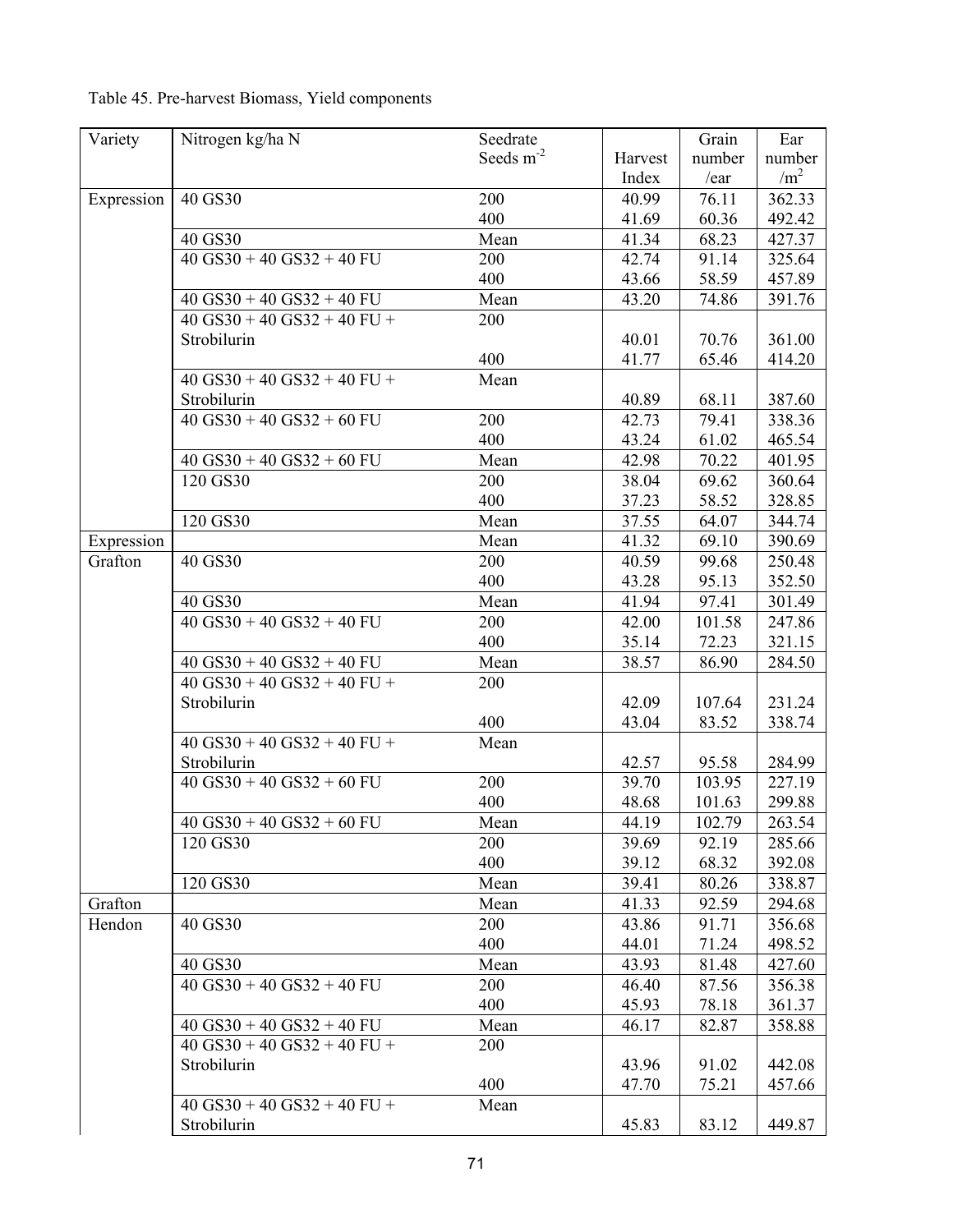Table 45. Pre-harvest Biomass, Yield components

| Variety | Nitrogen kg/ha N | Seedrate Seeds $m^{-2}$ | Harvest Index | Grain number /ear | Ear number $/m^2$ |
|---|---|---|---|---|---|
| Expression | 40 GS30 | 200 | 40.99 | 76.11 | 362.33 |
| | | 400 | 41.69 | 60.36 | 492.42 |
| | 40 GS30 | Mean | 41.34 | 68.23 | 427.37 |
| | 40 GS30 + 40 GS32 + 40 FU | 200 | 42.74 | 91.14 | 325.64 |
| | | 400 | 43.66 | 58.59 | 457.89 |
| | 40 GS30 + 40 GS32 + 40 FU | Mean | 43.20 | 74.86 | 391.76 |
| | 40 GS30 + 40 GS32 + 40 FU + Strobilurin | 200 | 40.01 | 70.76 | 361.00 |
| | | 400 | 41.77 | 65.46 | 414.20 |
| | 40 GS30 + 40 GS32 + 40 FU + Strobilurin | Mean | 40.89 | 68.11 | 387.60 |
| | 40 GS30 + 40 GS32 + 60 FU | 200 | 42.73 | 79.41 | 338.36 |
| | | 400 | 43.24 | 61.02 | 465.54 |
| | 40 GS30 + 40 GS32 + 60 FU | Mean | 42.98 | 70.22 | 401.95 |
| | 120 GS30 | 200 | 38.04 | 69.62 | 360.64 |
| | | 400 | 37.23 | 58.52 | 328.85 |
| | 120 GS30 | Mean | 37.55 | 64.07 | 344.74 |
| Expression | | Mean | 41.32 | 69.10 | 390.69 |
| Grafton | 40 GS30 | 200 | 40.59 | 99.68 | 250.48 |
| | | 400 | 43.28 | 95.13 | 352.50 |
| | 40 GS30 | Mean | 41.94 | 97.41 | 301.49 |
| | 40 GS30 + 40 GS32 + 40 FU | 200 | 42.00 | 101.58 | 247.86 |
| | | 400 | 35.14 | 72.23 | 321.15 |
| | 40 GS30 + 40 GS32 + 40 FU | Mean | 38.57 | 86.90 | 284.50 |
| | 40 GS30 + 40 GS32 + 40 FU + Strobilurin | 200 | 42.09 | 107.64 | 231.24 |
| | | 400 | 43.04 | 83.52 | 338.74 |
| | 40 GS30 + 40 GS32 + 40 FU + Strobilurin | Mean | 42.57 | 95.58 | 284.99 |
| | 40 GS30 + 40 GS32 + 60 FU | 200 | 39.70 | 103.95 | 227.19 |
| | | 400 | 48.68 | 101.63 | 299.88 |
| | 40 GS30 + 40 GS32 + 60 FU | Mean | 44.19 | 102.79 | 263.54 |
| | 120 GS30 | 200 | 39.69 | 92.19 | 285.66 |
| | | 400 | 39.12 | 68.32 | 392.08 |
| | 120 GS30 | Mean | 39.41 | 80.26 | 338.87 |
| Grafton | | Mean | 41.33 | 92.59 | 294.68 |
| Hendon | 40 GS30 | 200 | 43.86 | 91.71 | 356.68 |
| | | 400 | 44.01 | 71.24 | 498.52 |
| | 40 GS30 | Mean | 43.93 | 81.48 | 427.60 |
| | 40 GS30 + 40 GS32 + 40 FU | 200 | 46.40 | 87.56 | 356.38 |
| | | 400 | 45.93 | 78.18 | 361.37 |
| | 40 GS30 + 40 GS32 + 40 FU | Mean | 46.17 | 82.87 | 358.88 |
| | 40 GS30 + 40 GS32 + 40 FU + Strobilurin | 200 | 43.96 | 91.02 | 442.08 |
| | | 400 | 47.70 | 75.21 | 457.66 |
| | 40 GS30 + 40 GS32 + 40 FU + Strobilurin | Mean | 45.83 | 83.12 | 449.87 |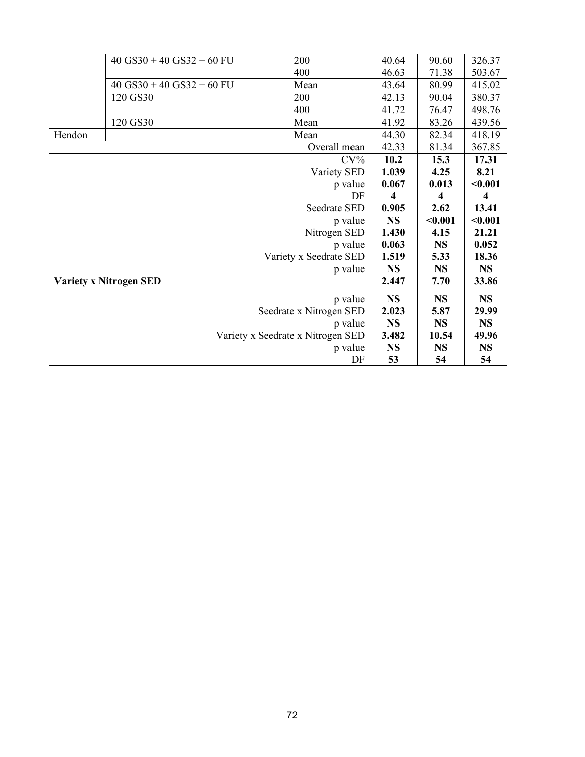| | | | | | |
|---|---|---|---|---|---|
| | 40 GS30 + 40 GS32 + 60 FU | 200 | 40.64 | 90.60 | 326.37 |
| | | 400 | 46.63 | 71.38 | 503.67 |
| | 40 GS30 + 40 GS32 + 60 FU | Mean | 43.64 | 80.99 | 415.02 |
| | 120 GS30 | 200 | 42.13 | 90.04 | 380.37 |
| | | 400 | 41.72 | 76.47 | 498.76 |
| | 120 GS30 | Mean | 41.92 | 83.26 | 439.56 |
| Hendon | | Mean | 44.30 | 82.34 | 418.19 |
| | | Overall mean | 42.33 | 81.34 | 367.85 |
| | | CV% | **10.2** | **15.3** | **17.31** |
| | | Variety SED | **1.039** | **4.25** | **8.21** |
| | | p value | **0.067** | **0.013** | **<0.001** |
| | | DF | **4** | **4** | **4** |
| | | Seedrate SED | **0.905** | **2.62** | **13.41** |
| | | p value | **NS** | **<0.001** | **<0.001** |
| | | Nitrogen SED | **1.430** | **4.15** | **21.21** |
| | | p value | **0.063** | **NS** | **0.052** |
| | | Variety x Seedrate SED | **1.519** | **5.33** | **18.36** |
| | | p value | **NS** | **NS** | **NS** |
| **Variety x Nitrogen SED** | | | **2.447** | **7.70** | **33.86** |
| | | p value | **NS** | **NS** | **NS** |
| | | Seedrate x Nitrogen SED | **2.023** | **5.87** | **29.99** |
| | | p value | **NS** | **NS** | **NS** |
| | | Variety x Seedrate x Nitrogen SED | **3.482** | **10.54** | **49.96** |
| | | p value | **NS** | **NS** | **NS** |
| | | DF | **53** | **54** | **54** |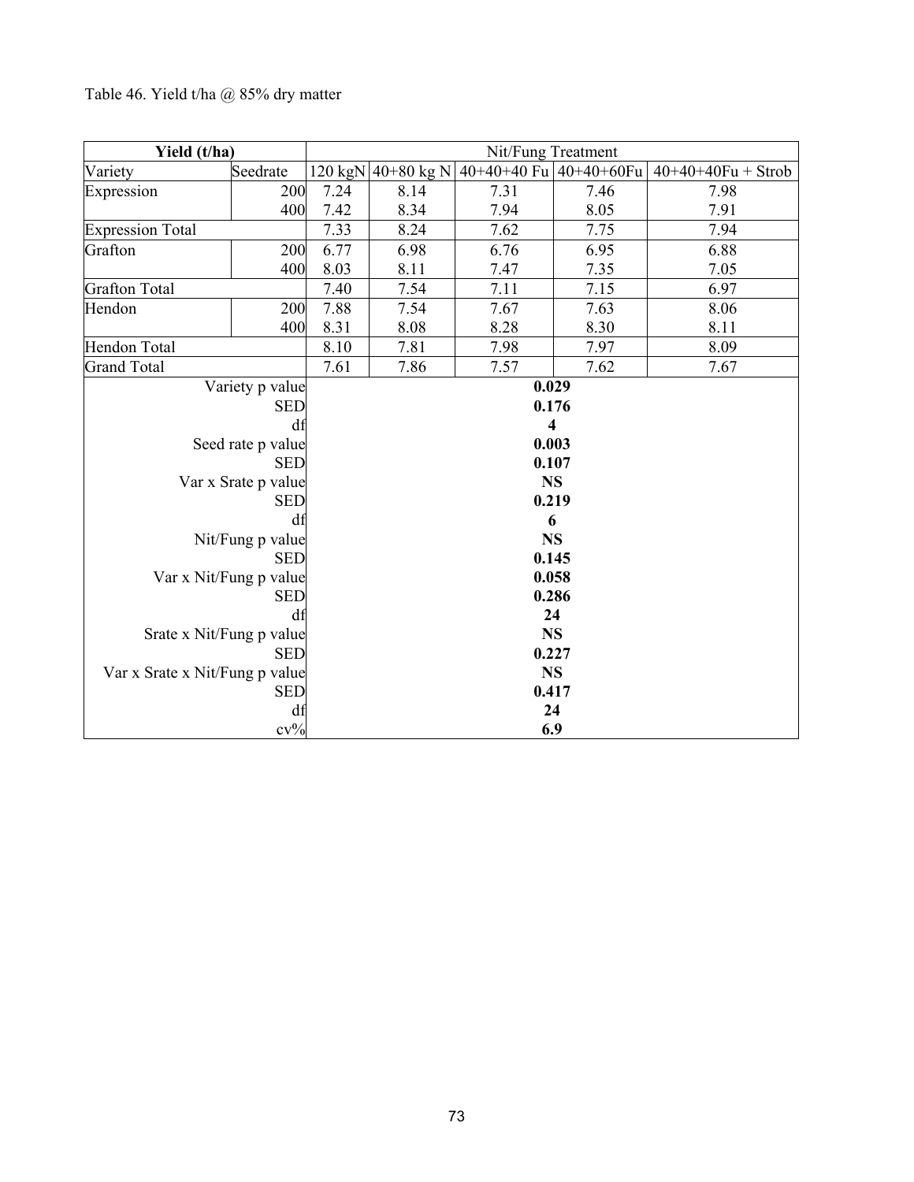Table 46. Yield t/ha @ 85% dry matter

| Yield (t/ha) | | Nit/Fung Treatment | | | | |
|---|---|---|---|---|---|---|
| Variety | Seedrate | 120 kgN | 40+80 kg N | 40+40+40 Fu | 40+40+60Fu | 40+40+40Fu + Strob |
| Expression | 200 | 7.24 | 8.14 | 7.31 | 7.46 | 7.98 |
| | 400 | 7.42 | 8.34 | 7.94 | 8.05 | 7.91 |
| Expression Total | | 7.33 | 8.24 | 7.62 | 7.75 | 7.94 |
| Grafton | 200 | 6.77 | 6.98 | 6.76 | 6.95 | 6.88 |
| | 400 | 8.03 | 8.11 | 7.47 | 7.35 | 7.05 |
| Grafton Total | | 7.40 | 7.54 | 7.11 | 7.15 | 6.97 |
| Hendon | 200 | 7.88 | 7.54 | 7.67 | 7.63 | 8.06 |
| | 400 | 8.31 | 8.08 | 8.28 | 8.30 | 8.11 |
| Hendon Total | | 8.10 | 7.81 | 7.98 | 7.97 | 8.09 |
| Grand Total | | 7.61 | 7.86 | 7.57 | 7.62 | 7.67 |
| Variety p value | | **0.029** | | | | |
| SED | | **0.176** | | | | |
| df | | **4** | | | | |
| Seed rate p value | | **0.003** | | | | |
| SED | | **0.107** | | | | |
| Var x Srate p value | | **NS** | | | | |
| SED | | **0.219** | | | | |
| df | | **6** | | | | |
| Nit/Fung p value | | **NS** | | | | |
| SED | | **0.145** | | | | |
| Var x Nit/Fung p value | | **0.058** | | | | |
| SED | | **0.286** | | | | |
| df | | **24** | | | | |
| Srate x Nit/Fung p value | | **NS** | | | | |
| SED | | **0.227** | | | | |
| Var x Srate x Nit/Fung p value | | **NS** | | | | |
| SED | | **0.417** | | | | |
| df | | **24** | | | | |
| cv% | | **6.9** | | | | |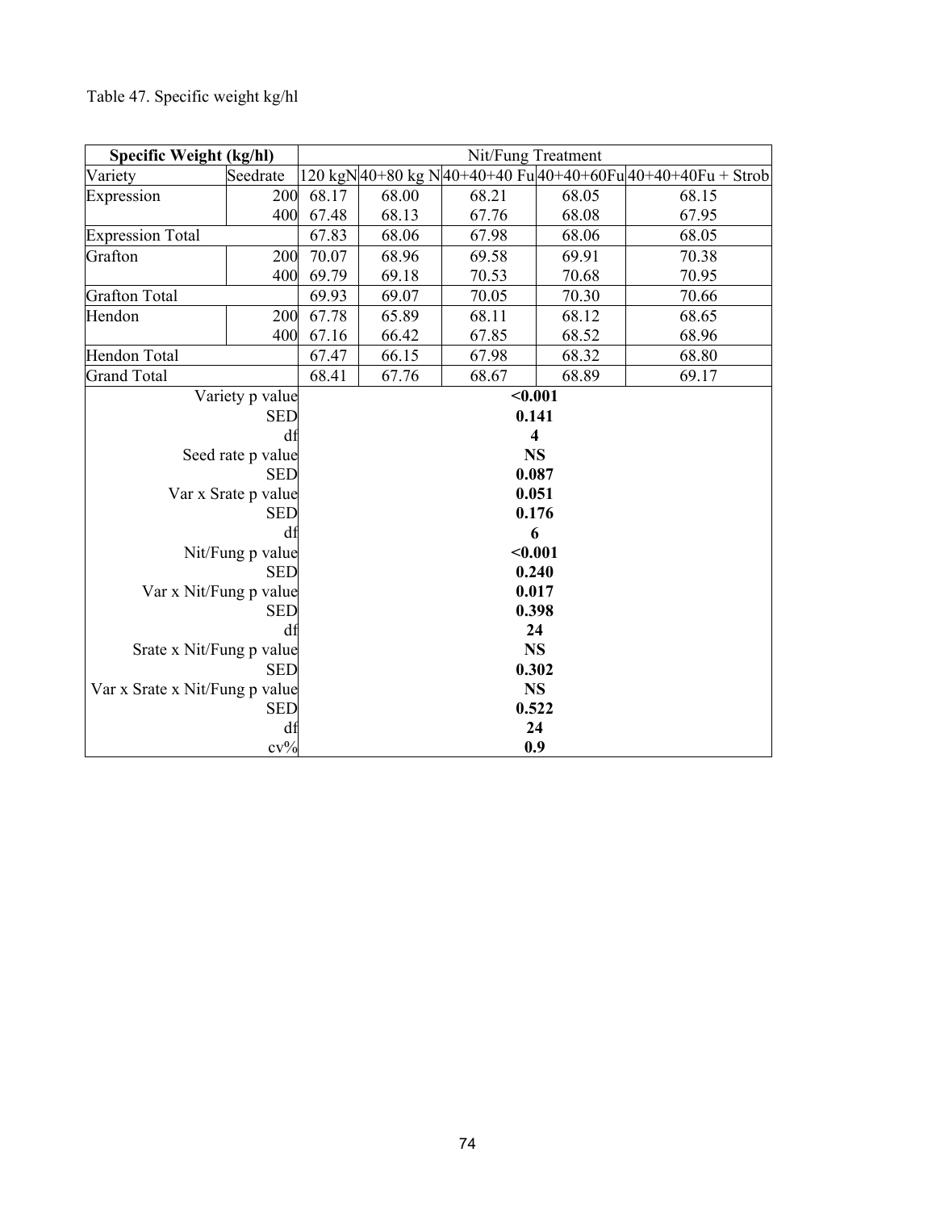Table 47. Specific weight kg/hl

| Specific Weight (kg/hl) | | Nit/Fung Treatment | | | | |
|---|---|---|---|---|---|---|
| Variety | Seedrate | 120 kgN | 40+80 kg N | 40+40+40 Fu | 40+40+60Fu | 40+40+40Fu + Strob |
| Expression | 200 | 68.17 | 68.00 | 68.21 | 68.05 | 68.15 |
| | 400 | 67.48 | 68.13 | 67.76 | 68.08 | 67.95 |
| Expression Total | | 67.83 | 68.06 | 67.98 | 68.06 | 68.05 |
| Grafton | 200 | 70.07 | 68.96 | 69.58 | 69.91 | 70.38 |
| | 400 | 69.79 | 69.18 | 70.53 | 70.68 | 70.95 |
| Grafton Total | | 69.93 | 69.07 | 70.05 | 70.30 | 70.66 |
| Hendon | 200 | 67.78 | 65.89 | 68.11 | 68.12 | 68.65 |
| | 400 | 67.16 | 66.42 | 67.85 | 68.52 | 68.96 |
| Hendon Total | | 67.47 | 66.15 | 67.98 | 68.32 | 68.80 |
| Grand Total | | 68.41 | 67.76 | 68.67 | 68.89 | 69.17 |
| Variety p value | | **<0.001** | | | | |
| SED | | **0.141** | | | | |
| df | | **4** | | | | |
| Seed rate p value | | **NS** | | | | |
| SED | | **0.087** | | | | |
| Var x Srate p value | | **0.051** | | | | |
| SED | | **0.176** | | | | |
| df | | **6** | | | | |
| Nit/Fung p value | | **<0.001** | | | | |
| SED | | **0.240** | | | | |
| Var x Nit/Fung p value | | **0.017** | | | | |
| SED | | **0.398** | | | | |
| df | | **24** | | | | |
| Srate x Nit/Fung p value | | **NS** | | | | |
| SED | | **0.302** | | | | |
| Var x Srate x Nit/Fung p value | | **NS** | | | | |
| SED | | **0.522** | | | | |
| df | | **24** | | | | |
| cv% | | **0.9** | | | | |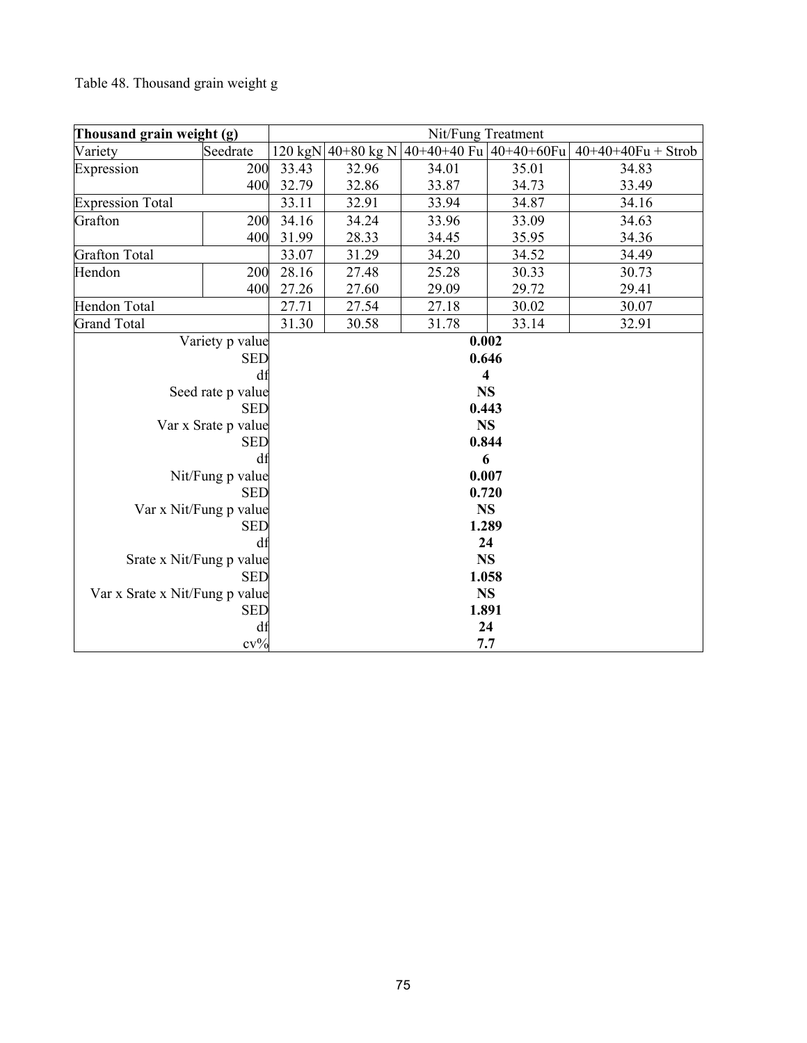Table 48. Thousand grain weight g

| Thousand grain weight (g) | | Nit/Fung Treatment | | | | |
|---|---|---|---|---|---|---|
| Variety | Seedrate | 120 kgN | 40+80 kg N | 40+40+40 Fu | 40+40+60Fu | 40+40+40Fu + Strob |
| Expression | 200 | 33.43 | 32.96 | 34.01 | 35.01 | 34.83 |
| | 400 | 32.79 | 32.86 | 33.87 | 34.73 | 33.49 |
| Expression Total | | 33.11 | 32.91 | 33.94 | 34.87 | 34.16 |
| Grafton | 200 | 34.16 | 34.24 | 33.96 | 33.09 | 34.63 |
| | 400 | 31.99 | 28.33 | 34.45 | 35.95 | 34.36 |
| Grafton Total | | 33.07 | 31.29 | 34.20 | 34.52 | 34.49 |
| Hendon | 200 | 28.16 | 27.48 | 25.28 | 30.33 | 30.73 |
| | 400 | 27.26 | 27.60 | 29.09 | 29.72 | 29.41 |
| Hendon Total | | 27.71 | 27.54 | 27.18 | 30.02 | 30.07 |
| Grand Total | | 31.30 | 30.58 | 31.78 | 33.14 | 32.91 |
| Variety p value | | **0.002** | | | | |
| SED | | **0.646** | | | | |
| df | | **4** | | | | |
| Seed rate p value | | **NS** | | | | |
| SED | | **0.443** | | | | |
| Var x Srate p value | | **NS** | | | | |
| SED | | **0.844** | | | | |
| df | | **6** | | | | |
| Nit/Fung p value | | **0.007** | | | | |
| SED | | **0.720** | | | | |
| Var x Nit/Fung p value | | **NS** | | | | |
| SED | | **1.289** | | | | |
| df | | **24** | | | | |
| Srate x Nit/Fung p value | | **NS** | | | | |
| SED | | **1.058** | | | | |
| Var x Srate x Nit/Fung p value | | **NS** | | | | |
| SED | | **1.891** | | | | |
| df | | **24** | | | | |
| cv% | | **7.7** | | | | |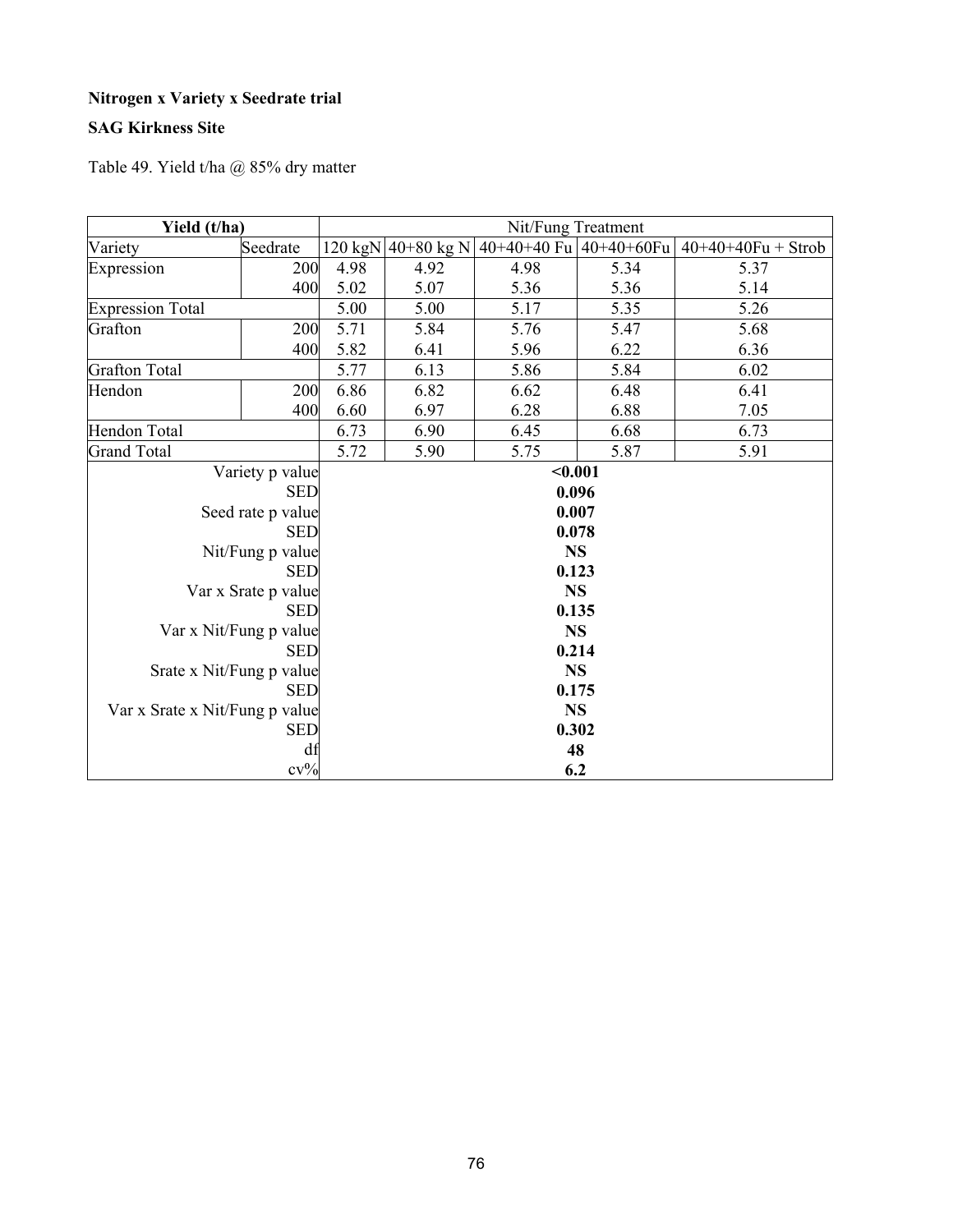**Nitrogen x Variety x Seedrate trial**

**SAG Kirkness Site**

Table 49. Yield t/ha @ 85% dry matter

| Yield (t/ha) | | Nit/Fung Treatment | | | | |
|---|---|---|---|---|---|---|
| Variety | Seedrate | 120 kgN | 40+80 kg N | 40+40+40 Fu | 40+40+60Fu | 40+40+40Fu + Strob |
| Expression | 200 | 4.98 | 4.92 | 4.98 | 5.34 | 5.37 |
| | 400 | 5.02 | 5.07 | 5.36 | 5.36 | 5.14 |
| Expression Total | | 5.00 | 5.00 | 5.17 | 5.35 | 5.26 |
| Grafton | 200 | 5.71 | 5.84 | 5.76 | 5.47 | 5.68 |
| | 400 | 5.82 | 6.41 | 5.96 | 6.22 | 6.36 |
| Grafton Total | | 5.77 | 6.13 | 5.86 | 5.84 | 6.02 |
| Hendon | 200 | 6.86 | 6.82 | 6.62 | 6.48 | 6.41 |
| | 400 | 6.60 | 6.97 | 6.28 | 6.88 | 7.05 |
| Hendon Total | | 6.73 | 6.90 | 6.45 | 6.68 | 6.73 |
| Grand Total | | 5.72 | 5.90 | 5.75 | 5.87 | 5.91 |
| Variety p value | | **<0.001** | | | | |
| SED | | **0.096** | | | | |
| Seed rate p value | | **0.007** | | | | |
| SED | | **0.078** | | | | |
| Nit/Fung p value | | **NS** | | | | |
| SED | | **0.123** | | | | |
| Var x Srate p value | | **NS** | | | | |
| SED | | **0.135** | | | | |
| Var x Nit/Fung p value | | **NS** | | | | |
| SED | | **0.214** | | | | |
| Srate x Nit/Fung p value | | **NS** | | | | |
| SED | | **0.175** | | | | |
| Var x Srate x Nit/Fung p value | | **NS** | | | | |
| SED | | **0.302** | | | | |
| df | | **48** | | | | |
| cv% | | **6.2** | | | | |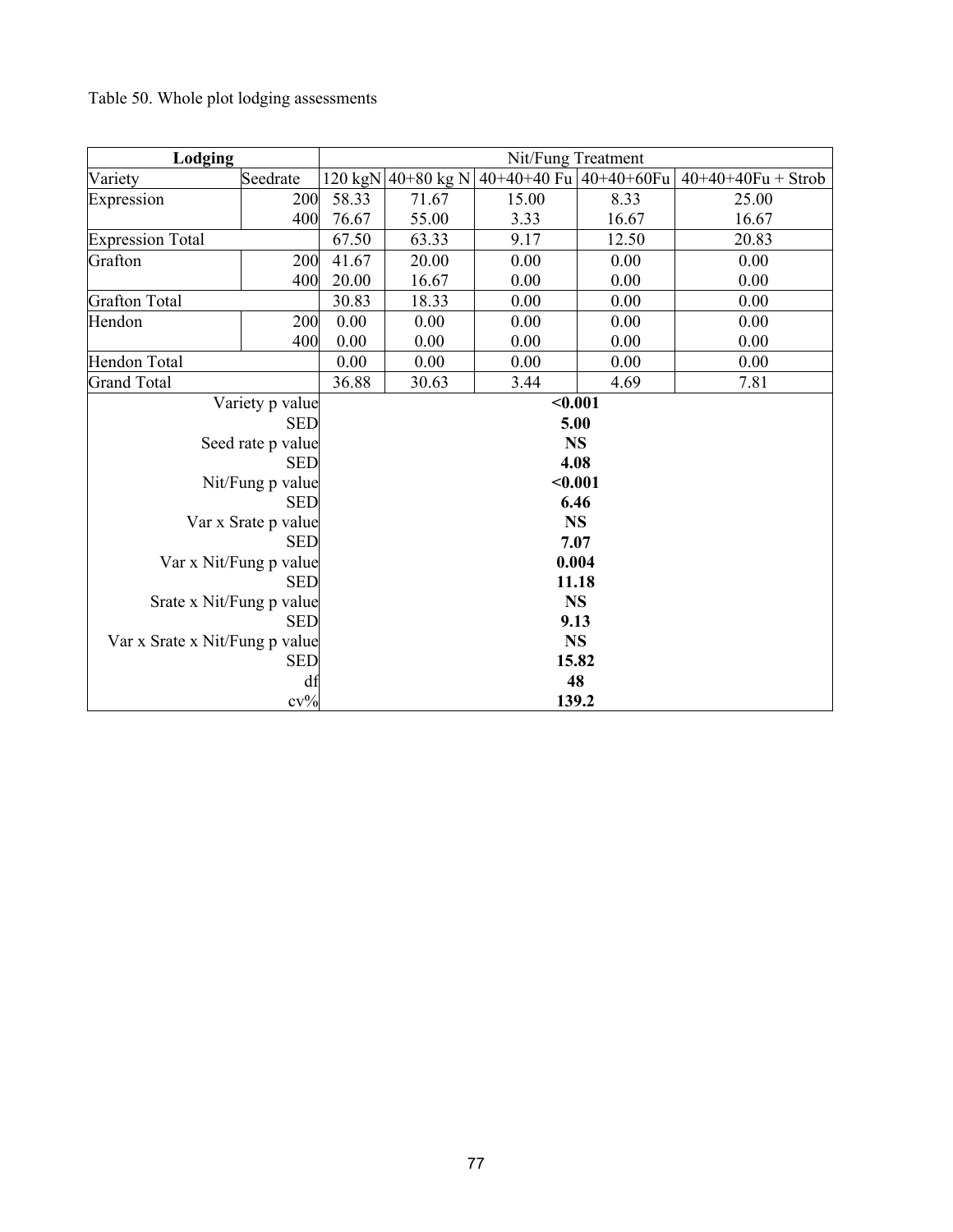Table 50. Whole plot lodging assessments

| Lodging | | Nit/Fung Treatment | | | | |
|---|---|---|---|---|---|---|
| Variety | Seedrate | 120 kgN | 40+80 kg N | 40+40+40 Fu | 40+40+60Fu | 40+40+40Fu + Strob |
| Expression | 200 | 58.33 | 71.67 | 15.00 | 8.33 | 25.00 |
| | 400 | 76.67 | 55.00 | 3.33 | 16.67 | 16.67 |
| Expression Total | | 67.50 | 63.33 | 9.17 | 12.50 | 20.83 |
| Grafton | 200 | 41.67 | 20.00 | 0.00 | 0.00 | 0.00 |
| | 400 | 20.00 | 16.67 | 0.00 | 0.00 | 0.00 |
| Grafton Total | | 30.83 | 18.33 | 0.00 | 0.00 | 0.00 |
| Hendon | 200 | 0.00 | 0.00 | 0.00 | 0.00 | 0.00 |
| | 400 | 0.00 | 0.00 | 0.00 | 0.00 | 0.00 |
| Hendon Total | | 0.00 | 0.00 | 0.00 | 0.00 | 0.00 |
| Grand Total | | 36.88 | 30.63 | 3.44 | 4.69 | 7.81 |
| Variety p value | | **<0.001** | | | | |
| SED | | **5.00** | | | | |
| Seed rate p value | | **NS** | | | | |
| SED | | **4.08** | | | | |
| Nit/Fung p value | | **<0.001** | | | | |
| SED | | **6.46** | | | | |
| Var x Srate p value | | **NS** | | | | |
| SED | | **7.07** | | | | |
| Var x Nit/Fung p value | | **0.004** | | | | |
| SED | | **11.18** | | | | |
| Srate x Nit/Fung p value | | **NS** | | | | |
| SED | | **9.13** | | | | |
| Var x Srate x Nit/Fung p value | | **NS** | | | | |
| SED | | **15.82** | | | | |
| df | | **48** | | | | |
| cv% | | **139.2** | | | | |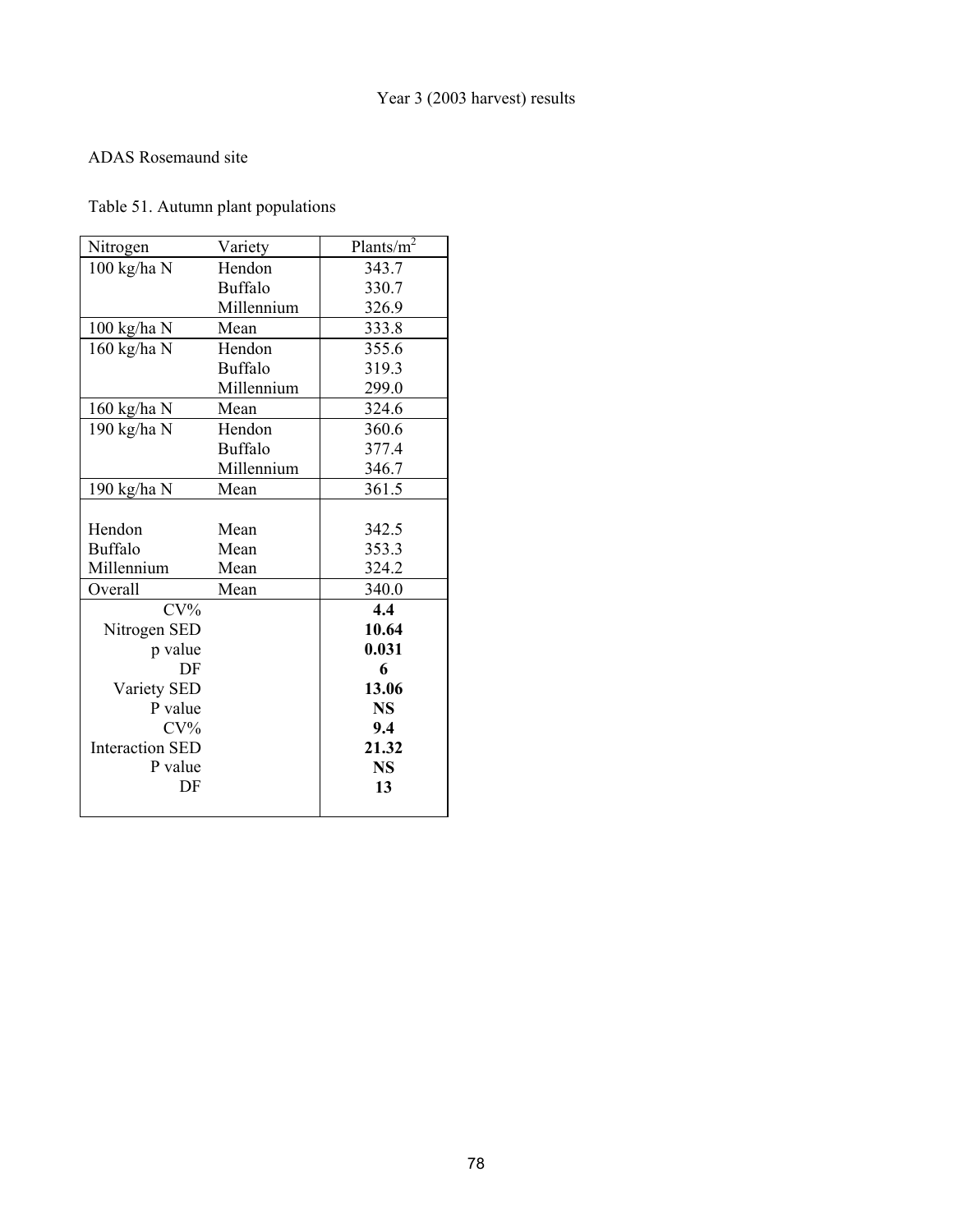Year 3 (2003 harvest) results

ADAS Rosemaund site

Table 51. Autumn plant populations

| Nitrogen | Variety | Plants/$m^2$ |
|---|---|---|
| 100 kg/ha N | Hendon | 343.7 |
| | Buffalo | 330.7 |
| | Millennium | 326.9 |
| 100 kg/ha N | Mean | 333.8 |
| 160 kg/ha N | Hendon | 355.6 |
| | Buffalo | 319.3 |
| | Millennium | 299.0 |
| 160 kg/ha N | Mean | 324.6 |
| 190 kg/ha N | Hendon | 360.6 |
| | Buffalo | 377.4 |
| | Millennium | 346.7 |
| 190 kg/ha N | Mean | 361.5 |
| | | |
| Hendon | Mean | 342.5 |
| Buffalo | Mean | 353.3 |
| Millennium | Mean | 324.2 |
| Overall | Mean | 340.0 |
| CV% | | **4.4** |
| Nitrogen SED | | **10.64** |
| p value | | **0.031** |
| DF | | **6** |
| Variety SED | | **13.06** |
| P value | | **NS** |
| CV% | | **9.4** |
| Interaction SED | | **21.32** |
| P value | | **NS** |
| DF | | **13** |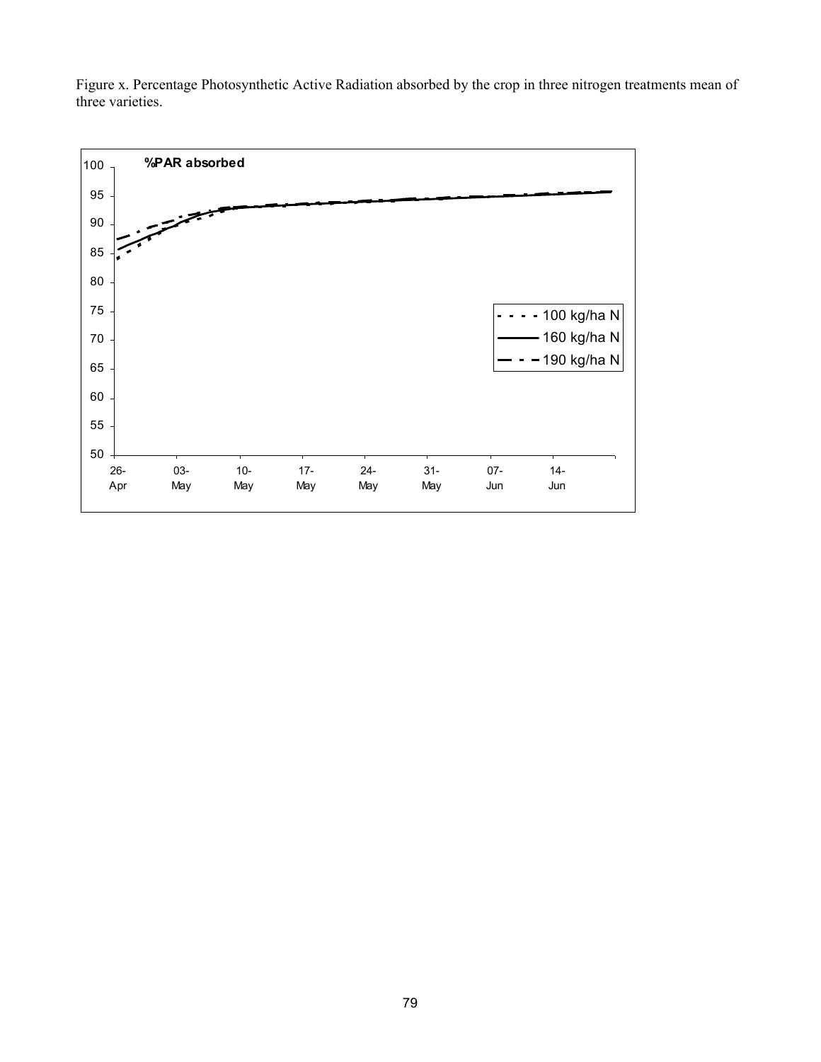Figure x. Percentage Photosynthetic Active Radiation absorbed by the crop in three nitrogen treatments mean of three varieties.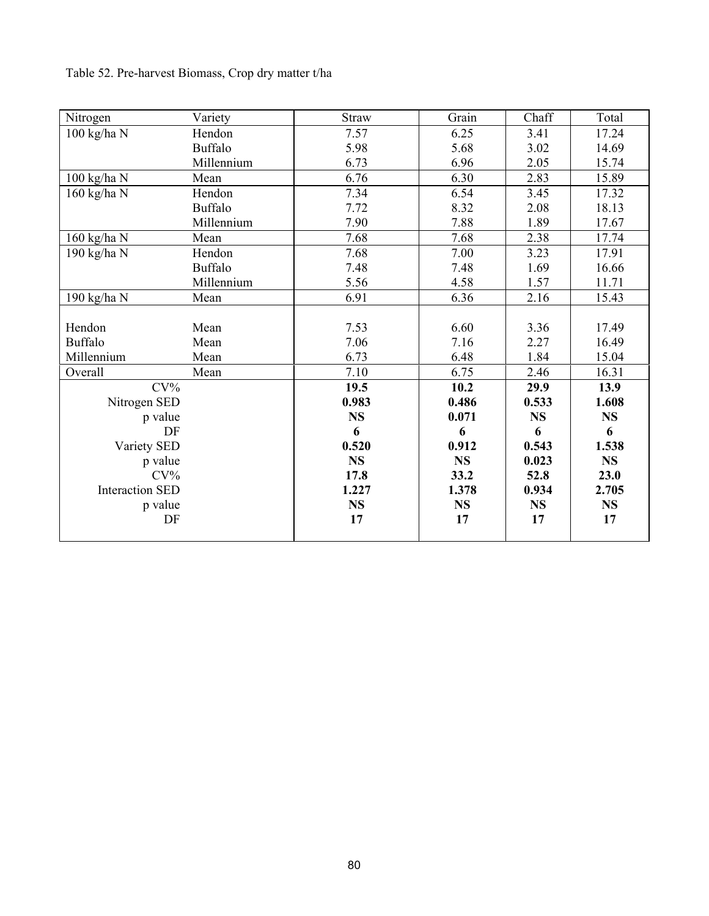Table 52. Pre-harvest Biomass, Crop dry matter t/ha

| Nitrogen | Variety | Straw | Grain | Chaff | Total |
|---|---|---|---|---|---|
| 100 kg/ha N | Hendon | 7.57 | 6.25 | 3.41 | 17.24 |
| | Buffalo | 5.98 | 5.68 | 3.02 | 14.69 |
| | Millennium | 6.73 | 6.96 | 2.05 | 15.74 |
| 100 kg/ha N | Mean | 6.76 | 6.30 | 2.83 | 15.89 |
| 160 kg/ha N | Hendon | 7.34 | 6.54 | 3.45 | 17.32 |
| | Buffalo | 7.72 | 8.32 | 2.08 | 18.13 |
| | Millennium | 7.90 | 7.88 | 1.89 | 17.67 |
| 160 kg/ha N | Mean | 7.68 | 7.68 | 2.38 | 17.74 |
| 190 kg/ha N | Hendon | 7.68 | 7.00 | 3.23 | 17.91 |
| | Buffalo | 7.48 | 7.48 | 1.69 | 16.66 |
| | Millennium | 5.56 | 4.58 | 1.57 | 11.71 |
| 190 kg/ha N | Mean | 6.91 | 6.36 | 2.16 | 15.43 |
| Hendon | Mean | 7.53 | 6.60 | 3.36 | 17.49 |
| Buffalo | Mean | 7.06 | 7.16 | 2.27 | 16.49 |
| Millennium | Mean | 6.73 | 6.48 | 1.84 | 15.04 |
| Overall | Mean | 7.10 | 6.75 | 2.46 | 16.31 |
| CV% | | **19.5** | **10.2** | **29.9** | **13.9** |
| Nitrogen SED | | **0.983** | **0.486** | **0.533** | **1.608** |
| p value | | **NS** | **0.071** | **NS** | **NS** |
| DF | | **6** | **6** | **6** | **6** |
| Variety SED | | **0.520** | **0.912** | **0.543** | **1.538** |
| p value | | **NS** | **NS** | **0.023** | **NS** |
| CV% | | **17.8** | **33.2** | **52.8** | **23.0** |
| Interaction SED | | **1.227** | **1.378** | **0.934** | **2.705** |
| p value | | **NS** | **NS** | **NS** | **NS** |
| DF | | **17** | **17** | **17** | **17** |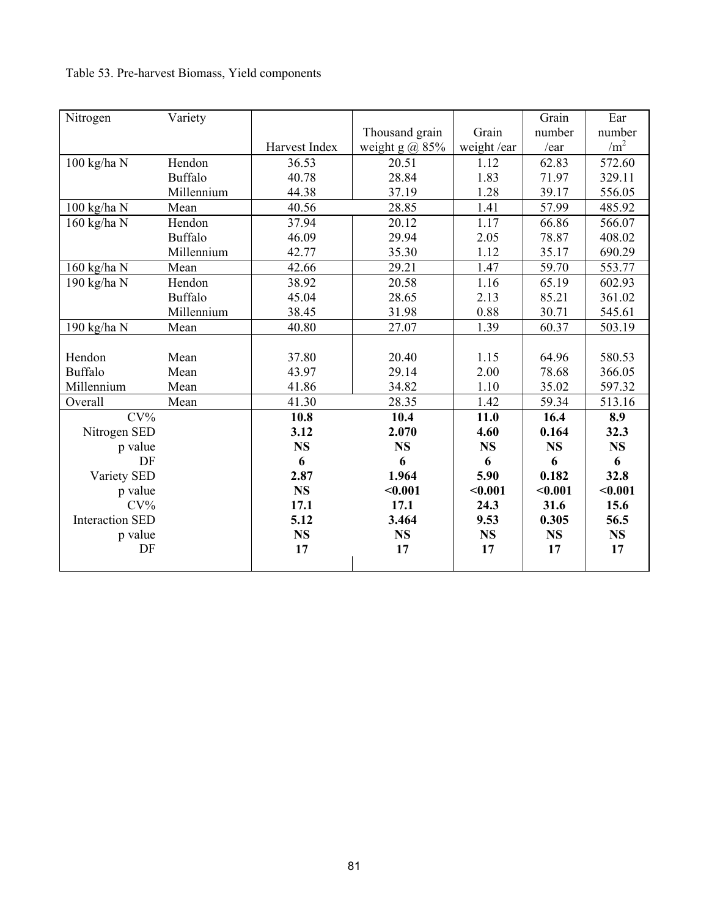Table 53. Pre-harvest Biomass, Yield components

| Nitrogen | Variety | Harvest Index | Thousand grain weight g @ 85% | Grain weight /ear | Grain number /ear | Ear number /m$^2$ |
|---|---|---|---|---|---|---|
| 100 kg/ha N | Hendon | 36.53 | 20.51 | 1.12 | 62.83 | 572.60 |
| | Buffalo | 40.78 | 28.84 | 1.83 | 71.97 | 329.11 |
| | Millennium | 44.38 | 37.19 | 1.28 | 39.17 | 556.05 |
| 100 kg/ha N | Mean | 40.56 | 28.85 | 1.41 | 57.99 | 485.92 |
| 160 kg/ha N | Hendon | 37.94 | 20.12 | 1.17 | 66.86 | 566.07 |
| | Buffalo | 46.09 | 29.94 | 2.05 | 78.87 | 408.02 |
| | Millennium | 42.77 | 35.30 | 1.12 | 35.17 | 690.29 |
| 160 kg/ha N | Mean | 42.66 | 29.21 | 1.47 | 59.70 | 553.77 |
| 190 kg/ha N | Hendon | 38.92 | 20.58 | 1.16 | 65.19 | 602.93 |
| | Buffalo | 45.04 | 28.65 | 2.13 | 85.21 | 361.02 |
| | Millennium | 38.45 | 31.98 | 0.88 | 30.71 | 545.61 |
| 190 kg/ha N | Mean | 40.80 | 27.07 | 1.39 | 60.37 | 503.19 |
| Hendon | Mean | 37.80 | 20.40 | 1.15 | 64.96 | 580.53 |
| Buffalo | Mean | 43.97 | 29.14 | 2.00 | 78.68 | 366.05 |
| Millennium | Mean | 41.86 | 34.82 | 1.10 | 35.02 | 597.32 |
| Overall | Mean | 41.30 | 28.35 | 1.42 | 59.34 | 513.16 |
| CV% | | **10.8** | **10.4** | **11.0** | **16.4** | **8.9** |
| Nitrogen SED | | **3.12** | **2.070** | **4.60** | **0.164** | **32.3** |
| p value | | **NS** | **NS** | **NS** | **NS** | **NS** |
| DF | | **6** | **6** | **6** | **6** | **6** |
| Variety SED | | **2.87** | **1.964** | **5.90** | **0.182** | **32.8** |
| p value | | **NS** | **<0.001** | **<0.001** | **<0.001** | **<0.001** |
| CV% | | **17.1** | **17.1** | **24.3** | **31.6** | **15.6** |
| Interaction SED | | **5.12** | **3.464** | **9.53** | **0.305** | **56.5** |
| p value | | **NS** | **NS** | **NS** | **NS** | **NS** |
| DF | | **17** | **17** | **17** | **17** | **17** |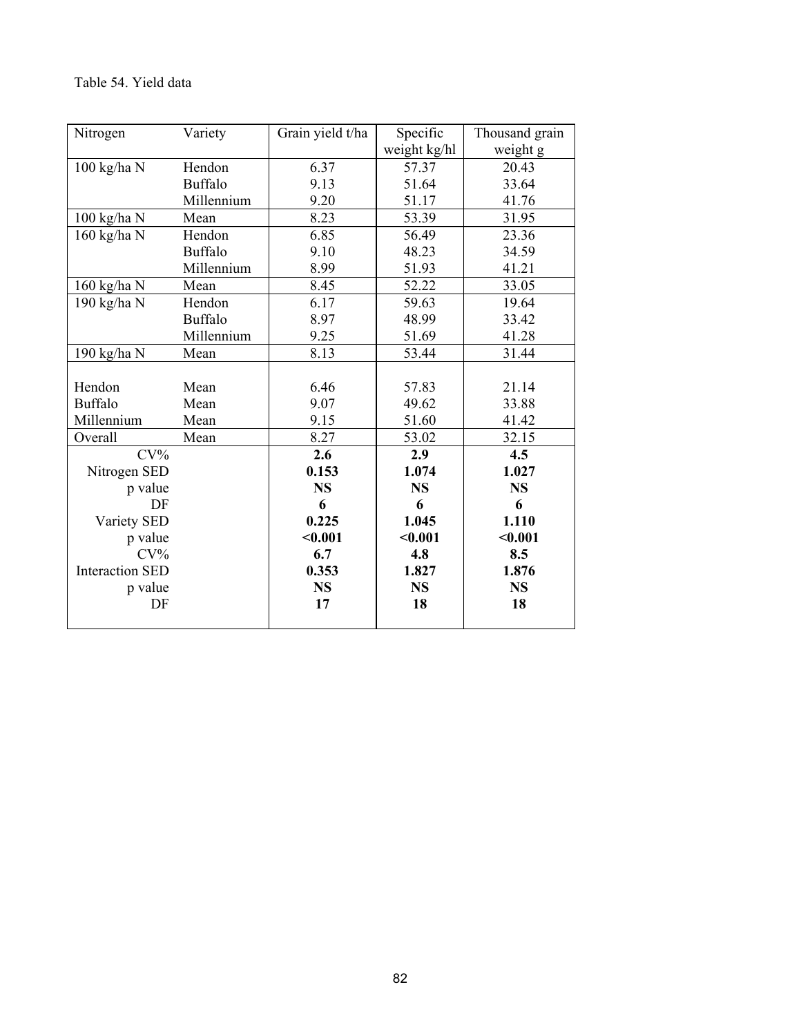Table 54. Yield data

| Nitrogen | Variety | Grain yield t/ha | Specific weight kg/hl | Thousand grain weight g |
|---|---|---|---|---|
| 100 kg/ha N | Hendon | 6.37 | 57.37 | 20.43 |
| | Buffalo | 9.13 | 51.64 | 33.64 |
| | Millennium | 9.20 | 51.17 | 41.76 |
| 100 kg/ha N | Mean | 8.23 | 53.39 | 31.95 |
| 160 kg/ha N | Hendon | 6.85 | 56.49 | 23.36 |
| | Buffalo | 9.10 | 48.23 | 34.59 |
| | Millennium | 8.99 | 51.93 | 41.21 |
| 160 kg/ha N | Mean | 8.45 | 52.22 | 33.05 |
| 190 kg/ha N | Hendon | 6.17 | 59.63 | 19.64 |
| | Buffalo | 8.97 | 48.99 | 33.42 |
| | Millennium | 9.25 | 51.69 | 41.28 |
| 190 kg/ha N | Mean | 8.13 | 53.44 | 31.44 |
| Hendon | Mean | 6.46 | 57.83 | 21.14 |
| Buffalo | Mean | 9.07 | 49.62 | 33.88 |
| Millennium | Mean | 9.15 | 51.60 | 41.42 |
| Overall | Mean | 8.27 | 53.02 | 32.15 |
| CV% | | **2.6** | **2.9** | **4.5** |
| Nitrogen SED | | **0.153** | **1.074** | **1.027** |
| p value | | **NS** | **NS** | **NS** |
| DF | | **6** | **6** | **6** |
| Variety SED | | **0.225** | **1.045** | **1.110** |
| p value | | **<0.001** | **<0.001** | **<0.001** |
| CV% | | **6.7** | **4.8** | **8.5** |
| Interaction SED | | **0.353** | **1.827** | **1.876** |
| p value | | **NS** | **NS** | **NS** |
| DF | | **17** | **18** | **18** |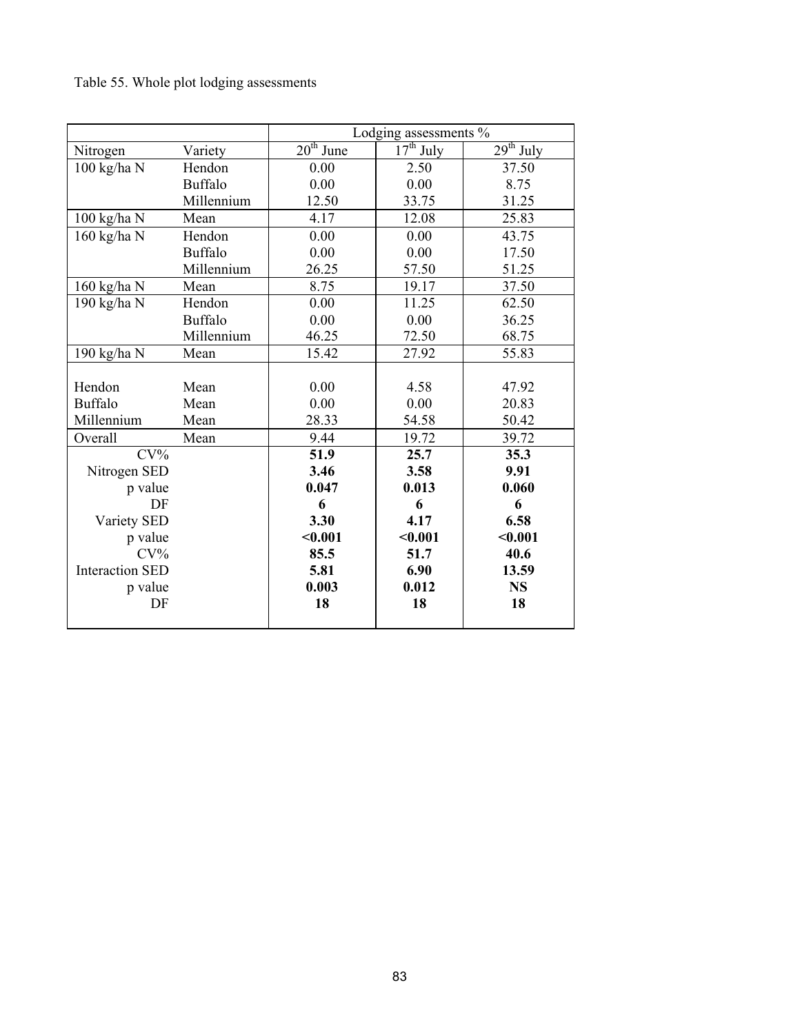Table 55. Whole plot lodging assessments

| | | Lodging assessments % | | |
|---|---|---|---|---|
| Nitrogen | Variety | 20$^{th}$ June | 17$^{th}$ July | 29$^{th}$ July |
| 100 kg/ha N | Hendon | 0.00 | 2.50 | 37.50 |
| | Buffalo | 0.00 | 0.00 | 8.75 |
| | Millennium | 12.50 | 33.75 | 31.25 |
| 100 kg/ha N | Mean | 4.17 | 12.08 | 25.83 |
| 160 kg/ha N | Hendon | 0.00 | 0.00 | 43.75 |
| | Buffalo | 0.00 | 0.00 | 17.50 |
| | Millennium | 26.25 | 57.50 | 51.25 |
| 160 kg/ha N | Mean | 8.75 | 19.17 | 37.50 |
| 190 kg/ha N | Hendon | 0.00 | 11.25 | 62.50 |
| | Buffalo | 0.00 | 0.00 | 36.25 |
| | Millennium | 46.25 | 72.50 | 68.75 |
| 190 kg/ha N | Mean | 15.42 | 27.92 | 55.83 |
| Hendon | Mean | 0.00 | 4.58 | 47.92 |
| Buffalo | Mean | 0.00 | 0.00 | 20.83 |
| Millennium | Mean | 28.33 | 54.58 | 50.42 |
| Overall | Mean | 9.44 | 19.72 | 39.72 |
| CV% | | **51.9** | **25.7** | **35.3** |
| Nitrogen SED | | **3.46** | **3.58** | **9.91** |
| p value | | **0.047** | **0.013** | **0.060** |
| DF | | **6** | **6** | **6** |
| Variety SED | | **3.30** | **4.17** | **6.58** |
| p value | | **<0.001** | **<0.001** | **<0.001** |
| CV% | | **85.5** | **51.7** | **40.6** |
| Interaction SED | | **5.81** | **6.90** | **13.59** |
| p value | | **0.003** | **0.012** | **NS** |
| DF | | **18** | **18** | **18** |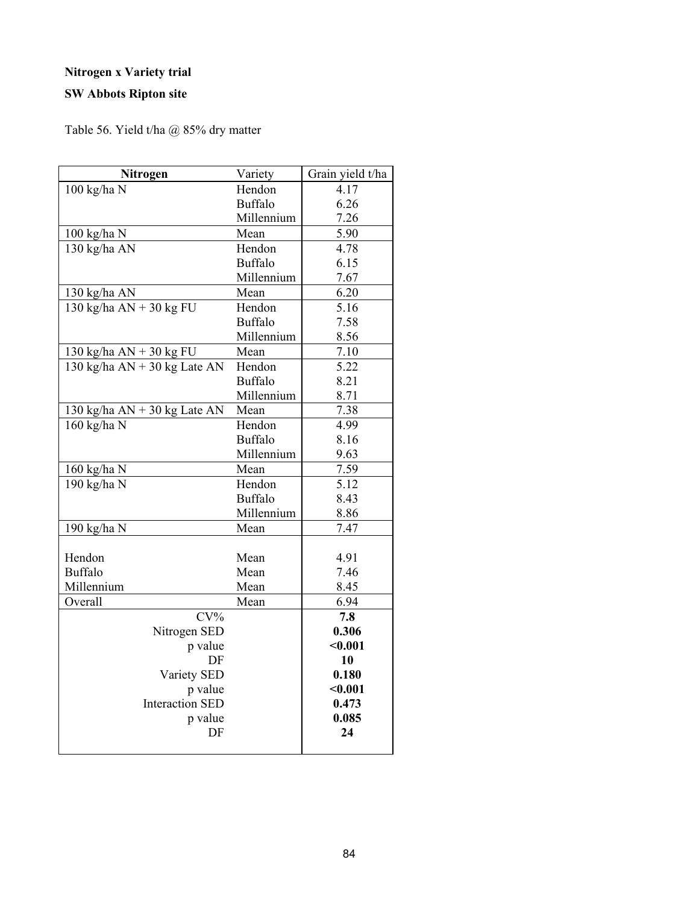**Nitrogen x Variety trial**

**SW Abbots Ripton site**

Table 56. Yield t/ha @ 85% dry matter

| Nitrogen | Variety | Grain yield t/ha |
|---|---|---|
| 100 kg/ha N | Hendon | 4.17 |
| | Buffalo | 6.26 |
| | Millennium | 7.26 |
| 100 kg/ha N | Mean | 5.90 |
| 130 kg/ha AN | Hendon | 4.78 |
| | Buffalo | 6.15 |
| | Millennium | 7.67 |
| 130 kg/ha AN | Mean | 6.20 |
| 130 kg/ha AN + 30 kg FU | Hendon | 5.16 |
| | Buffalo | 7.58 |
| | Millennium | 8.56 |
| 130 kg/ha AN + 30 kg FU | Mean | 7.10 |
| 130 kg/ha AN + 30 kg Late AN | Hendon | 5.22 |
| | Buffalo | 8.21 |
| | Millennium | 8.71 |
| 130 kg/ha AN + 30 kg Late AN | Mean | 7.38 |
| 160 kg/ha N | Hendon | 4.99 |
| | Buffalo | 8.16 |
| | Millennium | 9.63 |
| 160 kg/ha N | Mean | 7.59 |
| 190 kg/ha N | Hendon | 5.12 |
| | Buffalo | 8.43 |
| | Millennium | 8.86 |
| 190 kg/ha N | Mean | 7.47 |
| Hendon | Mean | 4.91 |
| Buffalo | Mean | 7.46 |
| Millennium | Mean | 8.45 |
| Overall | Mean | 6.94 |
| CV% | | **7.8** |
| Nitrogen SED | | **0.306** |
| p value | | **<0.001** |
| DF | | **10** |
| Variety SED | | **0.180** |
| p value | | **<0.001** |
| Interaction SED | | **0.473** |
| p value | | **0.085** |
| DF | | **24** |